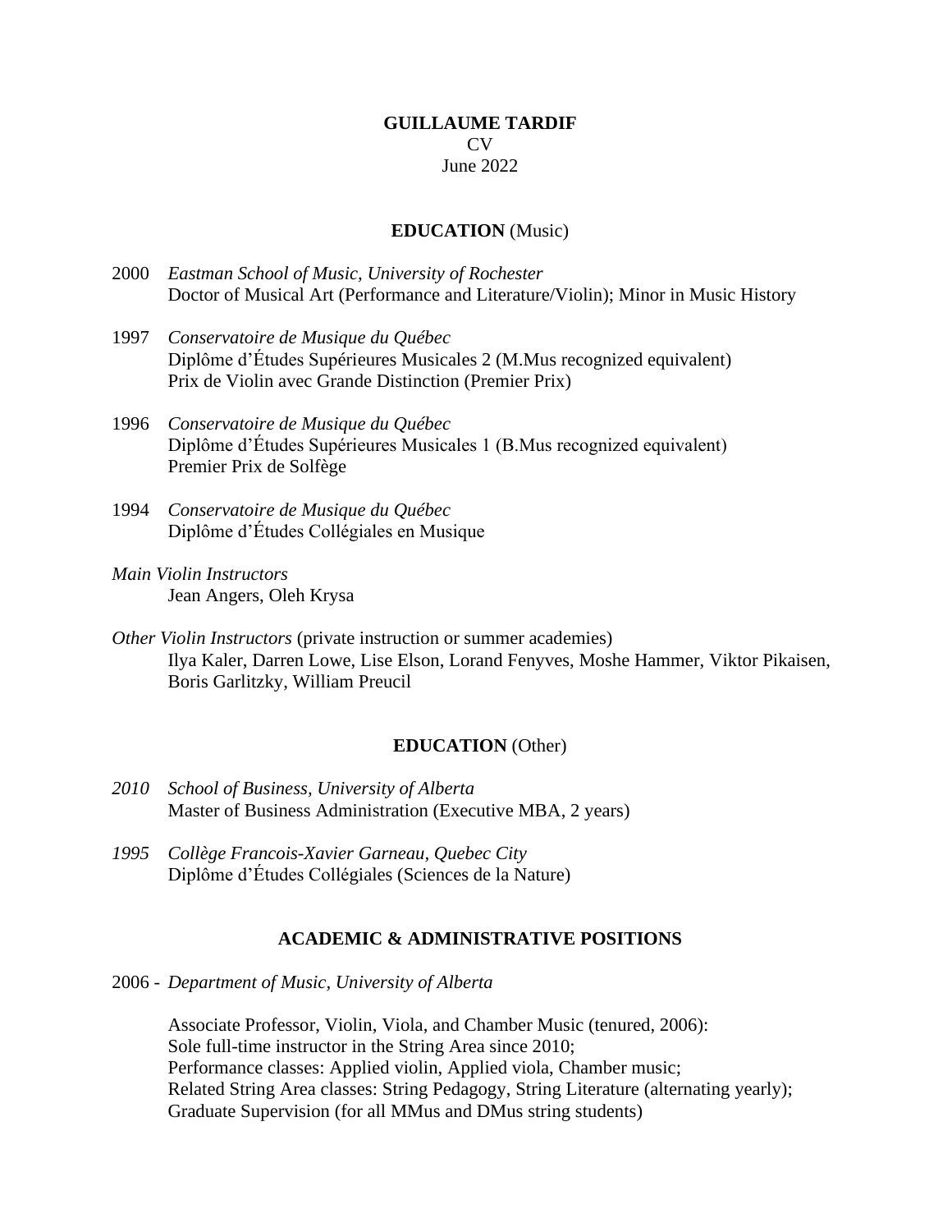# GUILLAUME TARDIF

CV

June 2022

## EDUCATION (Music)

2000 *Eastman School of Music, University of Rochester*
Doctor of Musical Art (Performance and Literature/Violin); Minor in Music History

1997 *Conservatoire de Musique du Québec*
Diplôme d'Études Supérieures Musicales 2 (M.Mus recognized equivalent)
Prix de Violin avec Grande Distinction (Premier Prix)

1996 *Conservatoire de Musique du Québec*
Diplôme d'Études Supérieures Musicales 1 (B.Mus recognized equivalent)
Premier Prix de Solfège

1994 *Conservatoire de Musique du Québec*
Diplôme d'Études Collégiales en Musique

*Main Violin Instructors*
Jean Angers, Oleh Krysa

*Other Violin Instructors* (private instruction or summer academies)
Ilya Kaler, Darren Lowe, Lise Elson, Lorand Fenyves, Moshe Hammer, Viktor Pikaisen, Boris Garlitzky, William Preucil

## EDUCATION (Other)

*2010* *School of Business, University of Alberta*
Master of Business Administration (Executive MBA, 2 years)

*1995* *Collège Francois-Xavier Garneau, Quebec City*
Diplôme d'Études Collégiales (Sciences de la Nature)

## ACADEMIC & ADMINISTRATIVE POSITIONS

2006 - *Department of Music, University of Alberta*

Associate Professor, Violin, Viola, and Chamber Music (tenured, 2006):
Sole full-time instructor in the String Area since 2010;
Performance classes: Applied violin, Applied viola, Chamber music;
Related String Area classes: String Pedagogy, String Literature (alternating yearly);
Graduate Supervision (for all MMus and DMus string students)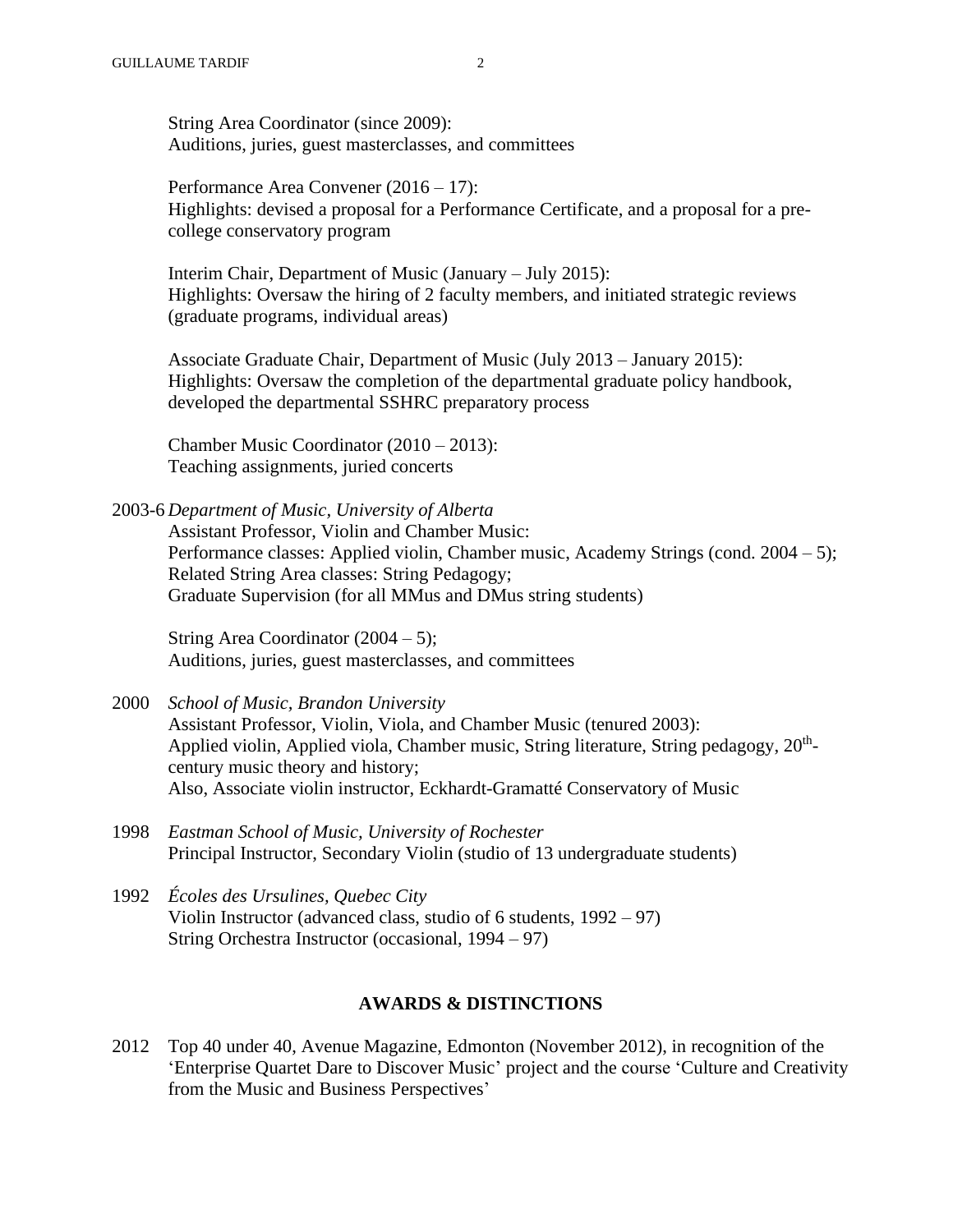String Area Coordinator (since 2009):
Auditions, juries, guest masterclasses, and committees

Performance Area Convener (2016 – 17):
Highlights: devised a proposal for a Performance Certificate, and a proposal for a pre-college conservatory program

Interim Chair, Department of Music (January – July 2015):
Highlights: Oversaw the hiring of 2 faculty members, and initiated strategic reviews (graduate programs, individual areas)

Associate Graduate Chair, Department of Music (July 2013 – January 2015):
Highlights: Oversaw the completion of the departmental graduate policy handbook, developed the departmental SSHRC preparatory process

Chamber Music Coordinator (2010 – 2013):
Teaching assignments, juried concerts

2003-6 *Department of Music, University of Alberta*
Assistant Professor, Violin and Chamber Music:
Performance classes: Applied violin, Chamber music, Academy Strings (cond. 2004 – 5);
Related String Area classes: String Pedagogy;
Graduate Supervision (for all MMus and DMus string students)

String Area Coordinator (2004 – 5);
Auditions, juries, guest masterclasses, and committees

2000 *School of Music, Brandon University*
Assistant Professor, Violin, Viola, and Chamber Music (tenured 2003):
Applied violin, Applied viola, Chamber music, String literature, String pedagogy, 20th-century music theory and history;
Also, Associate violin instructor, Eckhardt-Gramatté Conservatory of Music

1998 *Eastman School of Music, University of Rochester*
Principal Instructor, Secondary Violin (studio of 13 undergraduate students)

1992 *Écoles des Ursulines, Quebec City*
Violin Instructor (advanced class, studio of 6 students, 1992 – 97)
String Orchestra Instructor (occasional, 1994 – 97)

## AWARDS & DISTINCTIONS

2012 Top 40 under 40, Avenue Magazine, Edmonton (November 2012), in recognition of the 'Enterprise Quartet Dare to Discover Music' project and the course 'Culture and Creativity from the Music and Business Perspectives'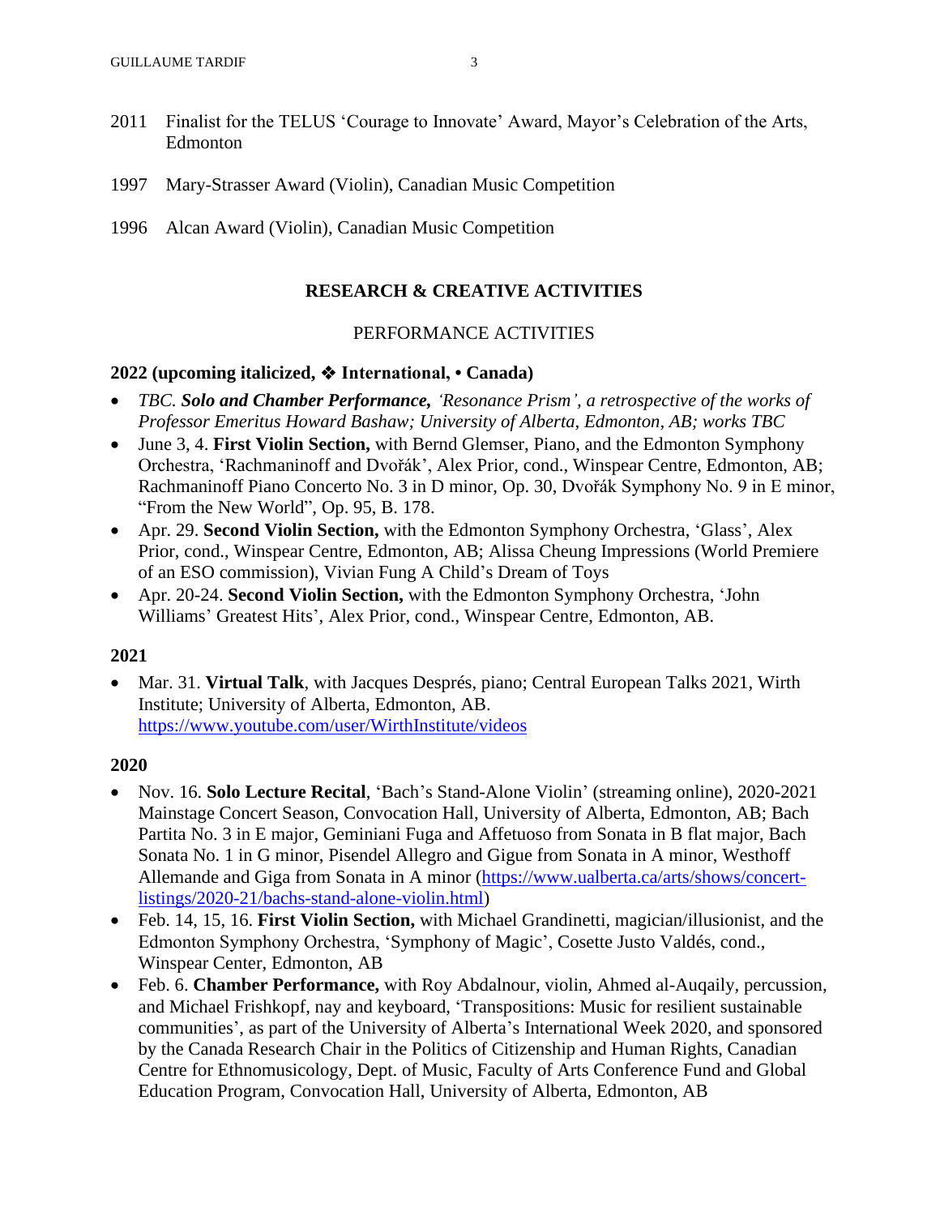2011 Finalist for the TELUS 'Courage to Innovate' Award, Mayor's Celebration of the Arts, Edmonton

1997 Mary-Strasser Award (Violin), Canadian Music Competition

1996 Alcan Award (Violin), Canadian Music Competition

## RESEARCH & CREATIVE ACTIVITIES

### PERFORMANCE ACTIVITIES

**2022 (upcoming italicized, ❖ International, • Canada)**

- *TBC. **Solo and Chamber Performance,** 'Resonance Prism', a retrospective of the works of Professor Emeritus Howard Bashaw; University of Alberta, Edmonton, AB; works TBC*
- June 3, 4. **First Violin Section,** with Bernd Glemser, Piano, and the Edmonton Symphony Orchestra, 'Rachmaninoff and Dvořák', Alex Prior, cond., Winspear Centre, Edmonton, AB; Rachmaninoff Piano Concerto No. 3 in D minor, Op. 30, Dvořák Symphony No. 9 in E minor, "From the New World", Op. 95, B. 178.
- Apr. 29. **Second Violin Section,** with the Edmonton Symphony Orchestra, 'Glass', Alex Prior, cond., Winspear Centre, Edmonton, AB; Alissa Cheung Impressions (World Premiere of an ESO commission), Vivian Fung A Child's Dream of Toys
- Apr. 20-24. **Second Violin Section,** with the Edmonton Symphony Orchestra, 'John Williams' Greatest Hits', Alex Prior, cond., Winspear Centre, Edmonton, AB.

**2021**

- Mar. 31. **Virtual Talk**, with Jacques Després, piano; Central European Talks 2021, Wirth Institute; University of Alberta, Edmonton, AB. https://www.youtube.com/user/WirthInstitute/videos

**2020**

- Nov. 16. **Solo Lecture Recital**, 'Bach's Stand-Alone Violin' (streaming online), 2020-2021 Mainstage Concert Season, Convocation Hall, University of Alberta, Edmonton, AB; Bach Partita No. 3 in E major, Geminiani Fuga and Affetuoso from Sonata in B flat major, Bach Sonata No. 1 in G minor, Pisendel Allegro and Gigue from Sonata in A minor, Westhoff Allemande and Giga from Sonata in A minor (https://www.ualberta.ca/arts/shows/concert-listings/2020-21/bachs-stand-alone-violin.html)
- Feb. 14, 15, 16. **First Violin Section,** with Michael Grandinetti, magician/illusionist, and the Edmonton Symphony Orchestra, 'Symphony of Magic', Cosette Justo Valdés, cond., Winspear Center, Edmonton, AB
- Feb. 6. **Chamber Performance,** with Roy Abdalnour, violin, Ahmed al-Auqaily, percussion, and Michael Frishkopf, nay and keyboard, 'Transpositions: Music for resilient sustainable communities', as part of the University of Alberta's International Week 2020, and sponsored by the Canada Research Chair in the Politics of Citizenship and Human Rights, Canadian Centre for Ethnomusicology, Dept. of Music, Faculty of Arts Conference Fund and Global Education Program, Convocation Hall, University of Alberta, Edmonton, AB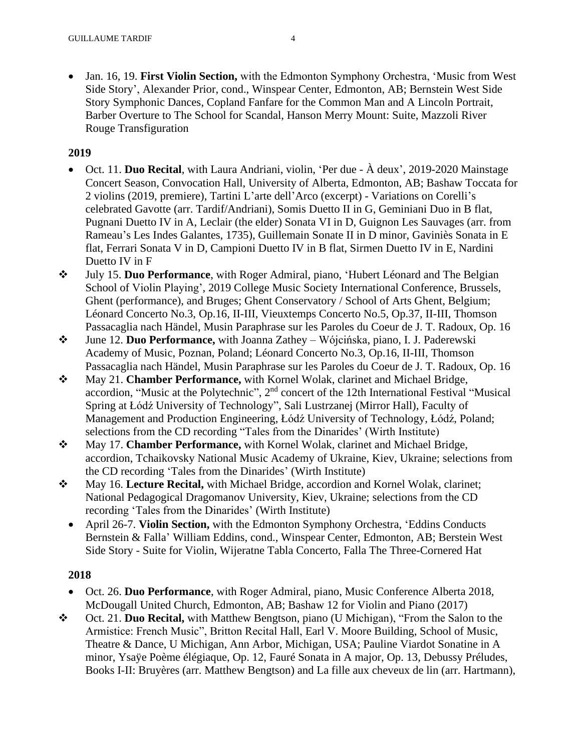- Jan. 16, 19. **First Violin Section,** with the Edmonton Symphony Orchestra, 'Music from West Side Story', Alexander Prior, cond., Winspear Center, Edmonton, AB; Bernstein West Side Story Symphonic Dances, Copland Fanfare for the Common Man and A Lincoln Portrait, Barber Overture to The School for Scandal, Hanson Merry Mount: Suite, Mazzoli River Rouge Transfiguration

**2019**

- Oct. 11. **Duo Recital**, with Laura Andriani, violin, 'Per due - À deux', 2019-2020 Mainstage Concert Season, Convocation Hall, University of Alberta, Edmonton, AB; Bashaw Toccata for 2 violins (2019, premiere), Tartini L'arte dell'Arco (excerpt) - Variations on Corelli's celebrated Gavotte (arr. Tardif/Andriani), Somis Duetto II in G, Geminiani Duo in B flat, Pugnani Duetto IV in A, Leclair (the elder) Sonata VI in D, Guignon Les Sauvages (arr. from Rameau's Les Indes Galantes, 1735), Guillemain Sonate II in D minor, Gaviniès Sonata in E flat, Ferrari Sonata V in D, Campioni Duetto IV in B flat, Sirmen Duetto IV in E, Nardini Duetto IV in F
- ❖ July 15. **Duo Performance**, with Roger Admiral, piano, 'Hubert Léonard and The Belgian School of Violin Playing', 2019 College Music Society International Conference, Brussels, Ghent (performance), and Bruges; Ghent Conservatory / School of Arts Ghent, Belgium; Léonard Concerto No.3, Op.16, II-III, Vieuxtemps Concerto No.5, Op.37, II-III, Thomson Passacaglia nach Händel, Musin Paraphrase sur les Paroles du Coeur de J. T. Radoux, Op. 16
- ❖ June 12. **Duo Performance,** with Joanna Zathey – Wójcińska, piano, I. J. Paderewski Academy of Music, Poznan, Poland; Léonard Concerto No.3, Op.16, II-III, Thomson Passacaglia nach Händel, Musin Paraphrase sur les Paroles du Coeur de J. T. Radoux, Op. 16
- ❖ May 21. **Chamber Performance,** with Kornel Wolak, clarinet and Michael Bridge, accordion, "Music at the Polytechnic", 2nd concert of the 12th International Festival "Musical Spring at Łódź University of Technology", Sali Lustrzanej (Mirror Hall), Faculty of Management and Production Engineering, Łódź University of Technology, Łódź, Poland; selections from the CD recording "Tales from the Dinarides' (Wirth Institute)
- ❖ May 17. **Chamber Performance,** with Kornel Wolak, clarinet and Michael Bridge, accordion, Tchaikovsky National Music Academy of Ukraine, Kiev, Ukraine; selections from the CD recording 'Tales from the Dinarides' (Wirth Institute)
- ❖ May 16. **Lecture Recital,** with Michael Bridge, accordion and Kornel Wolak, clarinet; National Pedagogical Dragomanov University, Kiev, Ukraine; selections from the CD recording 'Tales from the Dinarides' (Wirth Institute)
- April 26-7. **Violin Section,** with the Edmonton Symphony Orchestra, 'Eddins Conducts Bernstein & Falla' William Eddins, cond., Winspear Center, Edmonton, AB; Berstein West Side Story - Suite for Violin, Wijeratne Tabla Concerto, Falla The Three-Cornered Hat

**2018**

- Oct. 26. **Duo Performance**, with Roger Admiral, piano, Music Conference Alberta 2018, McDougall United Church, Edmonton, AB; Bashaw 12 for Violin and Piano (2017)
- ❖ Oct. 21. **Duo Recital,** with Matthew Bengtson, piano (U Michigan), "From the Salon to the Armistice: French Music", Britton Recital Hall, Earl V. Moore Building, School of Music, Theatre & Dance, U Michigan, Ann Arbor, Michigan, USA; Pauline Viardot Sonatine in A minor, Ysaÿe Poème élégiaque, Op. 12, Fauré Sonata in A major, Op. 13, Debussy Préludes, Books I-II: Bruyères (arr. Matthew Bengtson) and La fille aux cheveux de lin (arr. Hartmann),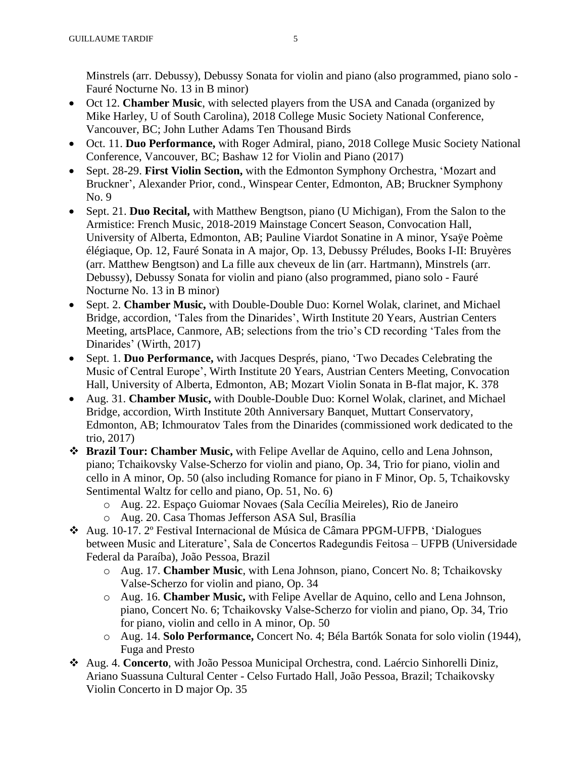Minstrels (arr. Debussy), Debussy Sonata for violin and piano (also programmed, piano solo - Fauré Nocturne No. 13 in B minor)

- Oct 12. **Chamber Music**, with selected players from the USA and Canada (organized by Mike Harley, U of South Carolina), 2018 College Music Society National Conference, Vancouver, BC; John Luther Adams Ten Thousand Birds
- Oct. 11. **Duo Performance,** with Roger Admiral, piano, 2018 College Music Society National Conference, Vancouver, BC; Bashaw 12 for Violin and Piano (2017)
- Sept. 28-29. **First Violin Section,** with the Edmonton Symphony Orchestra, 'Mozart and Bruckner', Alexander Prior, cond., Winspear Center, Edmonton, AB; Bruckner Symphony No. 9
- Sept. 21. **Duo Recital,** with Matthew Bengtson, piano (U Michigan), From the Salon to the Armistice: French Music, 2018-2019 Mainstage Concert Season, Convocation Hall, University of Alberta, Edmonton, AB; Pauline Viardot Sonatine in A minor, Ysaÿe Poème élégiaque, Op. 12, Fauré Sonata in A major, Op. 13, Debussy Préludes, Books I-II: Bruyères (arr. Matthew Bengtson) and La fille aux cheveux de lin (arr. Hartmann), Minstrels (arr. Debussy), Debussy Sonata for violin and piano (also programmed, piano solo - Fauré Nocturne No. 13 in B minor)
- Sept. 2. **Chamber Music,** with Double-Double Duo: Kornel Wolak, clarinet, and Michael Bridge, accordion, 'Tales from the Dinarides', Wirth Institute 20 Years, Austrian Centers Meeting, artsPlace, Canmore, AB; selections from the trio's CD recording 'Tales from the Dinarides' (Wirth, 2017)
- Sept. 1. **Duo Performance,** with Jacques Després, piano, 'Two Decades Celebrating the Music of Central Europe', Wirth Institute 20 Years, Austrian Centers Meeting, Convocation Hall, University of Alberta, Edmonton, AB; Mozart Violin Sonata in B-flat major, K. 378
- Aug. 31. **Chamber Music,** with Double-Double Duo: Kornel Wolak, clarinet, and Michael Bridge, accordion, Wirth Institute 20th Anniversary Banquet, Muttart Conservatory, Edmonton, AB; Ichmouratov Tales from the Dinarides (commissioned work dedicated to the trio, 2017)
- **Brazil Tour: Chamber Music,** with Felipe Avellar de Aquino, cello and Lena Johnson, piano; Tchaikovsky Valse-Scherzo for violin and piano, Op. 34, Trio for piano, violin and cello in A minor, Op. 50 (also including Romance for piano in F Minor, Op. 5, Tchaikovsky Sentimental Waltz for cello and piano, Op. 51, No. 6)
  - Aug. 22. Espaço Guiomar Novaes (Sala Cecília Meireles), Rio de Janeiro
  - Aug. 20. Casa Thomas Jefferson ASA Sul, Brasília
- Aug. 10-17. 2º Festival Internacional de Música de Câmara PPGM-UFPB, 'Dialogues between Music and Literature', Sala de Concertos Radegundis Feitosa – UFPB (Universidade Federal da Paraíba), João Pessoa, Brazil
  - Aug. 17. **Chamber Music**, with Lena Johnson, piano, Concert No. 8; Tchaikovsky Valse-Scherzo for violin and piano, Op. 34
  - Aug. 16. **Chamber Music,** with Felipe Avellar de Aquino, cello and Lena Johnson, piano, Concert No. 6; Tchaikovsky Valse-Scherzo for violin and piano, Op. 34, Trio for piano, violin and cello in A minor, Op. 50
  - Aug. 14. **Solo Performance,** Concert No. 4; Béla Bartók Sonata for solo violin (1944), Fuga and Presto
- Aug. 4. **Concerto**, with João Pessoa Municipal Orchestra, cond. Laércio Sinhorelli Diniz, Ariano Suassuna Cultural Center - Celso Furtado Hall, João Pessoa, Brazil; Tchaikovsky Violin Concerto in D major Op. 35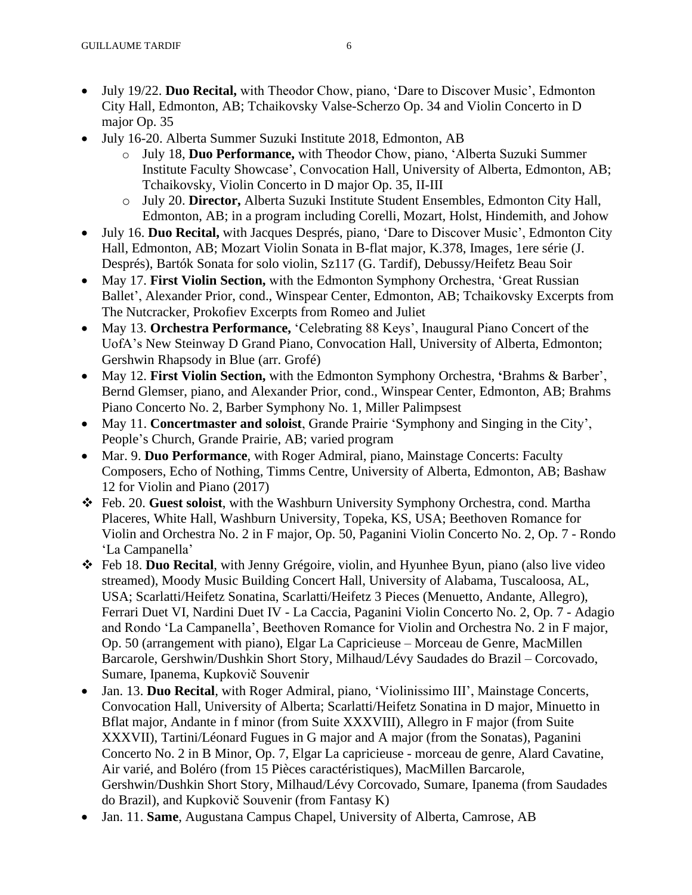- July 19/22. **Duo Recital,** with Theodor Chow, piano, 'Dare to Discover Music', Edmonton City Hall, Edmonton, AB; Tchaikovsky Valse-Scherzo Op. 34 and Violin Concerto in D major Op. 35
- July 16-20. Alberta Summer Suzuki Institute 2018, Edmonton, AB
  - July 18, **Duo Performance,** with Theodor Chow, piano, 'Alberta Suzuki Summer Institute Faculty Showcase', Convocation Hall, University of Alberta, Edmonton, AB; Tchaikovsky, Violin Concerto in D major Op. 35, II-III
  - July 20. **Director,** Alberta Suzuki Institute Student Ensembles, Edmonton City Hall, Edmonton, AB; in a program including Corelli, Mozart, Holst, Hindemith, and Johow
- July 16. **Duo Recital,** with Jacques Després, piano, 'Dare to Discover Music', Edmonton City Hall, Edmonton, AB; Mozart Violin Sonata in B-flat major, K.378, Images, 1ere série (J. Després), Bartók Sonata for solo violin, Sz117 (G. Tardif), Debussy/Heifetz Beau Soir
- May 17. **First Violin Section,** with the Edmonton Symphony Orchestra, 'Great Russian Ballet', Alexander Prior, cond., Winspear Center, Edmonton, AB; Tchaikovsky Excerpts from The Nutcracker, Prokofiev Excerpts from Romeo and Juliet
- May 13. **Orchestra Performance,** 'Celebrating 88 Keys', Inaugural Piano Concert of the UofA's New Steinway D Grand Piano, Convocation Hall, University of Alberta, Edmonton; Gershwin Rhapsody in Blue (arr. Grofé)
- May 12. **First Violin Section,** with the Edmonton Symphony Orchestra, **'**Brahms & Barber', Bernd Glemser, piano, and Alexander Prior, cond., Winspear Center, Edmonton, AB; Brahms Piano Concerto No. 2, Barber Symphony No. 1, Miller Palimpsest
- May 11. **Concertmaster and soloist**, Grande Prairie 'Symphony and Singing in the City', People's Church, Grande Prairie, AB; varied program
- Mar. 9. **Duo Performance**, with Roger Admiral, piano, Mainstage Concerts: Faculty Composers, Echo of Nothing, Timms Centre, University of Alberta, Edmonton, AB; Bashaw 12 for Violin and Piano (2017)
- ❖ Feb. 20. **Guest soloist**, with the Washburn University Symphony Orchestra, cond. Martha Placeres, White Hall, Washburn University, Topeka, KS, USA; Beethoven Romance for Violin and Orchestra No. 2 in F major, Op. 50, Paganini Violin Concerto No. 2, Op. 7 - Rondo 'La Campanella'
- ❖ Feb 18. **Duo Recital**, with Jenny Grégoire, violin, and Hyunhee Byun, piano (also live video streamed), Moody Music Building Concert Hall, University of Alabama, Tuscaloosa, AL, USA; Scarlatti/Heifetz Sonatina, Scarlatti/Heifetz 3 Pieces (Menuetto, Andante, Allegro), Ferrari Duet VI, Nardini Duet IV - La Caccia, Paganini Violin Concerto No. 2, Op. 7 - Adagio and Rondo 'La Campanella', Beethoven Romance for Violin and Orchestra No. 2 in F major, Op. 50 (arrangement with piano), Elgar La Capricieuse – Morceau de Genre, MacMillen Barcarole, Gershwin/Dushkin Short Story, Milhaud/Lévy Saudades do Brazil – Corcovado, Sumare, Ipanema, Kupkovič Souvenir
- Jan. 13. **Duo Recital**, with Roger Admiral, piano, 'Violinissimo III', Mainstage Concerts, Convocation Hall, University of Alberta; Scarlatti/Heifetz Sonatina in D major, Minuetto in Bflat major, Andante in f minor (from Suite XXXVIII), Allegro in F major (from Suite XXXVII), Tartini/Léonard Fugues in G major and A major (from the Sonatas), Paganini Concerto No. 2 in B Minor, Op. 7, Elgar La capricieuse - morceau de genre, Alard Cavatine, Air varié, and Boléro (from 15 Pièces caractéristiques), MacMillen Barcarole, Gershwin/Dushkin Short Story, Milhaud/Lévy Corcovado, Sumare, Ipanema (from Saudades do Brazil), and Kupkovič Souvenir (from Fantasy K)
- Jan. 11. **Same**, Augustana Campus Chapel, University of Alberta, Camrose, AB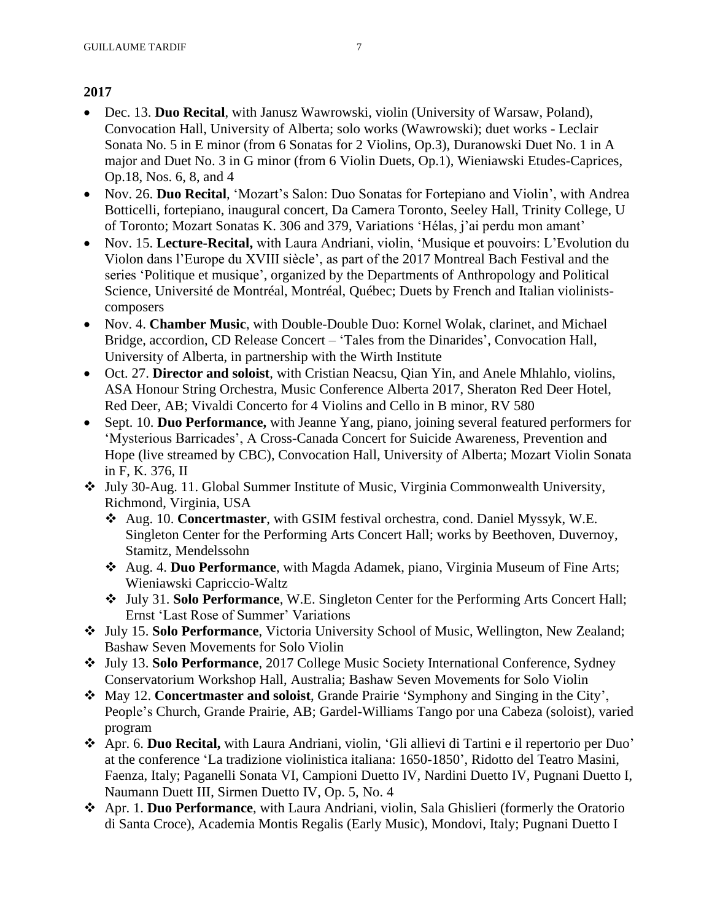**2017**

- Dec. 13. **Duo Recital**, with Janusz Wawrowski, violin (University of Warsaw, Poland), Convocation Hall, University of Alberta; solo works (Wawrowski); duet works - Leclair Sonata No. 5 in E minor (from 6 Sonatas for 2 Violins, Op.3), Duranowski Duet No. 1 in A major and Duet No. 3 in G minor (from 6 Violin Duets, Op.1), Wieniawski Etudes-Caprices, Op.18, Nos. 6, 8, and 4
- Nov. 26. **Duo Recital**, 'Mozart's Salon: Duo Sonatas for Fortepiano and Violin', with Andrea Botticelli, fortepiano, inaugural concert, Da Camera Toronto, Seeley Hall, Trinity College, U of Toronto; Mozart Sonatas K. 306 and 379, Variations 'Hélas, j'ai perdu mon amant'
- Nov. 15. **Lecture-Recital,** with Laura Andriani, violin, 'Musique et pouvoirs: L'Evolution du Violon dans l'Europe du XVIII siècle', as part of the 2017 Montreal Bach Festival and the series 'Politique et musique', organized by the Departments of Anthropology and Political Science, Université de Montréal, Montréal, Québec; Duets by French and Italian violinists-composers
- Nov. 4. **Chamber Music**, with Double-Double Duo: Kornel Wolak, clarinet, and Michael Bridge, accordion, CD Release Concert – 'Tales from the Dinarides', Convocation Hall, University of Alberta, in partnership with the Wirth Institute
- Oct. 27. **Director and soloist**, with Cristian Neacsu, Qian Yin, and Anele Mhlahlo, violins, ASA Honour String Orchestra, Music Conference Alberta 2017, Sheraton Red Deer Hotel, Red Deer, AB; Vivaldi Concerto for 4 Violins and Cello in B minor, RV 580
- Sept. 10. **Duo Performance,** with Jeanne Yang, piano, joining several featured performers for 'Mysterious Barricades', A Cross-Canada Concert for Suicide Awareness, Prevention and Hope (live streamed by CBC), Convocation Hall, University of Alberta; Mozart Violin Sonata in F, K. 376, II
- ❖ July 30-Aug. 11. Global Summer Institute of Music, Virginia Commonwealth University, Richmond, Virginia, USA
  - ❖ Aug. 10. **Concertmaster**, with GSIM festival orchestra, cond. Daniel Myssyk, W.E. Singleton Center for the Performing Arts Concert Hall; works by Beethoven, Duvernoy, Stamitz, Mendelssohn
  - ❖ Aug. 4. **Duo Performance**, with Magda Adamek, piano, Virginia Museum of Fine Arts; Wieniawski Capriccio-Waltz
  - ❖ July 31. **Solo Performance**, W.E. Singleton Center for the Performing Arts Concert Hall; Ernst 'Last Rose of Summer' Variations
- ❖ July 15. **Solo Performance**, Victoria University School of Music, Wellington, New Zealand; Bashaw Seven Movements for Solo Violin
- ❖ July 13. **Solo Performance**, 2017 College Music Society International Conference, Sydney Conservatorium Workshop Hall, Australia; Bashaw Seven Movements for Solo Violin
- ❖ May 12. **Concertmaster and soloist**, Grande Prairie 'Symphony and Singing in the City', People's Church, Grande Prairie, AB; Gardel-Williams Tango por una Cabeza (soloist), varied program
- ❖ Apr. 6. **Duo Recital,** with Laura Andriani, violin, 'Gli allievi di Tartini e il repertorio per Duo' at the conference 'La tradizione violinistica italiana: 1650-1850', Ridotto del Teatro Masini, Faenza, Italy; Paganelli Sonata VI, Campioni Duetto IV, Nardini Duetto IV, Pugnani Duetto I, Naumann Duett III, Sirmen Duetto IV, Op. 5, No. 4
- ❖ Apr. 1. **Duo Performance**, with Laura Andriani, violin, Sala Ghislieri (formerly the Oratorio di Santa Croce), Academia Montis Regalis (Early Music), Mondovi, Italy; Pugnani Duetto I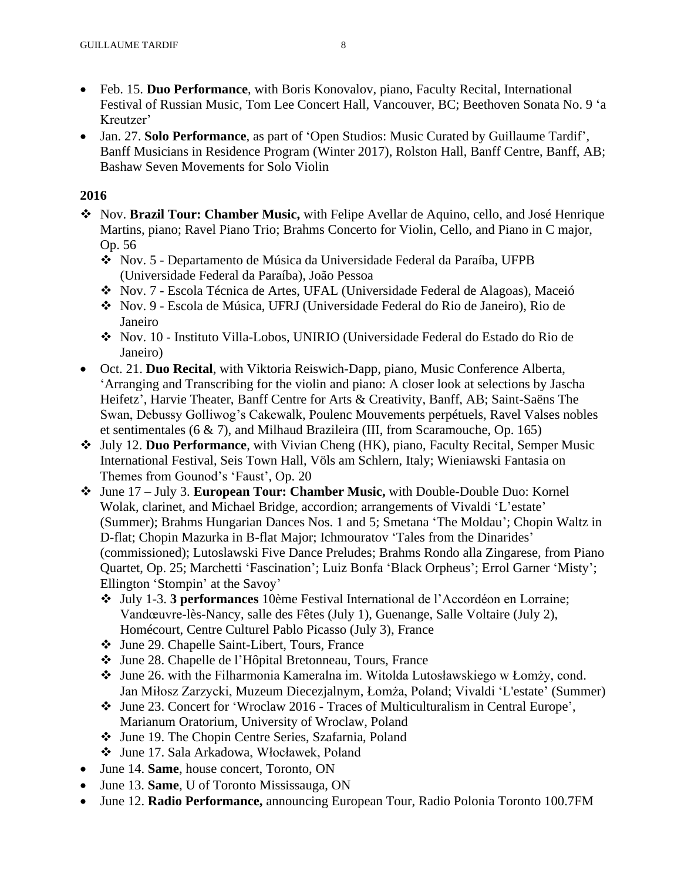- Feb. 15. **Duo Performance**, with Boris Konovalov, piano, Faculty Recital, International Festival of Russian Music, Tom Lee Concert Hall, Vancouver, BC; Beethoven Sonata No. 9 'a Kreutzer'
- Jan. 27. **Solo Performance**, as part of 'Open Studios: Music Curated by Guillaume Tardif', Banff Musicians in Residence Program (Winter 2017), Rolston Hall, Banff Centre, Banff, AB; Bashaw Seven Movements for Solo Violin

**2016**

- Nov. **Brazil Tour: Chamber Music,** with Felipe Avellar de Aquino, cello, and José Henrique Martins, piano; Ravel Piano Trio; Brahms Concerto for Violin, Cello, and Piano in C major, Op. 56
  - Nov. 5 - Departamento de Música da Universidade Federal da Paraíba, UFPB (Universidade Federal da Paraíba), João Pessoa
  - Nov. 7 - Escola Técnica de Artes, UFAL (Universidade Federal de Alagoas), Maceió
  - Nov. 9 - Escola de Música, UFRJ (Universidade Federal do Rio de Janeiro), Rio de Janeiro
  - Nov. 10 - Instituto Villa-Lobos, UNIRIO (Universidade Federal do Estado do Rio de Janeiro)
- Oct. 21. **Duo Recital**, with Viktoria Reiswich-Dapp, piano, Music Conference Alberta, 'Arranging and Transcribing for the violin and piano: A closer look at selections by Jascha Heifetz', Harvie Theater, Banff Centre for Arts & Creativity, Banff, AB; Saint-Saëns The Swan, Debussy Golliwog's Cakewalk, Poulenc Mouvements perpétuels, Ravel Valses nobles et sentimentales (6 & 7), and Milhaud Brazileira (III, from Scaramouche, Op. 165)
- July 12. **Duo Performance**, with Vivian Cheng (HK), piano, Faculty Recital, Semper Music International Festival, Seis Town Hall, Völs am Schlern, Italy; Wieniawski Fantasia on Themes from Gounod's 'Faust', Op. 20
- June 17 – July 3. **European Tour: Chamber Music,** with Double-Double Duo: Kornel Wolak, clarinet, and Michael Bridge, accordion; arrangements of Vivaldi 'L'estate' (Summer); Brahms Hungarian Dances Nos. 1 and 5; Smetana 'The Moldau'; Chopin Waltz in D-flat; Chopin Mazurka in B-flat Major; Ichmouratov 'Tales from the Dinarides' (commissioned); Lutoslawski Five Dance Preludes; Brahms Rondo alla Zingarese, from Piano Quartet, Op. 25; Marchetti 'Fascination'; Luiz Bonfa 'Black Orpheus'; Errol Garner 'Misty'; Ellington 'Stompin' at the Savoy'
  - July 1-3. **3 performances** 10ème Festival International de l'Accordéon en Lorraine; Vandœuvre-lès-Nancy, salle des Fêtes (July 1), Guenange, Salle Voltaire (July 2), Homécourt, Centre Culturel Pablo Picasso (July 3), France
  - June 29. Chapelle Saint-Libert, Tours, France
  - June 28. Chapelle de l'Hôpital Bretonneau, Tours, France
  - June 26. with the Filharmonia Kameralna im. Witolda Lutosławskiego w Łomży, cond. Jan Miłosz Zarzycki, Muzeum Diecezjalnym, Łomża, Poland; Vivaldi 'L'estate' (Summer)
  - June 23. Concert for 'Wroclaw 2016 - Traces of Multiculturalism in Central Europe', Marianum Oratorium, University of Wroclaw, Poland
  - June 19. The Chopin Centre Series, Szafarnia, Poland
  - June 17. Sala Arkadowa, Włocławek, Poland
- June 14. **Same**, house concert, Toronto, ON
- June 13. **Same**, U of Toronto Mississauga, ON
- June 12. **Radio Performance,** announcing European Tour, Radio Polonia Toronto 100.7FM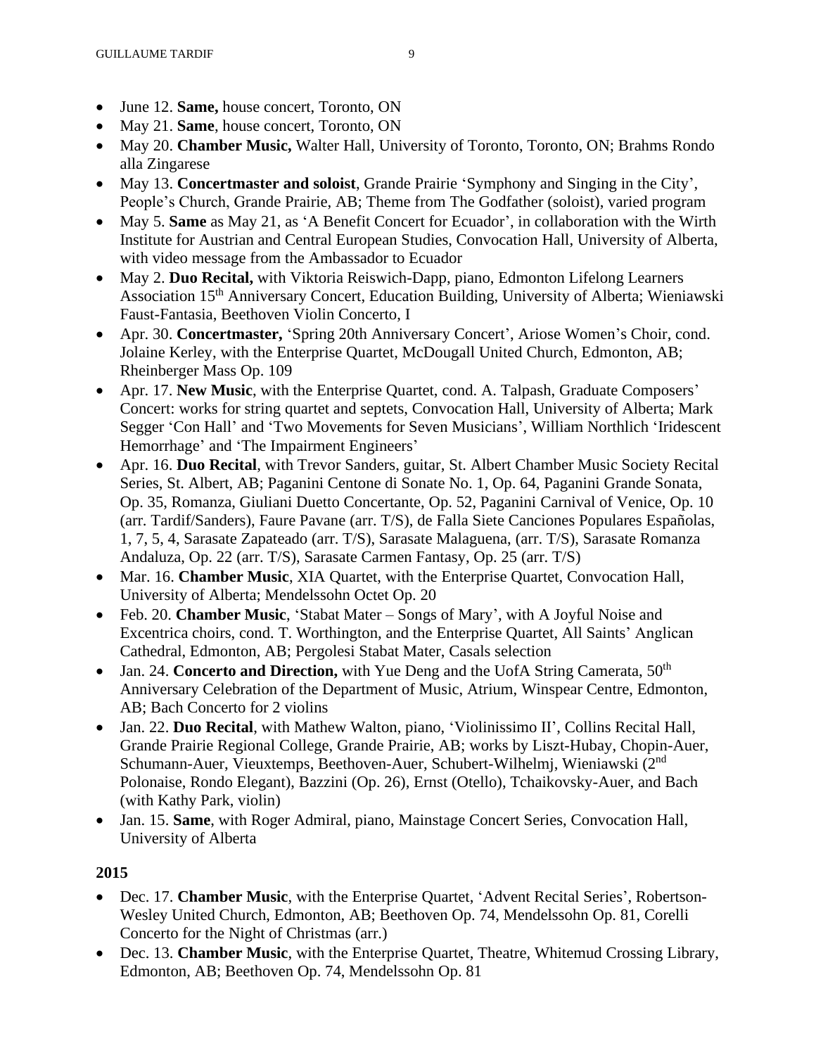- June 12. **Same,** house concert, Toronto, ON
- May 21. **Same**, house concert, Toronto, ON
- May 20. **Chamber Music,** Walter Hall, University of Toronto, Toronto, ON; Brahms Rondo alla Zingarese
- May 13. **Concertmaster and soloist**, Grande Prairie 'Symphony and Singing in the City', People's Church, Grande Prairie, AB; Theme from The Godfather (soloist), varied program
- May 5. **Same** as May 21, as 'A Benefit Concert for Ecuador', in collaboration with the Wirth Institute for Austrian and Central European Studies, Convocation Hall, University of Alberta, with video message from the Ambassador to Ecuador
- May 2. **Duo Recital,** with Viktoria Reiswich-Dapp, piano, Edmonton Lifelong Learners Association 15th Anniversary Concert, Education Building, University of Alberta; Wieniawski Faust-Fantasia, Beethoven Violin Concerto, I
- Apr. 30. **Concertmaster,** 'Spring 20th Anniversary Concert', Ariose Women's Choir, cond. Jolaine Kerley, with the Enterprise Quartet, McDougall United Church, Edmonton, AB; Rheinberger Mass Op. 109
- Apr. 17. **New Music**, with the Enterprise Quartet, cond. A. Talpash, Graduate Composers' Concert: works for string quartet and septets, Convocation Hall, University of Alberta; Mark Segger 'Con Hall' and 'Two Movements for Seven Musicians', William Northlich 'Iridescent Hemorrhage' and 'The Impairment Engineers'
- Apr. 16. **Duo Recital**, with Trevor Sanders, guitar, St. Albert Chamber Music Society Recital Series, St. Albert, AB; Paganini Centone di Sonate No. 1, Op. 64, Paganini Grande Sonata, Op. 35, Romanza, Giuliani Duetto Concertante, Op. 52, Paganini Carnival of Venice, Op. 10 (arr. Tardif/Sanders), Faure Pavane (arr. T/S), de Falla Siete Canciones Populares Españolas, 1, 7, 5, 4, Sarasate Zapateado (arr. T/S), Sarasate Malaguena, (arr. T/S), Sarasate Romanza Andaluza, Op. 22 (arr. T/S), Sarasate Carmen Fantasy, Op. 25 (arr. T/S)
- Mar. 16. **Chamber Music**, XIA Quartet, with the Enterprise Quartet, Convocation Hall, University of Alberta; Mendelssohn Octet Op. 20
- Feb. 20. **Chamber Music**, 'Stabat Mater – Songs of Mary', with A Joyful Noise and Excentrica choirs, cond. T. Worthington, and the Enterprise Quartet, All Saints' Anglican Cathedral, Edmonton, AB; Pergolesi Stabat Mater, Casals selection
- Jan. 24. **Concerto and Direction,** with Yue Deng and the UofA String Camerata, 50th Anniversary Celebration of the Department of Music, Atrium, Winspear Centre, Edmonton, AB; Bach Concerto for 2 violins
- Jan. 22. **Duo Recital**, with Mathew Walton, piano, 'Violinissimo II', Collins Recital Hall, Grande Prairie Regional College, Grande Prairie, AB; works by Liszt-Hubay, Chopin-Auer, Schumann-Auer, Vieuxtemps, Beethoven-Auer, Schubert-Wilhelmj, Wieniawski (2nd Polonaise, Rondo Elegant), Bazzini (Op. 26), Ernst (Otello), Tchaikovsky-Auer, and Bach (with Kathy Park, violin)
- Jan. 15. **Same**, with Roger Admiral, piano, Mainstage Concert Series, Convocation Hall, University of Alberta

**2015**

- Dec. 17. **Chamber Music**, with the Enterprise Quartet, 'Advent Recital Series', Robertson-Wesley United Church, Edmonton, AB; Beethoven Op. 74, Mendelssohn Op. 81, Corelli Concerto for the Night of Christmas (arr.)
- Dec. 13. **Chamber Music**, with the Enterprise Quartet, Theatre, Whitemud Crossing Library, Edmonton, AB; Beethoven Op. 74, Mendelssohn Op. 81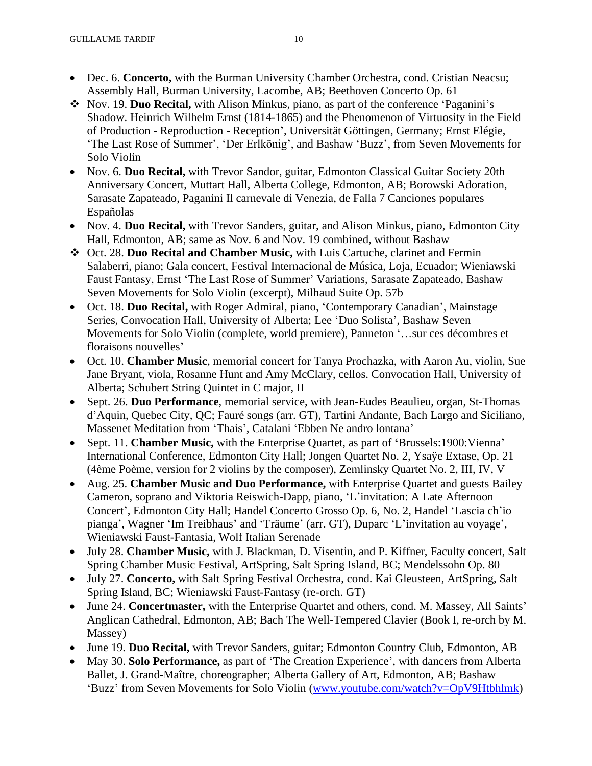- Dec. 6. **Concerto,** with the Burman University Chamber Orchestra, cond. Cristian Neacsu; Assembly Hall, Burman University, Lacombe, AB; Beethoven Concerto Op. 61
- ❖ Nov. 19. **Duo Recital,** with Alison Minkus, piano, as part of the conference 'Paganini's Shadow. Heinrich Wilhelm Ernst (1814-1865) and the Phenomenon of Virtuosity in the Field of Production - Reproduction - Reception', Universität Göttingen, Germany; Ernst Elégie, 'The Last Rose of Summer', 'Der Erlkönig', and Bashaw 'Buzz', from Seven Movements for Solo Violin
- Nov. 6. **Duo Recital,** with Trevor Sandor, guitar, Edmonton Classical Guitar Society 20th Anniversary Concert, Muttart Hall, Alberta College, Edmonton, AB; Borowski Adoration, Sarasate Zapateado, Paganini Il carnevale di Venezia, de Falla 7 Canciones populares Españolas
- Nov. 4. **Duo Recital,** with Trevor Sanders, guitar, and Alison Minkus, piano, Edmonton City Hall, Edmonton, AB; same as Nov. 6 and Nov. 19 combined, without Bashaw
- ❖ Oct. 28. **Duo Recital and Chamber Music,** with Luis Cartuche, clarinet and Fermin Salaberri, piano; Gala concert, Festival Internacional de Música, Loja, Ecuador; Wieniawski Faust Fantasy, Ernst 'The Last Rose of Summer' Variations, Sarasate Zapateado, Bashaw Seven Movements for Solo Violin (excerpt), Milhaud Suite Op. 57b
- Oct. 18. **Duo Recital,** with Roger Admiral, piano, 'Contemporary Canadian', Mainstage Series, Convocation Hall, University of Alberta; Lee 'Duo Solista', Bashaw Seven Movements for Solo Violin (complete, world premiere), Panneton '…sur ces décombres et floraisons nouvelles'
- Oct. 10. **Chamber Music**, memorial concert for Tanya Prochazka, with Aaron Au, violin, Sue Jane Bryant, viola, Rosanne Hunt and Amy McClary, cellos. Convocation Hall, University of Alberta; Schubert String Quintet in C major, II
- Sept. 26. **Duo Performance**, memorial service, with Jean-Eudes Beaulieu, organ, St-Thomas d'Aquin, Quebec City, QC; Fauré songs (arr. GT), Tartini Andante, Bach Largo and Siciliano, Massenet Meditation from 'Thais', Catalani 'Ebben Ne andro lontana'
- Sept. 11. **Chamber Music,** with the Enterprise Quartet, as part of **'**Brussels:1900:Vienna' International Conference, Edmonton City Hall; Jongen Quartet No. 2, Ysaÿe Extase, Op. 21 (4ème Poème, version for 2 violins by the composer), Zemlinsky Quartet No. 2, III, IV, V
- Aug. 25. **Chamber Music and Duo Performance,** with Enterprise Quartet and guests Bailey Cameron, soprano and Viktoria Reiswich-Dapp, piano, 'L'invitation: A Late Afternoon Concert', Edmonton City Hall; Handel Concerto Grosso Op. 6, No. 2, Handel 'Lascia ch'io pianga', Wagner 'Im Treibhaus' and 'Träume' (arr. GT), Duparc 'L'invitation au voyage', Wieniawski Faust-Fantasia, Wolf Italian Serenade
- July 28. **Chamber Music,** with J. Blackman, D. Visentin, and P. Kiffner, Faculty concert, Salt Spring Chamber Music Festival, ArtSpring, Salt Spring Island, BC; Mendelssohn Op. 80
- July 27. **Concerto,** with Salt Spring Festival Orchestra, cond. Kai Gleusteen, ArtSpring, Salt Spring Island, BC; Wieniawski Faust-Fantasy (re-orch. GT)
- June 24. **Concertmaster,** with the Enterprise Quartet and others, cond. M. Massey, All Saints' Anglican Cathedral, Edmonton, AB; Bach The Well-Tempered Clavier (Book I, re-orch by M. Massey)
- June 19. **Duo Recital,** with Trevor Sanders, guitar; Edmonton Country Club, Edmonton, AB
- May 30. **Solo Performance,** as part of 'The Creation Experience', with dancers from Alberta Ballet, J. Grand-Maître, choreographer; Alberta Gallery of Art, Edmonton, AB; Bashaw 'Buzz' from Seven Movements for Solo Violin (www.youtube.com/watch?v=OpV9Htbhlmk)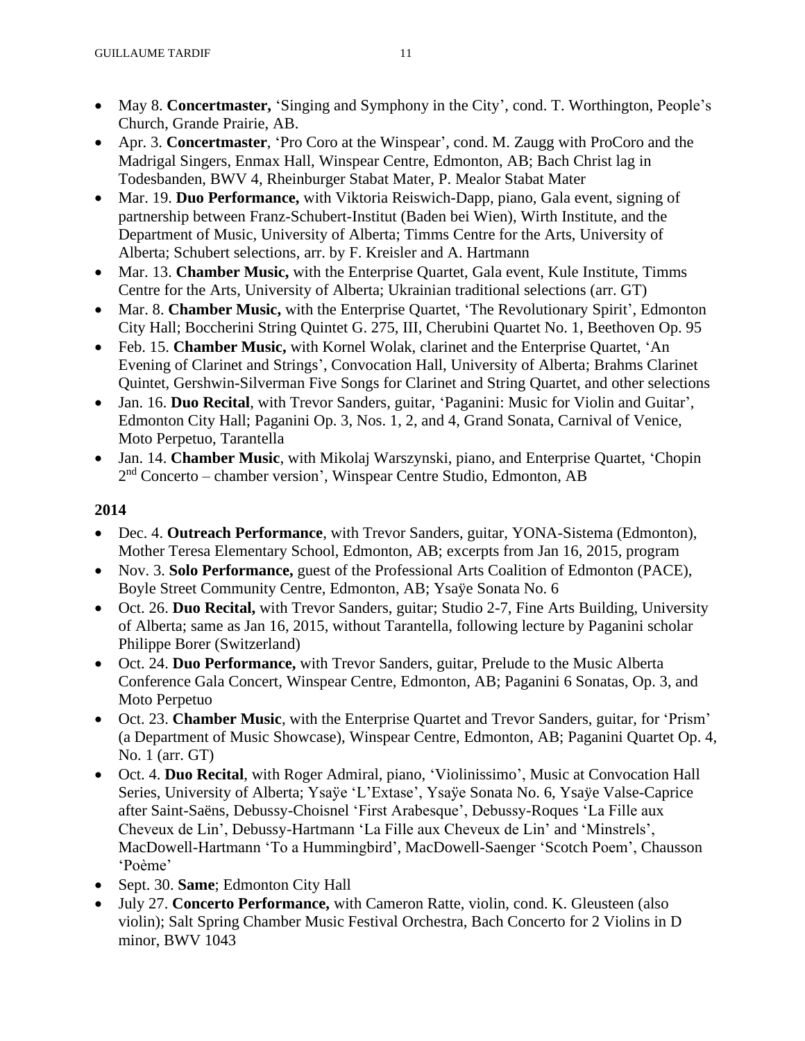- May 8. **Concertmaster,** 'Singing and Symphony in the City', cond. T. Worthington, People's Church, Grande Prairie, AB.
- Apr. 3. **Concertmaster**, 'Pro Coro at the Winspear', cond. M. Zaugg with ProCoro and the Madrigal Singers, Enmax Hall, Winspear Centre, Edmonton, AB; Bach Christ lag in Todesbanden, BWV 4, Rheinburger Stabat Mater, P. Mealor Stabat Mater
- Mar. 19. **Duo Performance,** with Viktoria Reiswich-Dapp, piano, Gala event, signing of partnership between Franz-Schubert-Institut (Baden bei Wien), Wirth Institute, and the Department of Music, University of Alberta; Timms Centre for the Arts, University of Alberta; Schubert selections, arr. by F. Kreisler and A. Hartmann
- Mar. 13. **Chamber Music,** with the Enterprise Quartet, Gala event, Kule Institute, Timms Centre for the Arts, University of Alberta; Ukrainian traditional selections (arr. GT)
- Mar. 8. **Chamber Music,** with the Enterprise Quartet, 'The Revolutionary Spirit', Edmonton City Hall; Boccherini String Quintet G. 275, III, Cherubini Quartet No. 1, Beethoven Op. 95
- Feb. 15. **Chamber Music,** with Kornel Wolak, clarinet and the Enterprise Quartet, 'An Evening of Clarinet and Strings', Convocation Hall, University of Alberta; Brahms Clarinet Quintet, Gershwin-Silverman Five Songs for Clarinet and String Quartet, and other selections
- Jan. 16. **Duo Recital**, with Trevor Sanders, guitar, 'Paganini: Music for Violin and Guitar', Edmonton City Hall; Paganini Op. 3, Nos. 1, 2, and 4, Grand Sonata, Carnival of Venice, Moto Perpetuo, Tarantella
- Jan. 14. **Chamber Music**, with Mikolaj Warszynski, piano, and Enterprise Quartet, 'Chopin 2nd Concerto – chamber version', Winspear Centre Studio, Edmonton, AB

**2014**

- Dec. 4. **Outreach Performance**, with Trevor Sanders, guitar, YONA-Sistema (Edmonton), Mother Teresa Elementary School, Edmonton, AB; excerpts from Jan 16, 2015, program
- Nov. 3. **Solo Performance,** guest of the Professional Arts Coalition of Edmonton (PACE), Boyle Street Community Centre, Edmonton, AB; Ysaÿe Sonata No. 6
- Oct. 26. **Duo Recital,** with Trevor Sanders, guitar; Studio 2-7, Fine Arts Building, University of Alberta; same as Jan 16, 2015, without Tarantella, following lecture by Paganini scholar Philippe Borer (Switzerland)
- Oct. 24. **Duo Performance,** with Trevor Sanders, guitar, Prelude to the Music Alberta Conference Gala Concert, Winspear Centre, Edmonton, AB; Paganini 6 Sonatas, Op. 3, and Moto Perpetuo
- Oct. 23. **Chamber Music**, with the Enterprise Quartet and Trevor Sanders, guitar, for 'Prism' (a Department of Music Showcase), Winspear Centre, Edmonton, AB; Paganini Quartet Op. 4, No. 1 (arr. GT)
- Oct. 4. **Duo Recital**, with Roger Admiral, piano, 'Violinissimo', Music at Convocation Hall Series, University of Alberta; Ysaÿe 'L'Extase', Ysaÿe Sonata No. 6, Ysaÿe Valse-Caprice after Saint-Saëns, Debussy-Choisnel 'First Arabesque', Debussy-Roques 'La Fille aux Cheveux de Lin', Debussy-Hartmann 'La Fille aux Cheveux de Lin' and 'Minstrels', MacDowell-Hartmann 'To a Hummingbird', MacDowell-Saenger 'Scotch Poem', Chausson 'Poème'
- Sept. 30. **Same**; Edmonton City Hall
- July 27. **Concerto Performance,** with Cameron Ratte, violin, cond. K. Gleusteen (also violin); Salt Spring Chamber Music Festival Orchestra, Bach Concerto for 2 Violins in D minor, BWV 1043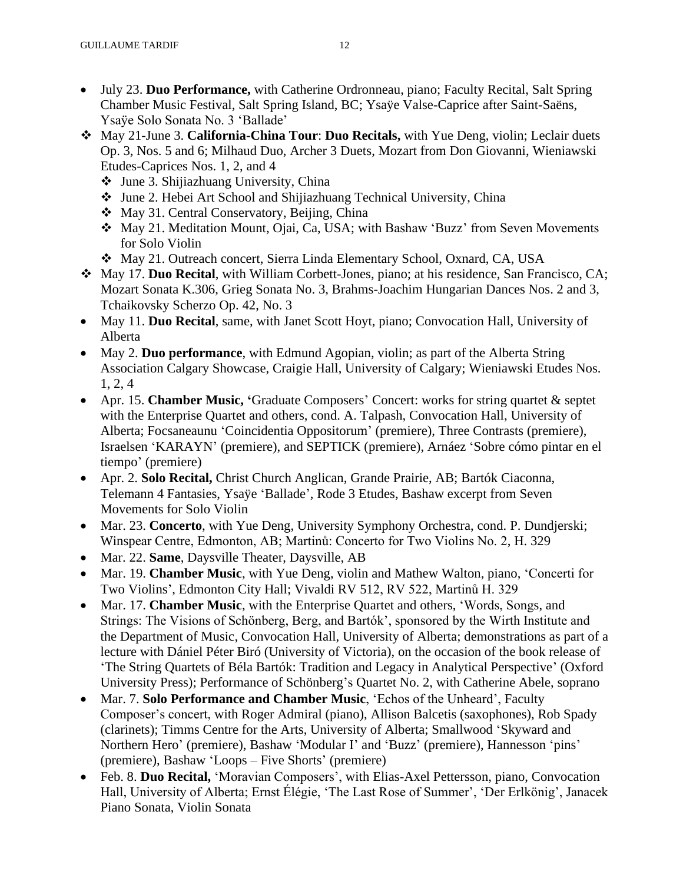- July 23. **Duo Performance,** with Catherine Ordronneau, piano; Faculty Recital, Salt Spring Chamber Music Festival, Salt Spring Island, BC; Ysaÿe Valse-Caprice after Saint-Saëns, Ysaÿe Solo Sonata No. 3 'Ballade'
- May 21-June 3. **California-China Tour**: **Duo Recitals,** with Yue Deng, violin; Leclair duets Op. 3, Nos. 5 and 6; Milhaud Duo, Archer 3 Duets, Mozart from Don Giovanni, Wieniawski Etudes-Caprices Nos. 1, 2, and 4
  - June 3. Shijiazhuang University, China
  - June 2. Hebei Art School and Shijiazhuang Technical University, China
  - May 31. Central Conservatory, Beijing, China
  - May 21. Meditation Mount, Ojai, Ca, USA; with Bashaw 'Buzz' from Seven Movements for Solo Violin
  - May 21. Outreach concert, Sierra Linda Elementary School, Oxnard, CA, USA
- May 17. **Duo Recital**, with William Corbett-Jones, piano; at his residence, San Francisco, CA; Mozart Sonata K.306, Grieg Sonata No. 3, Brahms-Joachim Hungarian Dances Nos. 2 and 3, Tchaikovsky Scherzo Op. 42, No. 3
- May 11. **Duo Recital**, same, with Janet Scott Hoyt, piano; Convocation Hall, University of Alberta
- May 2. **Duo performance**, with Edmund Agopian, violin; as part of the Alberta String Association Calgary Showcase, Craigie Hall, University of Calgary; Wieniawski Etudes Nos. 1, 2, 4
- Apr. 15. **Chamber Music, '**Graduate Composers' Concert: works for string quartet & septet with the Enterprise Quartet and others, cond. A. Talpash, Convocation Hall, University of Alberta; Focsaneaunu 'Coincidentia Oppositorum' (premiere), Three Contrasts (premiere), Israelsen 'KARAYN' (premiere), and SEPTICK (premiere), Arnáez 'Sobre cómo pintar en el tiempo' (premiere)
- Apr. 2. **Solo Recital,** Christ Church Anglican, Grande Prairie, AB; Bartók Ciaconna, Telemann 4 Fantasies, Ysaÿe 'Ballade', Rode 3 Etudes, Bashaw excerpt from Seven Movements for Solo Violin
- Mar. 23. **Concerto**, with Yue Deng, University Symphony Orchestra, cond. P. Dundjerski; Winspear Centre, Edmonton, AB; Martinů: Concerto for Two Violins No. 2, H. 329
- Mar. 22. **Same**, Daysville Theater, Daysville, AB
- Mar. 19. **Chamber Music**, with Yue Deng, violin and Mathew Walton, piano, 'Concerti for Two Violins', Edmonton City Hall; Vivaldi RV 512, RV 522, Martinů H. 329
- Mar. 17. **Chamber Music**, with the Enterprise Quartet and others, 'Words, Songs, and Strings: The Visions of Schönberg, Berg, and Bartók', sponsored by the Wirth Institute and the Department of Music, Convocation Hall, University of Alberta; demonstrations as part of a lecture with Dániel Péter Biró (University of Victoria), on the occasion of the book release of 'The String Quartets of Béla Bartók: Tradition and Legacy in Analytical Perspective' (Oxford University Press); Performance of Schönberg's Quartet No. 2, with Catherine Abele, soprano
- Mar. 7. **Solo Performance and Chamber Music**, 'Echos of the Unheard', Faculty Composer's concert, with Roger Admiral (piano), Allison Balcetis (saxophones), Rob Spady (clarinets); Timms Centre for the Arts, University of Alberta; Smallwood 'Skyward and Northern Hero' (premiere), Bashaw 'Modular I' and 'Buzz' (premiere), Hannesson 'pins' (premiere), Bashaw 'Loops – Five Shorts' (premiere)
- Feb. 8. **Duo Recital,** 'Moravian Composers', with Elias-Axel Pettersson, piano, Convocation Hall, University of Alberta; Ernst Élégie, 'The Last Rose of Summer', 'Der Erlkönig', Janacek Piano Sonata, Violin Sonata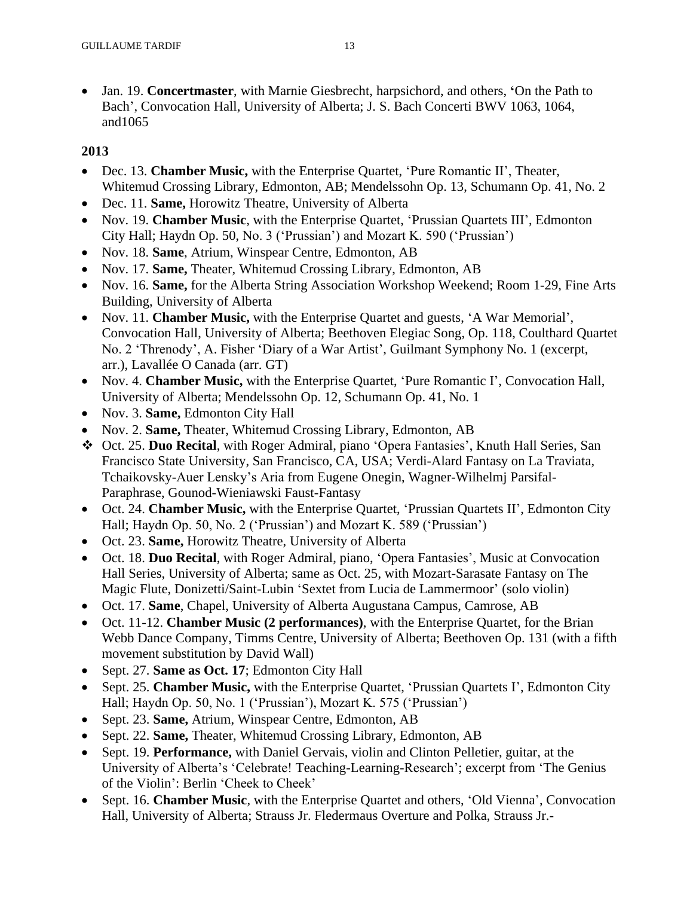- Jan. 19. **Concertmaster**, with Marnie Giesbrecht, harpsichord, and others, **'**On the Path to Bach', Convocation Hall, University of Alberta; J. S. Bach Concerti BWV 1063, 1064, and1065

**2013**

- Dec. 13. **Chamber Music,** with the Enterprise Quartet, 'Pure Romantic II', Theater, Whitemud Crossing Library, Edmonton, AB; Mendelssohn Op. 13, Schumann Op. 41, No. 2
- Dec. 11. **Same,** Horowitz Theatre, University of Alberta
- Nov. 19. **Chamber Music**, with the Enterprise Quartet, 'Prussian Quartets III', Edmonton City Hall; Haydn Op. 50, No. 3 ('Prussian') and Mozart K. 590 ('Prussian')
- Nov. 18. **Same**, Atrium, Winspear Centre, Edmonton, AB
- Nov. 17. **Same,** Theater, Whitemud Crossing Library, Edmonton, AB
- Nov. 16. **Same,** for the Alberta String Association Workshop Weekend; Room 1-29, Fine Arts Building, University of Alberta
- Nov. 11. **Chamber Music,** with the Enterprise Quartet and guests, 'A War Memorial', Convocation Hall, University of Alberta; Beethoven Elegiac Song, Op. 118, Coulthard Quartet No. 2 'Threnody', A. Fisher 'Diary of a War Artist', Guilmant Symphony No. 1 (excerpt, arr.), Lavallée O Canada (arr. GT)
- Nov. 4. **Chamber Music,** with the Enterprise Quartet, 'Pure Romantic I', Convocation Hall, University of Alberta; Mendelssohn Op. 12, Schumann Op. 41, No. 1
- Nov. 3. **Same,** Edmonton City Hall
- Nov. 2. **Same,** Theater, Whitemud Crossing Library, Edmonton, AB
- ❖ Oct. 25. **Duo Recital**, with Roger Admiral, piano 'Opera Fantasies', Knuth Hall Series, San Francisco State University, San Francisco, CA, USA; Verdi-Alard Fantasy on La Traviata, Tchaikovsky-Auer Lensky's Aria from Eugene Onegin, Wagner-Wilhelmj Parsifal-Paraphrase, Gounod-Wieniawski Faust-Fantasy
- Oct. 24. **Chamber Music,** with the Enterprise Quartet, 'Prussian Quartets II', Edmonton City Hall; Haydn Op. 50, No. 2 ('Prussian') and Mozart K. 589 ('Prussian')
- Oct. 23. **Same,** Horowitz Theatre, University of Alberta
- Oct. 18. **Duo Recital**, with Roger Admiral, piano, 'Opera Fantasies', Music at Convocation Hall Series, University of Alberta; same as Oct. 25, with Mozart-Sarasate Fantasy on The Magic Flute, Donizetti/Saint-Lubin 'Sextet from Lucia de Lammermoor' (solo violin)
- Oct. 17. **Same**, Chapel, University of Alberta Augustana Campus, Camrose, AB
- Oct. 11-12. **Chamber Music (2 performances)**, with the Enterprise Quartet, for the Brian Webb Dance Company, Timms Centre, University of Alberta; Beethoven Op. 131 (with a fifth movement substitution by David Wall)
- Sept. 27. **Same as Oct. 17**; Edmonton City Hall
- Sept. 25. **Chamber Music,** with the Enterprise Quartet, 'Prussian Quartets I', Edmonton City Hall; Haydn Op. 50, No. 1 ('Prussian'), Mozart K. 575 ('Prussian')
- Sept. 23. **Same,** Atrium, Winspear Centre, Edmonton, AB
- Sept. 22. **Same,** Theater, Whitemud Crossing Library, Edmonton, AB
- Sept. 19. **Performance,** with Daniel Gervais, violin and Clinton Pelletier, guitar, at the University of Alberta's 'Celebrate! Teaching-Learning-Research'; excerpt from 'The Genius of the Violin': Berlin 'Cheek to Cheek'
- Sept. 16. **Chamber Music**, with the Enterprise Quartet and others, 'Old Vienna', Convocation Hall, University of Alberta; Strauss Jr. Fledermaus Overture and Polka, Strauss Jr.-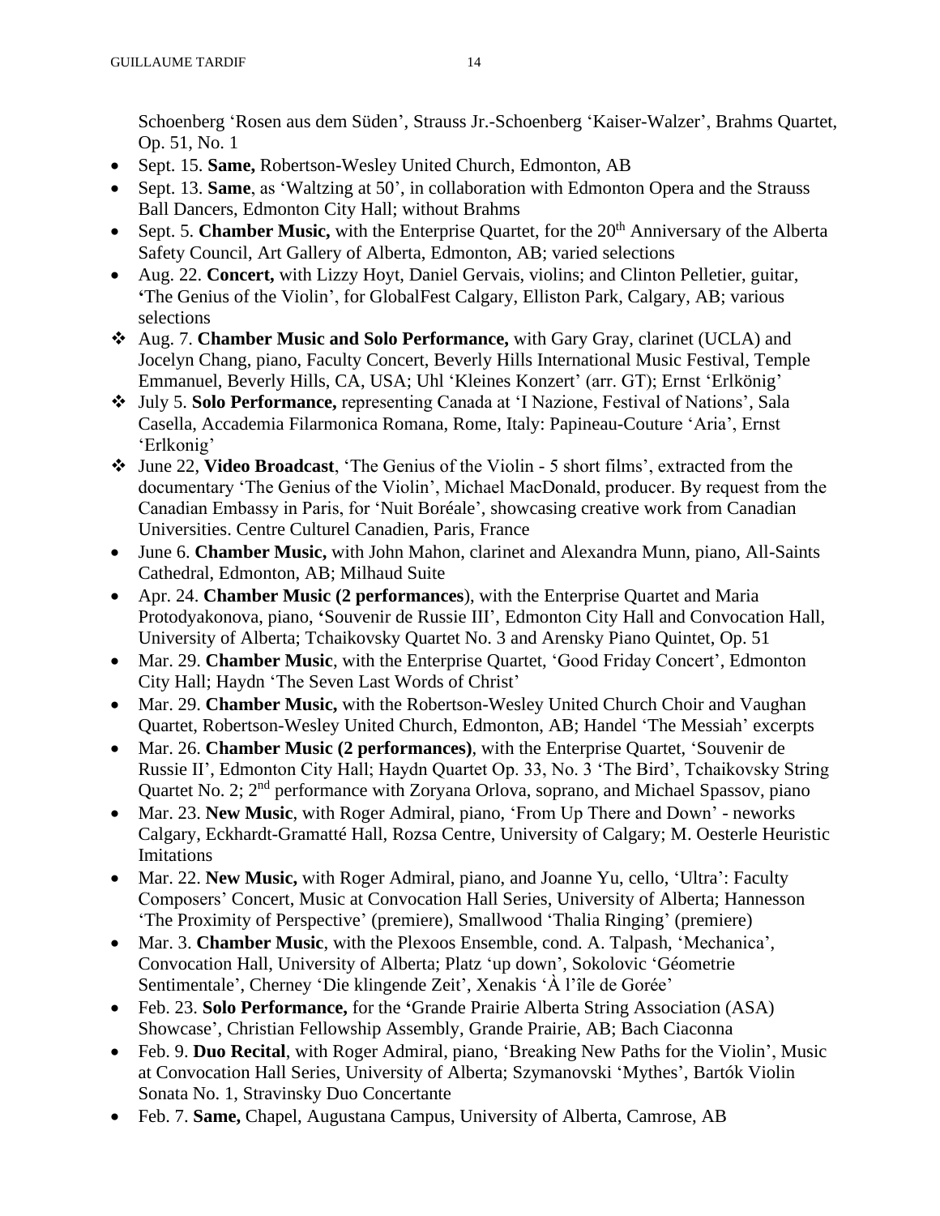Schoenberg 'Rosen aus dem Süden', Strauss Jr.-Schoenberg 'Kaiser-Walzer', Brahms Quartet, Op. 51, No. 1

- Sept. 15. **Same,** Robertson-Wesley United Church, Edmonton, AB
- Sept. 13. **Same**, as 'Waltzing at 50', in collaboration with Edmonton Opera and the Strauss Ball Dancers, Edmonton City Hall; without Brahms
- Sept. 5. **Chamber Music,** with the Enterprise Quartet, for the 20th Anniversary of the Alberta Safety Council, Art Gallery of Alberta, Edmonton, AB; varied selections
- Aug. 22. **Concert,** with Lizzy Hoyt, Daniel Gervais, violins; and Clinton Pelletier, guitar, 'The Genius of the Violin', for GlobalFest Calgary, Elliston Park, Calgary, AB; various selections
- ❖ Aug. 7. **Chamber Music and Solo Performance,** with Gary Gray, clarinet (UCLA) and Jocelyn Chang, piano, Faculty Concert, Beverly Hills International Music Festival, Temple Emmanuel, Beverly Hills, CA, USA; Uhl 'Kleines Konzert' (arr. GT); Ernst 'Erlkönig'
- ❖ July 5. **Solo Performance,** representing Canada at 'I Nazione, Festival of Nations', Sala Casella, Accademia Filarmonica Romana, Rome, Italy: Papineau-Couture 'Aria', Ernst 'Erlkonig'
- ❖ June 22, **Video Broadcast**, 'The Genius of the Violin - 5 short films', extracted from the documentary 'The Genius of the Violin', Michael MacDonald, producer. By request from the Canadian Embassy in Paris, for 'Nuit Boréale', showcasing creative work from Canadian Universities. Centre Culturel Canadien, Paris, France
- June 6. **Chamber Music,** with John Mahon, clarinet and Alexandra Munn, piano, All-Saints Cathedral, Edmonton, AB; Milhaud Suite
- Apr. 24. **Chamber Music (2 performances**), with the Enterprise Quartet and Maria Protodyakonova, piano, 'Souvenir de Russie III', Edmonton City Hall and Convocation Hall, University of Alberta; Tchaikovsky Quartet No. 3 and Arensky Piano Quintet, Op. 51
- Mar. 29. **Chamber Music**, with the Enterprise Quartet, 'Good Friday Concert', Edmonton City Hall; Haydn 'The Seven Last Words of Christ'
- Mar. 29. **Chamber Music,** with the Robertson-Wesley United Church Choir and Vaughan Quartet, Robertson-Wesley United Church, Edmonton, AB; Handel 'The Messiah' excerpts
- Mar. 26. **Chamber Music (2 performances)**, with the Enterprise Quartet, 'Souvenir de Russie II', Edmonton City Hall; Haydn Quartet Op. 33, No. 3 'The Bird', Tchaikovsky String Quartet No. 2; 2nd performance with Zoryana Orlova, soprano, and Michael Spassov, piano
- Mar. 23. **New Music**, with Roger Admiral, piano, 'From Up There and Down' - neworks Calgary, Eckhardt-Gramatté Hall, Rozsa Centre, University of Calgary; M. Oesterle Heuristic Imitations
- Mar. 22. **New Music,** with Roger Admiral, piano, and Joanne Yu, cello, 'Ultra': Faculty Composers' Concert, Music at Convocation Hall Series, University of Alberta; Hannesson 'The Proximity of Perspective' (premiere), Smallwood 'Thalia Ringing' (premiere)
- Mar. 3. **Chamber Music**, with the Plexoos Ensemble, cond. A. Talpash, 'Mechanica', Convocation Hall, University of Alberta; Platz 'up down', Sokolovic 'Géometrie Sentimentale', Cherney 'Die klingende Zeit', Xenakis 'À l'île de Gorée'
- Feb. 23. **Solo Performance,** for the 'Grande Prairie Alberta String Association (ASA) Showcase', Christian Fellowship Assembly, Grande Prairie, AB; Bach Ciaconna
- Feb. 9. **Duo Recital**, with Roger Admiral, piano, 'Breaking New Paths for the Violin', Music at Convocation Hall Series, University of Alberta; Szymanovski 'Mythes', Bartók Violin Sonata No. 1, Stravinsky Duo Concertante
- Feb. 7. **Same,** Chapel, Augustana Campus, University of Alberta, Camrose, AB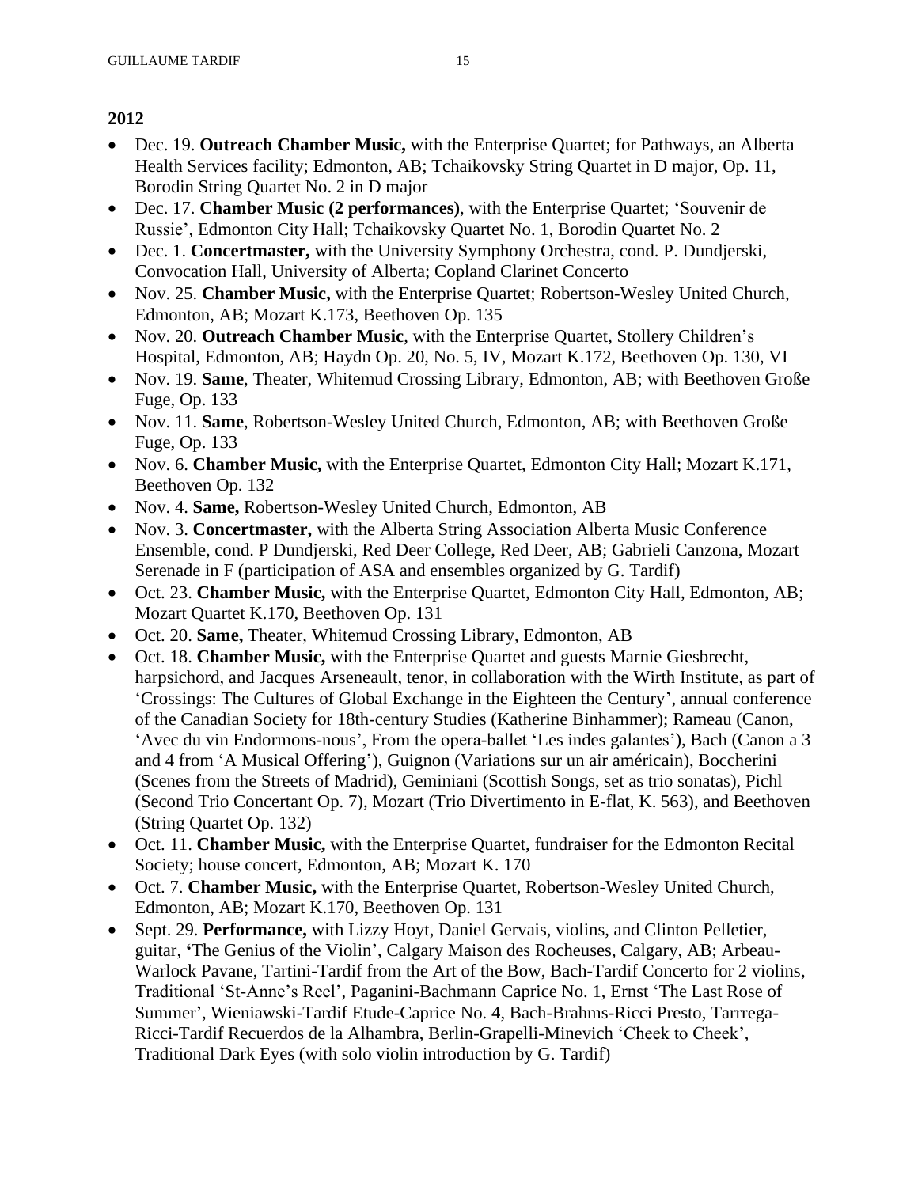**2012**

- Dec. 19. **Outreach Chamber Music,** with the Enterprise Quartet; for Pathways, an Alberta Health Services facility; Edmonton, AB; Tchaikovsky String Quartet in D major, Op. 11, Borodin String Quartet No. 2 in D major
- Dec. 17. **Chamber Music (2 performances)**, with the Enterprise Quartet; 'Souvenir de Russie', Edmonton City Hall; Tchaikovsky Quartet No. 1, Borodin Quartet No. 2
- Dec. 1. **Concertmaster,** with the University Symphony Orchestra, cond. P. Dundjerski, Convocation Hall, University of Alberta; Copland Clarinet Concerto
- Nov. 25. **Chamber Music,** with the Enterprise Quartet; Robertson-Wesley United Church, Edmonton, AB; Mozart K.173, Beethoven Op. 135
- Nov. 20. **Outreach Chamber Music**, with the Enterprise Quartet, Stollery Children's Hospital, Edmonton, AB; Haydn Op. 20, No. 5, IV, Mozart K.172, Beethoven Op. 130, VI
- Nov. 19. **Same**, Theater, Whitemud Crossing Library, Edmonton, AB; with Beethoven Große Fuge, Op. 133
- Nov. 11. **Same**, Robertson-Wesley United Church, Edmonton, AB; with Beethoven Große Fuge, Op. 133
- Nov. 6. **Chamber Music,** with the Enterprise Quartet, Edmonton City Hall; Mozart K.171, Beethoven Op. 132
- Nov. 4. **Same,** Robertson-Wesley United Church, Edmonton, AB
- Nov. 3. **Concertmaster,** with the Alberta String Association Alberta Music Conference Ensemble, cond. P Dundjerski, Red Deer College, Red Deer, AB; Gabrieli Canzona, Mozart Serenade in F (participation of ASA and ensembles organized by G. Tardif)
- Oct. 23. **Chamber Music,** with the Enterprise Quartet, Edmonton City Hall, Edmonton, AB; Mozart Quartet K.170, Beethoven Op. 131
- Oct. 20. **Same,** Theater, Whitemud Crossing Library, Edmonton, AB
- Oct. 18. **Chamber Music,** with the Enterprise Quartet and guests Marnie Giesbrecht, harpsichord, and Jacques Arseneault, tenor, in collaboration with the Wirth Institute, as part of 'Crossings: The Cultures of Global Exchange in the Eighteen the Century', annual conference of the Canadian Society for 18th-century Studies (Katherine Binhammer); Rameau (Canon, 'Avec du vin Endormons-nous', From the opera-ballet 'Les indes galantes'), Bach (Canon a 3 and 4 from 'A Musical Offering'), Guignon (Variations sur un air américain), Boccherini (Scenes from the Streets of Madrid), Geminiani (Scottish Songs, set as trio sonatas), Pichl (Second Trio Concertant Op. 7), Mozart (Trio Divertimento in E-flat, K. 563), and Beethoven (String Quartet Op. 132)
- Oct. 11. **Chamber Music,** with the Enterprise Quartet, fundraiser for the Edmonton Recital Society; house concert, Edmonton, AB; Mozart K. 170
- Oct. 7. **Chamber Music,** with the Enterprise Quartet, Robertson-Wesley United Church, Edmonton, AB; Mozart K.170, Beethoven Op. 131
- Sept. 29. **Performance,** with Lizzy Hoyt, Daniel Gervais, violins, and Clinton Pelletier, guitar, **'**The Genius of the Violin', Calgary Maison des Rocheuses, Calgary, AB; Arbeau-Warlock Pavane, Tartini-Tardif from the Art of the Bow, Bach-Tardif Concerto for 2 violins, Traditional 'St-Anne's Reel', Paganini-Bachmann Caprice No. 1, Ernst 'The Last Rose of Summer', Wieniawski-Tardif Etude-Caprice No. 4, Bach-Brahms-Ricci Presto, Tarrrega-Ricci-Tardif Recuerdos de la Alhambra, Berlin-Grapelli-Minevich 'Cheek to Cheek', Traditional Dark Eyes (with solo violin introduction by G. Tardif)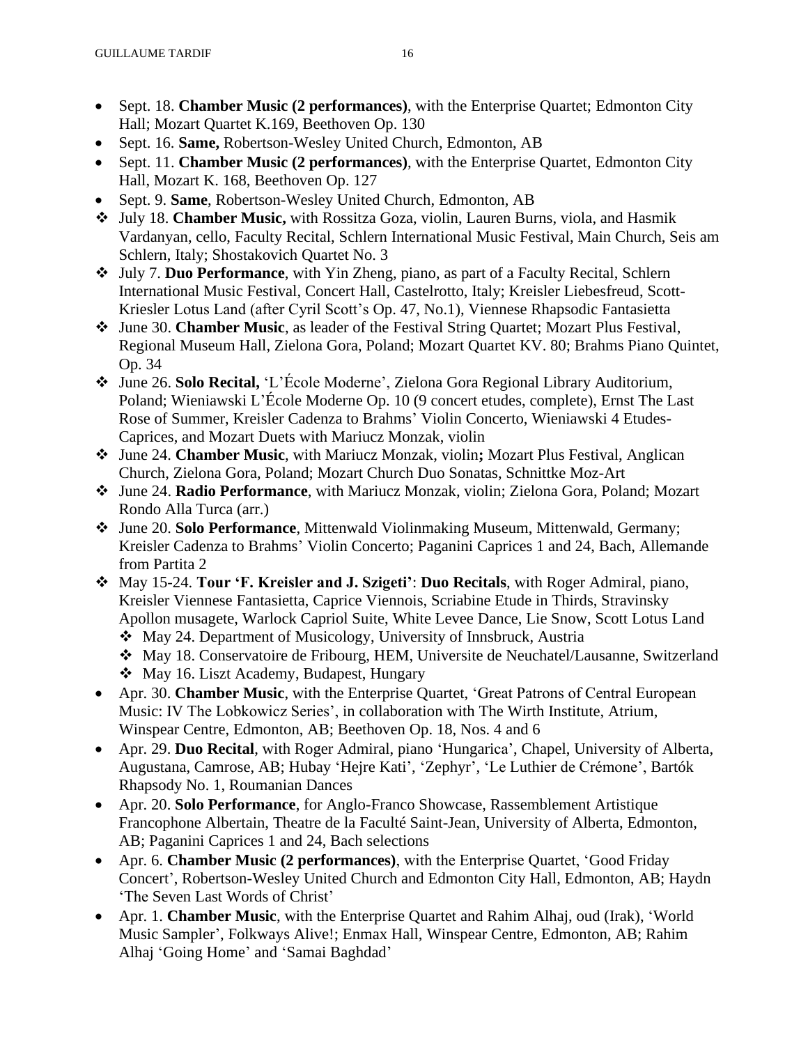- Sept. 18. **Chamber Music (2 performances)**, with the Enterprise Quartet; Edmonton City Hall; Mozart Quartet K.169, Beethoven Op. 130
- Sept. 16. **Same,** Robertson-Wesley United Church, Edmonton, AB
- Sept. 11. **Chamber Music (2 performances)**, with the Enterprise Quartet, Edmonton City Hall, Mozart K. 168, Beethoven Op. 127
- Sept. 9. **Same**, Robertson-Wesley United Church, Edmonton, AB
- ❖ July 18. **Chamber Music,** with Rossitza Goza, violin, Lauren Burns, viola, and Hasmik Vardanyan, cello, Faculty Recital, Schlern International Music Festival, Main Church, Seis am Schlern, Italy; Shostakovich Quartet No. 3
- ❖ July 7. **Duo Performance**, with Yin Zheng, piano, as part of a Faculty Recital, Schlern International Music Festival, Concert Hall, Castelrotto, Italy; Kreisler Liebesfreud, Scott-Kriesler Lotus Land (after Cyril Scott's Op. 47, No.1), Viennese Rhapsodic Fantasietta
- ❖ June 30. **Chamber Music**, as leader of the Festival String Quartet; Mozart Plus Festival, Regional Museum Hall, Zielona Gora, Poland; Mozart Quartet KV. 80; Brahms Piano Quintet, Op. 34
- ❖ June 26. **Solo Recital,** 'L'École Moderne', Zielona Gora Regional Library Auditorium, Poland; Wieniawski L'École Moderne Op. 10 (9 concert etudes, complete), Ernst The Last Rose of Summer, Kreisler Cadenza to Brahms' Violin Concerto, Wieniawski 4 Etudes-Caprices, and Mozart Duets with Mariucz Monzak, violin
- ❖ June 24. **Chamber Music**, with Mariucz Monzak, violin**;** Mozart Plus Festival, Anglican Church, Zielona Gora, Poland; Mozart Church Duo Sonatas, Schnittke Moz-Art
- ❖ June 24. **Radio Performance**, with Mariucz Monzak, violin; Zielona Gora, Poland; Mozart Rondo Alla Turca (arr.)
- ❖ June 20. **Solo Performance**, Mittenwald Violinmaking Museum, Mittenwald, Germany; Kreisler Cadenza to Brahms' Violin Concerto; Paganini Caprices 1 and 24, Bach, Allemande from Partita 2
- ❖ May 15-24. **Tour 'F. Kreisler and J. Szigeti'**: **Duo Recitals**, with Roger Admiral, piano, Kreisler Viennese Fantasietta, Caprice Viennois, Scriabine Etude in Thirds, Stravinsky Apollon musagete, Warlock Capriol Suite, White Levee Dance, Lie Snow, Scott Lotus Land
  - ❖ May 24. Department of Musicology, University of Innsbruck, Austria
  - ❖ May 18. Conservatoire de Fribourg, HEM, Universite de Neuchatel/Lausanne, Switzerland
  - ❖ May 16. Liszt Academy, Budapest, Hungary
- Apr. 30. **Chamber Music**, with the Enterprise Quartet, 'Great Patrons of Central European Music: IV The Lobkowicz Series', in collaboration with The Wirth Institute, Atrium, Winspear Centre, Edmonton, AB; Beethoven Op. 18, Nos. 4 and 6
- Apr. 29. **Duo Recital**, with Roger Admiral, piano 'Hungarica', Chapel, University of Alberta, Augustana, Camrose, AB; Hubay 'Hejre Kati', 'Zephyr', 'Le Luthier de Crémone', Bartók Rhapsody No. 1, Roumanian Dances
- Apr. 20. **Solo Performance**, for Anglo-Franco Showcase, Rassemblement Artistique Francophone Albertain, Theatre de la Faculté Saint-Jean, University of Alberta, Edmonton, AB; Paganini Caprices 1 and 24, Bach selections
- Apr. 6. **Chamber Music (2 performances)**, with the Enterprise Quartet, 'Good Friday Concert', Robertson-Wesley United Church and Edmonton City Hall, Edmonton, AB; Haydn 'The Seven Last Words of Christ'
- Apr. 1. **Chamber Music**, with the Enterprise Quartet and Rahim Alhaj, oud (Irak), 'World Music Sampler', Folkways Alive!; Enmax Hall, Winspear Centre, Edmonton, AB; Rahim Alhaj 'Going Home' and 'Samai Baghdad'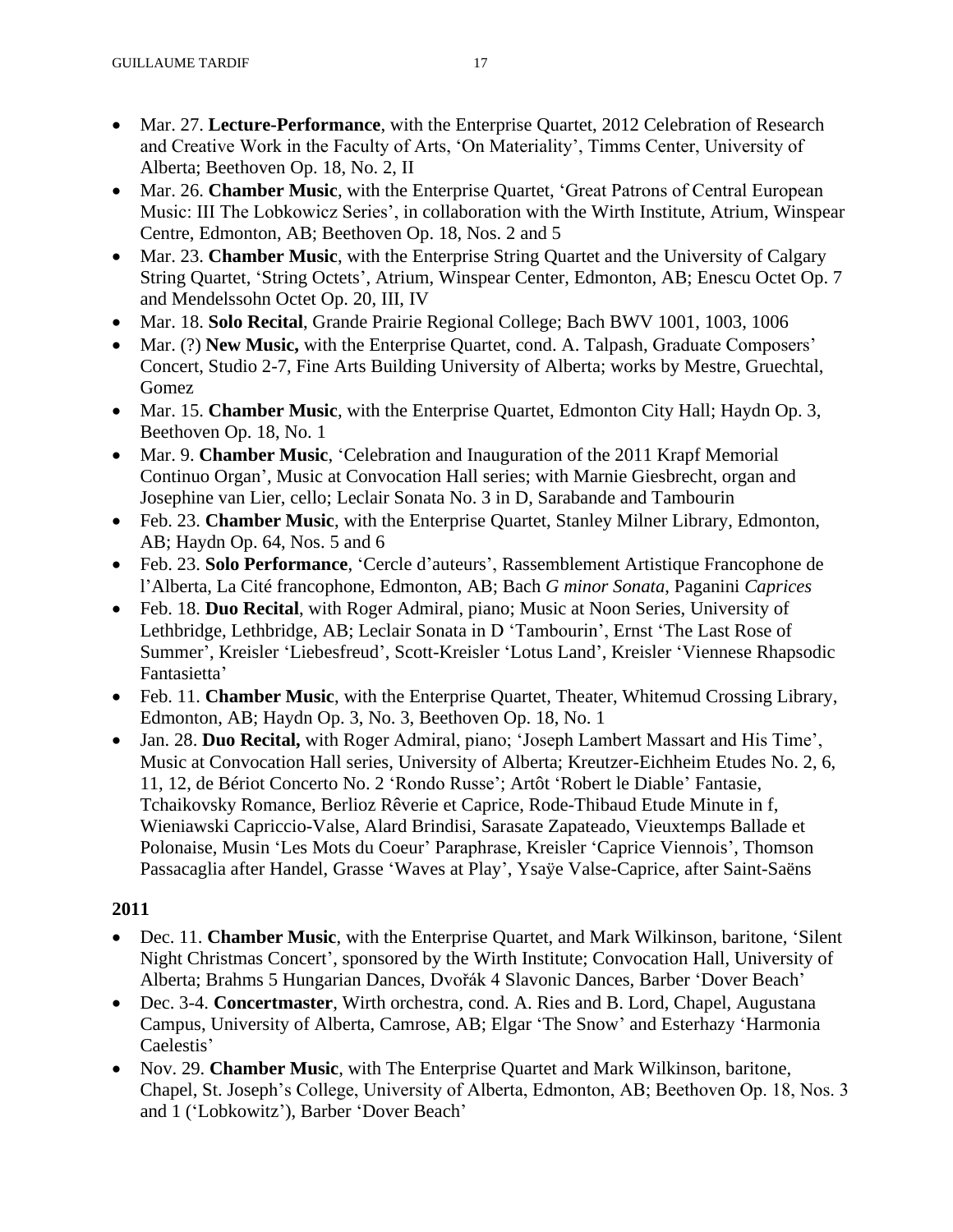- Mar. 27. **Lecture-Performance**, with the Enterprise Quartet, 2012 Celebration of Research and Creative Work in the Faculty of Arts, 'On Materiality', Timms Center, University of Alberta; Beethoven Op. 18, No. 2, II
- Mar. 26. **Chamber Music**, with the Enterprise Quartet, 'Great Patrons of Central European Music: III The Lobkowicz Series', in collaboration with the Wirth Institute, Atrium, Winspear Centre, Edmonton, AB; Beethoven Op. 18, Nos. 2 and 5
- Mar. 23. **Chamber Music**, with the Enterprise String Quartet and the University of Calgary String Quartet, 'String Octets', Atrium, Winspear Center, Edmonton, AB; Enescu Octet Op. 7 and Mendelssohn Octet Op. 20, III, IV
- Mar. 18. **Solo Recital**, Grande Prairie Regional College; Bach BWV 1001, 1003, 1006
- Mar. (?) **New Music,** with the Enterprise Quartet, cond. A. Talpash, Graduate Composers' Concert, Studio 2-7, Fine Arts Building University of Alberta; works by Mestre, Gruechtal, Gomez
- Mar. 15. **Chamber Music**, with the Enterprise Quartet, Edmonton City Hall; Haydn Op. 3, Beethoven Op. 18, No. 1
- Mar. 9. **Chamber Music**, 'Celebration and Inauguration of the 2011 Krapf Memorial Continuo Organ', Music at Convocation Hall series; with Marnie Giesbrecht, organ and Josephine van Lier, cello; Leclair Sonata No. 3 in D, Sarabande and Tambourin
- Feb. 23. **Chamber Music**, with the Enterprise Quartet, Stanley Milner Library, Edmonton, AB; Haydn Op. 64, Nos. 5 and 6
- Feb. 23. **Solo Performance**, 'Cercle d'auteurs', Rassemblement Artistique Francophone de l'Alberta, La Cité francophone, Edmonton, AB; Bach *G minor Sonata*, Paganini *Caprices*
- Feb. 18. **Duo Recital**, with Roger Admiral, piano; Music at Noon Series, University of Lethbridge, Lethbridge, AB; Leclair Sonata in D 'Tambourin', Ernst 'The Last Rose of Summer', Kreisler 'Liebesfreud', Scott-Kreisler 'Lotus Land', Kreisler 'Viennese Rhapsodic Fantasietta'
- Feb. 11. **Chamber Music**, with the Enterprise Quartet, Theater, Whitemud Crossing Library, Edmonton, AB; Haydn Op. 3, No. 3, Beethoven Op. 18, No. 1
- Jan. 28. **Duo Recital,** with Roger Admiral, piano; 'Joseph Lambert Massart and His Time', Music at Convocation Hall series, University of Alberta; Kreutzer-Eichheim Etudes No. 2, 6, 11, 12, de Bériot Concerto No. 2 'Rondo Russe'; Artôt 'Robert le Diable' Fantasie, Tchaikovsky Romance, Berlioz Rêverie et Caprice, Rode-Thibaud Etude Minute in f, Wieniawski Capriccio-Valse, Alard Brindisi, Sarasate Zapateado, Vieuxtemps Ballade et Polonaise, Musin 'Les Mots du Coeur' Paraphrase, Kreisler 'Caprice Viennois', Thomson Passacaglia after Handel, Grasse 'Waves at Play', Ysaÿe Valse-Caprice, after Saint-Saëns

**2011**

- Dec. 11. **Chamber Music**, with the Enterprise Quartet, and Mark Wilkinson, baritone, 'Silent Night Christmas Concert', sponsored by the Wirth Institute; Convocation Hall, University of Alberta; Brahms 5 Hungarian Dances, Dvořák 4 Slavonic Dances, Barber 'Dover Beach'
- Dec. 3-4. **Concertmaster**, Wirth orchestra, cond. A. Ries and B. Lord, Chapel, Augustana Campus, University of Alberta, Camrose, AB; Elgar 'The Snow' and Esterhazy 'Harmonia Caelestis'
- Nov. 29. **Chamber Music**, with The Enterprise Quartet and Mark Wilkinson, baritone, Chapel, St. Joseph's College, University of Alberta, Edmonton, AB; Beethoven Op. 18, Nos. 3 and 1 ('Lobkowitz'), Barber 'Dover Beach'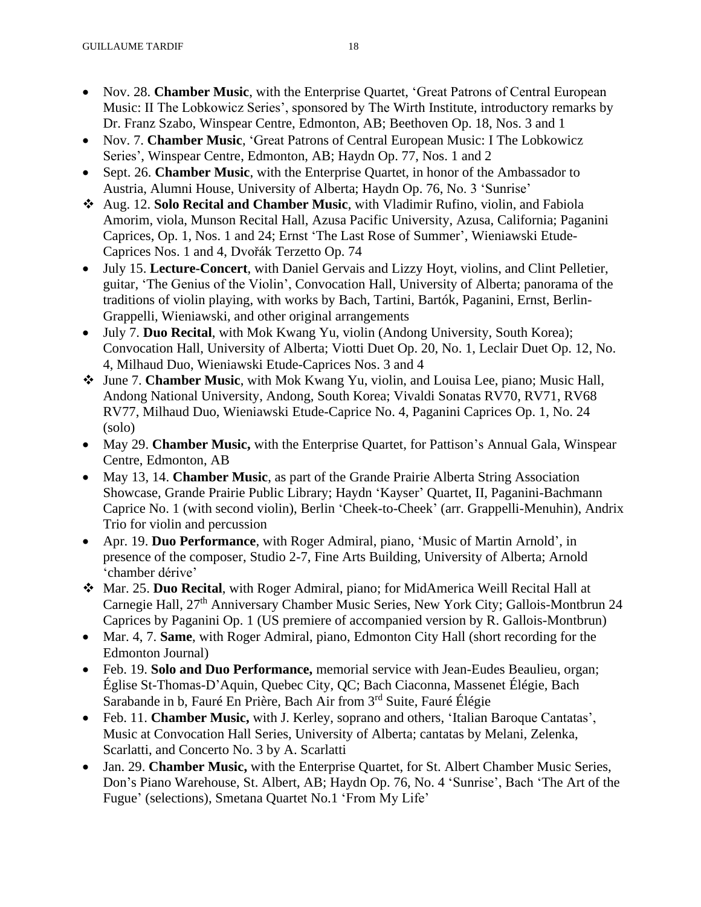- Nov. 28. **Chamber Music**, with the Enterprise Quartet, 'Great Patrons of Central European Music: II The Lobkowicz Series', sponsored by The Wirth Institute, introductory remarks by Dr. Franz Szabo, Winspear Centre, Edmonton, AB; Beethoven Op. 18, Nos. 3 and 1
- Nov. 7. **Chamber Music**, 'Great Patrons of Central European Music: I The Lobkowicz Series', Winspear Centre, Edmonton, AB; Haydn Op. 77, Nos. 1 and 2
- Sept. 26. **Chamber Music**, with the Enterprise Quartet, in honor of the Ambassador to Austria, Alumni House, University of Alberta; Haydn Op. 76, No. 3 'Sunrise'
- ❖ Aug. 12. **Solo Recital and Chamber Music**, with Vladimir Rufino, violin, and Fabiola Amorim, viola, Munson Recital Hall, Azusa Pacific University, Azusa, California; Paganini Caprices, Op. 1, Nos. 1 and 24; Ernst 'The Last Rose of Summer', Wieniawski Etude-Caprices Nos. 1 and 4, Dvořák Terzetto Op. 74
- July 15. **Lecture-Concert**, with Daniel Gervais and Lizzy Hoyt, violins, and Clint Pelletier, guitar, 'The Genius of the Violin', Convocation Hall, University of Alberta; panorama of the traditions of violin playing, with works by Bach, Tartini, Bartók, Paganini, Ernst, Berlin-Grappelli, Wieniawski, and other original arrangements
- July 7. **Duo Recital**, with Mok Kwang Yu, violin (Andong University, South Korea); Convocation Hall, University of Alberta; Viotti Duet Op. 20, No. 1, Leclair Duet Op. 12, No. 4, Milhaud Duo, Wieniawski Etude-Caprices Nos. 3 and 4
- ❖ June 7. **Chamber Music**, with Mok Kwang Yu, violin, and Louisa Lee, piano; Music Hall, Andong National University, Andong, South Korea; Vivaldi Sonatas RV70, RV71, RV68 RV77, Milhaud Duo, Wieniawski Etude-Caprice No. 4, Paganini Caprices Op. 1, No. 24 (solo)
- May 29. **Chamber Music,** with the Enterprise Quartet, for Pattison's Annual Gala, Winspear Centre, Edmonton, AB
- May 13, 14. **Chamber Music**, as part of the Grande Prairie Alberta String Association Showcase, Grande Prairie Public Library; Haydn 'Kayser' Quartet, II, Paganini-Bachmann Caprice No. 1 (with second violin), Berlin 'Cheek-to-Cheek' (arr. Grappelli-Menuhin), Andrix Trio for violin and percussion
- Apr. 19. **Duo Performance**, with Roger Admiral, piano, 'Music of Martin Arnold', in presence of the composer, Studio 2-7, Fine Arts Building, University of Alberta; Arnold 'chamber dérive'
- ❖ Mar. 25. **Duo Recital**, with Roger Admiral, piano; for MidAmerica Weill Recital Hall at Carnegie Hall, 27th Anniversary Chamber Music Series, New York City; Gallois-Montbrun 24 Caprices by Paganini Op. 1 (US premiere of accompanied version by R. Gallois-Montbrun)
- Mar. 4, 7. **Same**, with Roger Admiral, piano, Edmonton City Hall (short recording for the Edmonton Journal)
- Feb. 19. **Solo and Duo Performance,** memorial service with Jean-Eudes Beaulieu, organ; Église St-Thomas-D'Aquin, Quebec City, QC; Bach Ciaconna, Massenet Élégie, Bach Sarabande in b, Fauré En Prière, Bach Air from 3rd Suite, Fauré Élégie
- Feb. 11. **Chamber Music,** with J. Kerley, soprano and others, 'Italian Baroque Cantatas', Music at Convocation Hall Series, University of Alberta; cantatas by Melani, Zelenka, Scarlatti, and Concerto No. 3 by A. Scarlatti
- Jan. 29. **Chamber Music,** with the Enterprise Quartet, for St. Albert Chamber Music Series, Don's Piano Warehouse, St. Albert, AB; Haydn Op. 76, No. 4 'Sunrise', Bach 'The Art of the Fugue' (selections), Smetana Quartet No.1 'From My Life'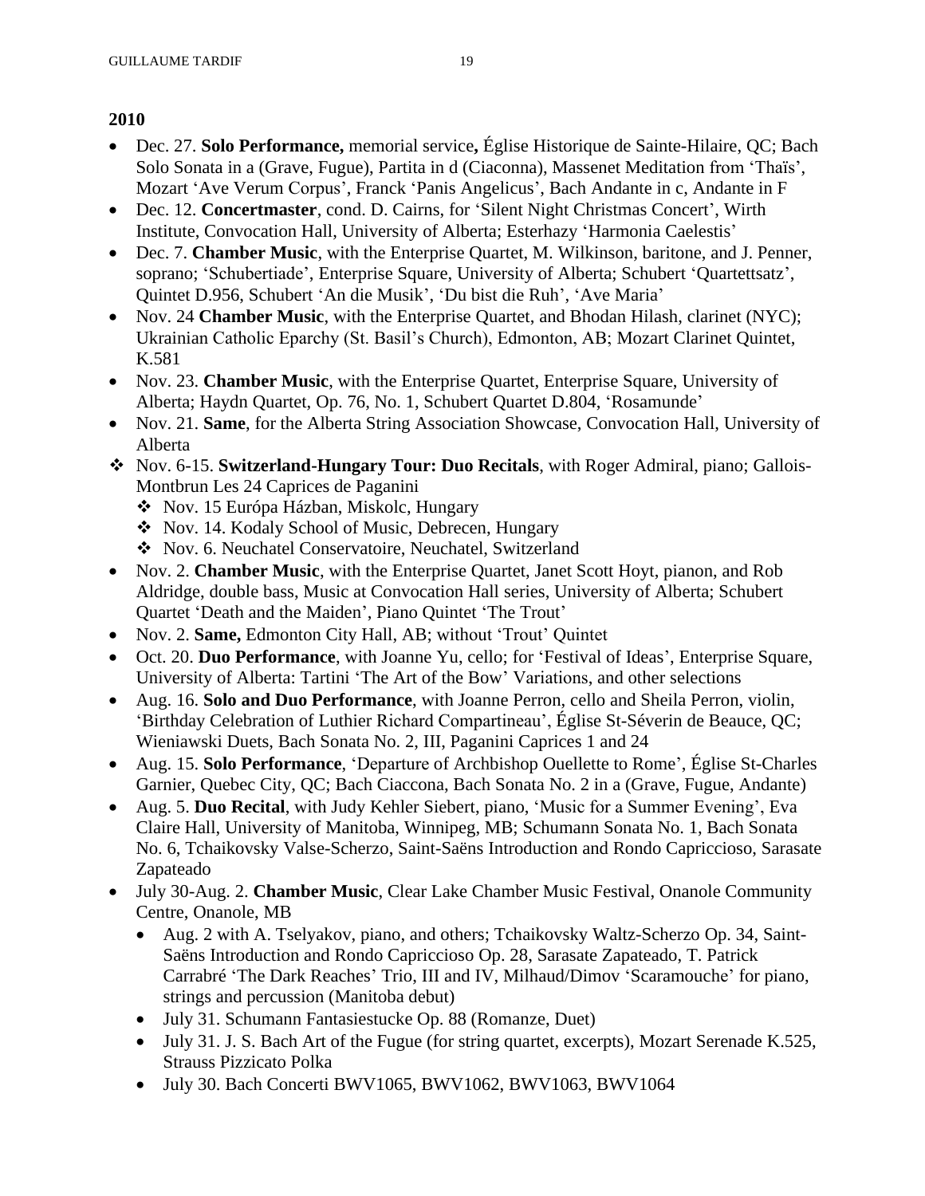**2010**

- Dec. 27. **Solo Performance,** memorial service**,** Église Historique de Sainte-Hilaire, QC; Bach Solo Sonata in a (Grave, Fugue), Partita in d (Ciaconna), Massenet Meditation from 'Thaïs', Mozart 'Ave Verum Corpus', Franck 'Panis Angelicus', Bach Andante in c, Andante in F
- Dec. 12. **Concertmaster**, cond. D. Cairns, for 'Silent Night Christmas Concert', Wirth Institute, Convocation Hall, University of Alberta; Esterhazy 'Harmonia Caelestis'
- Dec. 7. **Chamber Music**, with the Enterprise Quartet, M. Wilkinson, baritone, and J. Penner, soprano; 'Schubertiade', Enterprise Square, University of Alberta; Schubert 'Quartettsatz', Quintet D.956, Schubert 'An die Musik', 'Du bist die Ruh', 'Ave Maria'
- Nov. 24 **Chamber Music**, with the Enterprise Quartet, and Bhodan Hilash, clarinet (NYC); Ukrainian Catholic Eparchy (St. Basil's Church), Edmonton, AB; Mozart Clarinet Quintet, K.581
- Nov. 23. **Chamber Music**, with the Enterprise Quartet, Enterprise Square, University of Alberta; Haydn Quartet, Op. 76, No. 1, Schubert Quartet D.804, 'Rosamunde'
- Nov. 21. **Same**, for the Alberta String Association Showcase, Convocation Hall, University of Alberta
- ❖ Nov. 6-15. **Switzerland-Hungary Tour: Duo Recitals**, with Roger Admiral, piano; Gallois-Montbrun Les 24 Caprices de Paganini
  - ❖ Nov. 15 Európa Házban, Miskolc, Hungary
  - ❖ Nov. 14. Kodaly School of Music, Debrecen, Hungary
  - ❖ Nov. 6. Neuchatel Conservatoire, Neuchatel, Switzerland
- Nov. 2. **Chamber Music**, with the Enterprise Quartet, Janet Scott Hoyt, pianon, and Rob Aldridge, double bass, Music at Convocation Hall series, University of Alberta; Schubert Quartet 'Death and the Maiden', Piano Quintet 'The Trout'
- Nov. 2. **Same,** Edmonton City Hall, AB; without 'Trout' Quintet
- Oct. 20. **Duo Performance**, with Joanne Yu, cello; for 'Festival of Ideas', Enterprise Square, University of Alberta: Tartini 'The Art of the Bow' Variations, and other selections
- Aug. 16. **Solo and Duo Performance**, with Joanne Perron, cello and Sheila Perron, violin, 'Birthday Celebration of Luthier Richard Compartineau', Église St-Séverin de Beauce, QC; Wieniawski Duets, Bach Sonata No. 2, III, Paganini Caprices 1 and 24
- Aug. 15. **Solo Performance**, 'Departure of Archbishop Ouellette to Rome', Église St-Charles Garnier, Quebec City, QC; Bach Ciaccona, Bach Sonata No. 2 in a (Grave, Fugue, Andante)
- Aug. 5. **Duo Recital**, with Judy Kehler Siebert, piano, 'Music for a Summer Evening', Eva Claire Hall, University of Manitoba, Winnipeg, MB; Schumann Sonata No. 1, Bach Sonata No. 6, Tchaikovsky Valse-Scherzo, Saint-Saëns Introduction and Rondo Capriccioso, Sarasate Zapateado
- July 30-Aug. 2. **Chamber Music**, Clear Lake Chamber Music Festival, Onanole Community Centre, Onanole, MB
  - Aug. 2 with A. Tselyakov, piano, and others; Tchaikovsky Waltz-Scherzo Op. 34, Saint-Saëns Introduction and Rondo Capriccioso Op. 28, Sarasate Zapateado, T. Patrick Carrabré 'The Dark Reaches' Trio, III and IV, Milhaud/Dimov 'Scaramouche' for piano, strings and percussion (Manitoba debut)
  - July 31. Schumann Fantasiestucke Op. 88 (Romanze, Duet)
  - July 31. J. S. Bach Art of the Fugue (for string quartet, excerpts), Mozart Serenade K.525, Strauss Pizzicato Polka
  - July 30. Bach Concerti BWV1065, BWV1062, BWV1063, BWV1064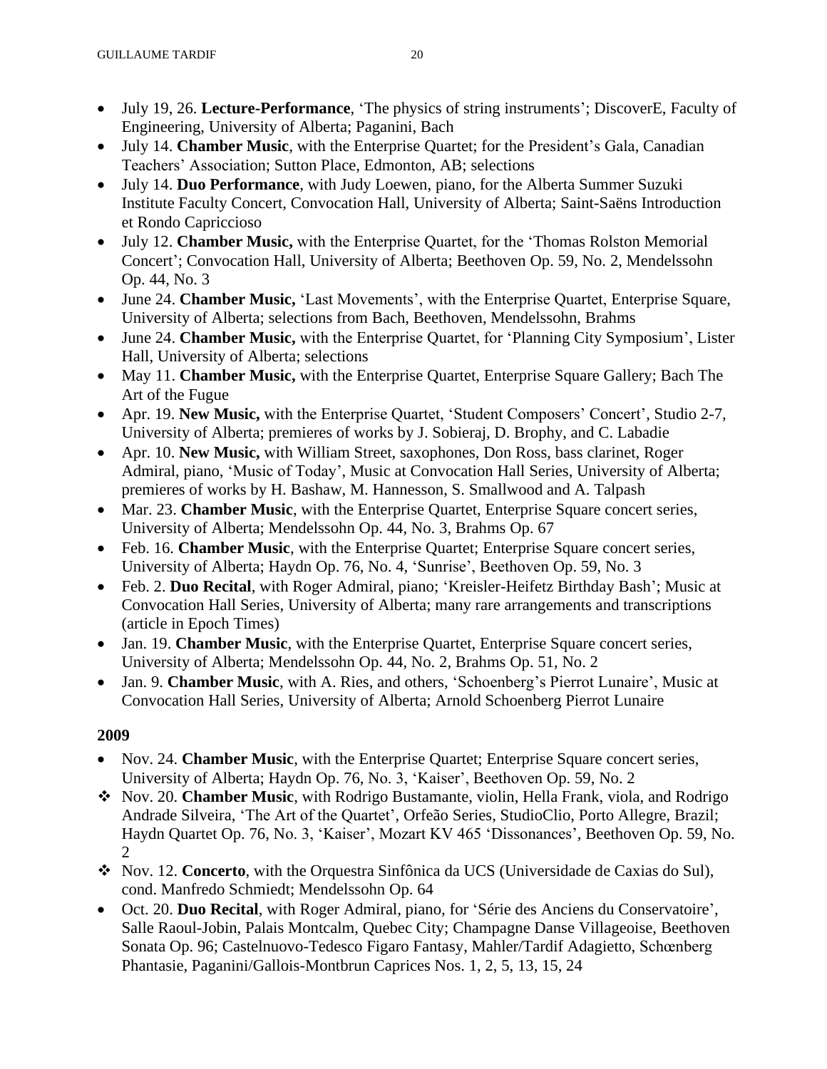- July 19, 26. **Lecture-Performance**, 'The physics of string instruments'; DiscoverE, Faculty of Engineering, University of Alberta; Paganini, Bach
- July 14. **Chamber Music**, with the Enterprise Quartet; for the President's Gala, Canadian Teachers' Association; Sutton Place, Edmonton, AB; selections
- July 14. **Duo Performance**, with Judy Loewen, piano, for the Alberta Summer Suzuki Institute Faculty Concert, Convocation Hall, University of Alberta; Saint-Saëns Introduction et Rondo Capriccioso
- July 12. **Chamber Music,** with the Enterprise Quartet, for the 'Thomas Rolston Memorial Concert'; Convocation Hall, University of Alberta; Beethoven Op. 59, No. 2, Mendelssohn Op. 44, No. 3
- June 24. **Chamber Music,** 'Last Movements', with the Enterprise Quartet, Enterprise Square, University of Alberta; selections from Bach, Beethoven, Mendelssohn, Brahms
- June 24. **Chamber Music,** with the Enterprise Quartet, for 'Planning City Symposium', Lister Hall, University of Alberta; selections
- May 11. **Chamber Music,** with the Enterprise Quartet, Enterprise Square Gallery; Bach The Art of the Fugue
- Apr. 19. **New Music,** with the Enterprise Quartet, 'Student Composers' Concert', Studio 2-7, University of Alberta; premieres of works by J. Sobieraj, D. Brophy, and C. Labadie
- Apr. 10. **New Music,** with William Street, saxophones, Don Ross, bass clarinet, Roger Admiral, piano, 'Music of Today', Music at Convocation Hall Series, University of Alberta; premieres of works by H. Bashaw, M. Hannesson, S. Smallwood and A. Talpash
- Mar. 23. **Chamber Music**, with the Enterprise Quartet, Enterprise Square concert series, University of Alberta; Mendelssohn Op. 44, No. 3, Brahms Op. 67
- Feb. 16. **Chamber Music**, with the Enterprise Quartet; Enterprise Square concert series, University of Alberta; Haydn Op. 76, No. 4, 'Sunrise', Beethoven Op. 59, No. 3
- Feb. 2. **Duo Recital**, with Roger Admiral, piano; 'Kreisler-Heifetz Birthday Bash'; Music at Convocation Hall Series, University of Alberta; many rare arrangements and transcriptions (article in Epoch Times)
- Jan. 19. **Chamber Music**, with the Enterprise Quartet, Enterprise Square concert series, University of Alberta; Mendelssohn Op. 44, No. 2, Brahms Op. 51, No. 2
- Jan. 9. **Chamber Music**, with A. Ries, and others, 'Schoenberg's Pierrot Lunaire', Music at Convocation Hall Series, University of Alberta; Arnold Schoenberg Pierrot Lunaire

**2009**

- Nov. 24. **Chamber Music**, with the Enterprise Quartet; Enterprise Square concert series, University of Alberta; Haydn Op. 76, No. 3, 'Kaiser', Beethoven Op. 59, No. 2
- ❖ Nov. 20. **Chamber Music**, with Rodrigo Bustamante, violin, Hella Frank, viola, and Rodrigo Andrade Silveira, 'The Art of the Quartet', Orfeão Series, StudioClio, Porto Allegre, Brazil; Haydn Quartet Op. 76, No. 3, 'Kaiser', Mozart KV 465 'Dissonances', Beethoven Op. 59, No. 2
- ❖ Nov. 12. **Concerto**, with the Orquestra Sinfônica da UCS (Universidade de Caxias do Sul), cond. Manfredo Schmiedt; Mendelssohn Op. 64
- Oct. 20. **Duo Recital**, with Roger Admiral, piano, for 'Série des Anciens du Conservatoire', Salle Raoul-Jobin, Palais Montcalm, Quebec City; Champagne Danse Villageoise, Beethoven Sonata Op. 96; Castelnuovo-Tedesco Figaro Fantasy, Mahler/Tardif Adagietto, Schœnberg Phantasie, Paganini/Gallois-Montbrun Caprices Nos. 1, 2, 5, 13, 15, 24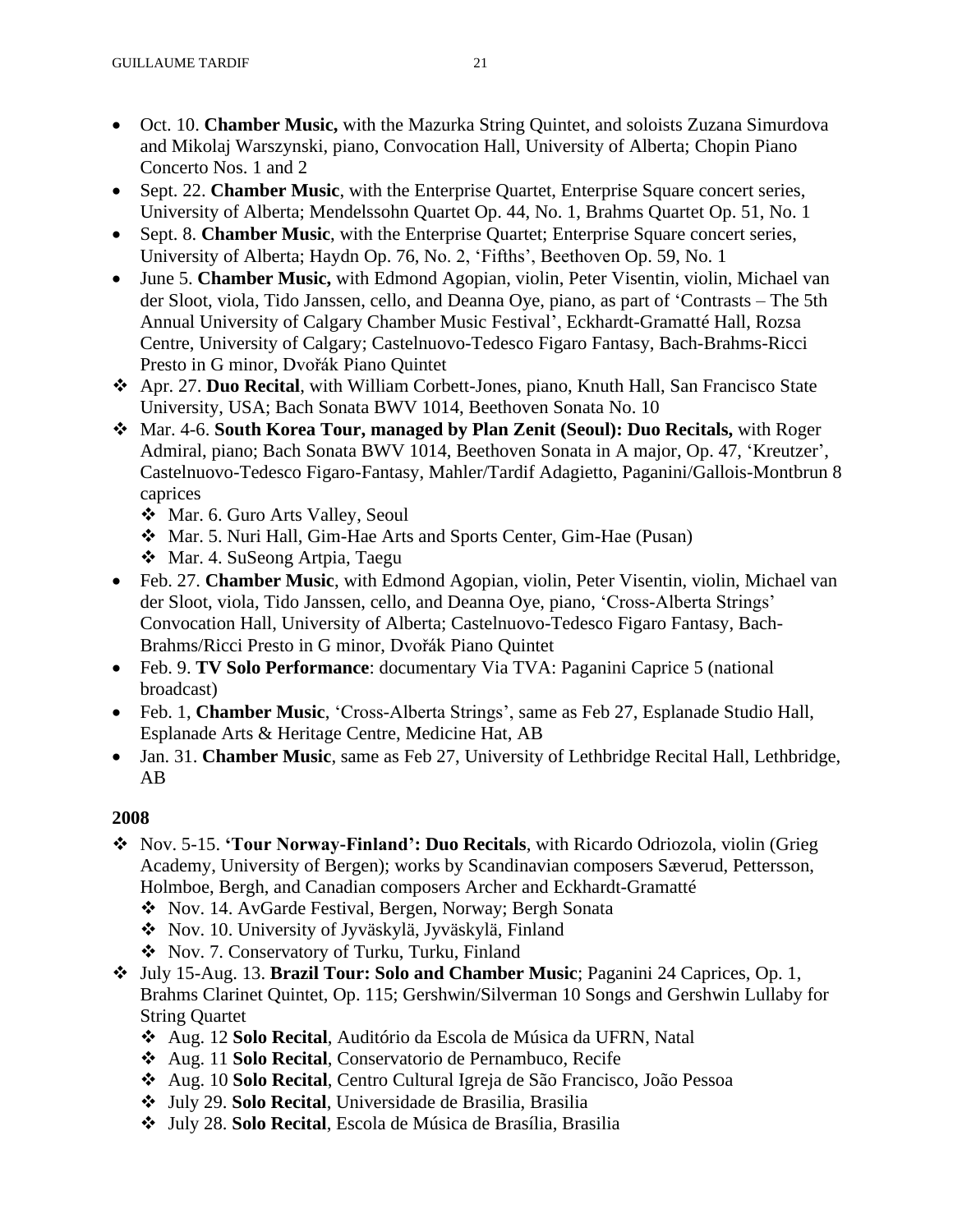- Oct. 10. **Chamber Music,** with the Mazurka String Quintet, and soloists Zuzana Simurdova and Mikolaj Warszynski, piano, Convocation Hall, University of Alberta; Chopin Piano Concerto Nos. 1 and 2
- Sept. 22. **Chamber Music**, with the Enterprise Quartet, Enterprise Square concert series, University of Alberta; Mendelssohn Quartet Op. 44, No. 1, Brahms Quartet Op. 51, No. 1
- Sept. 8. **Chamber Music**, with the Enterprise Quartet; Enterprise Square concert series, University of Alberta; Haydn Op. 76, No. 2, 'Fifths', Beethoven Op. 59, No. 1
- June 5. **Chamber Music,** with Edmond Agopian, violin, Peter Visentin, violin, Michael van der Sloot, viola, Tido Janssen, cello, and Deanna Oye, piano, as part of 'Contrasts – The 5th Annual University of Calgary Chamber Music Festival', Eckhardt-Gramatté Hall, Rozsa Centre, University of Calgary; Castelnuovo-Tedesco Figaro Fantasy, Bach-Brahms-Ricci Presto in G minor, Dvořák Piano Quintet
- ❖ Apr. 27. **Duo Recital**, with William Corbett-Jones, piano, Knuth Hall, San Francisco State University, USA; Bach Sonata BWV 1014, Beethoven Sonata No. 10
- ❖ Mar. 4-6. **South Korea Tour, managed by Plan Zenit (Seoul): Duo Recitals,** with Roger Admiral, piano; Bach Sonata BWV 1014, Beethoven Sonata in A major, Op. 47, 'Kreutzer', Castelnuovo-Tedesco Figaro-Fantasy, Mahler/Tardif Adagietto, Paganini/Gallois-Montbrun 8 caprices
  - ❖ Mar. 6. Guro Arts Valley, Seoul
  - ❖ Mar. 5. Nuri Hall, Gim-Hae Arts and Sports Center, Gim-Hae (Pusan)
  - ❖ Mar. 4. SuSeong Artpia, Taegu
- Feb. 27. **Chamber Music**, with Edmond Agopian, violin, Peter Visentin, violin, Michael van der Sloot, viola, Tido Janssen, cello, and Deanna Oye, piano, 'Cross-Alberta Strings' Convocation Hall, University of Alberta; Castelnuovo-Tedesco Figaro Fantasy, Bach-Brahms/Ricci Presto in G minor, Dvořák Piano Quintet
- Feb. 9. **TV Solo Performance**: documentary Via TVA: Paganini Caprice 5 (national broadcast)
- Feb. 1, **Chamber Music**, 'Cross-Alberta Strings', same as Feb 27, Esplanade Studio Hall, Esplanade Arts & Heritage Centre, Medicine Hat, AB
- Jan. 31. **Chamber Music**, same as Feb 27, University of Lethbridge Recital Hall, Lethbridge, AB

**2008**

- ❖ Nov. 5-15. **'Tour Norway-Finland': Duo Recitals**, with Ricardo Odriozola, violin (Grieg Academy, University of Bergen); works by Scandinavian composers Sæverud, Pettersson, Holmboe, Bergh, and Canadian composers Archer and Eckhardt-Gramatté
  - ❖ Nov. 14. AvGarde Festival, Bergen, Norway; Bergh Sonata
  - ❖ Nov. 10. University of Jyväskylä, Jyväskylä, Finland
  - ❖ Nov. 7. Conservatory of Turku, Turku, Finland
- ❖ July 15-Aug. 13. **Brazil Tour: Solo and Chamber Music**; Paganini 24 Caprices, Op. 1, Brahms Clarinet Quintet, Op. 115; Gershwin/Silverman 10 Songs and Gershwin Lullaby for String Quartet
  - ❖ Aug. 12 **Solo Recital**, Auditório da Escola de Música da UFRN, Natal
  - ❖ Aug. 11 **Solo Recital**, Conservatorio de Pernambuco, Recife
  - ❖ Aug. 10 **Solo Recital**, Centro Cultural Igreja de São Francisco, João Pessoa
  - ❖ July 29. **Solo Recital**, Universidade de Brasilia, Brasilia
  - ❖ July 28. **Solo Recital**, Escola de Música de Brasília, Brasilia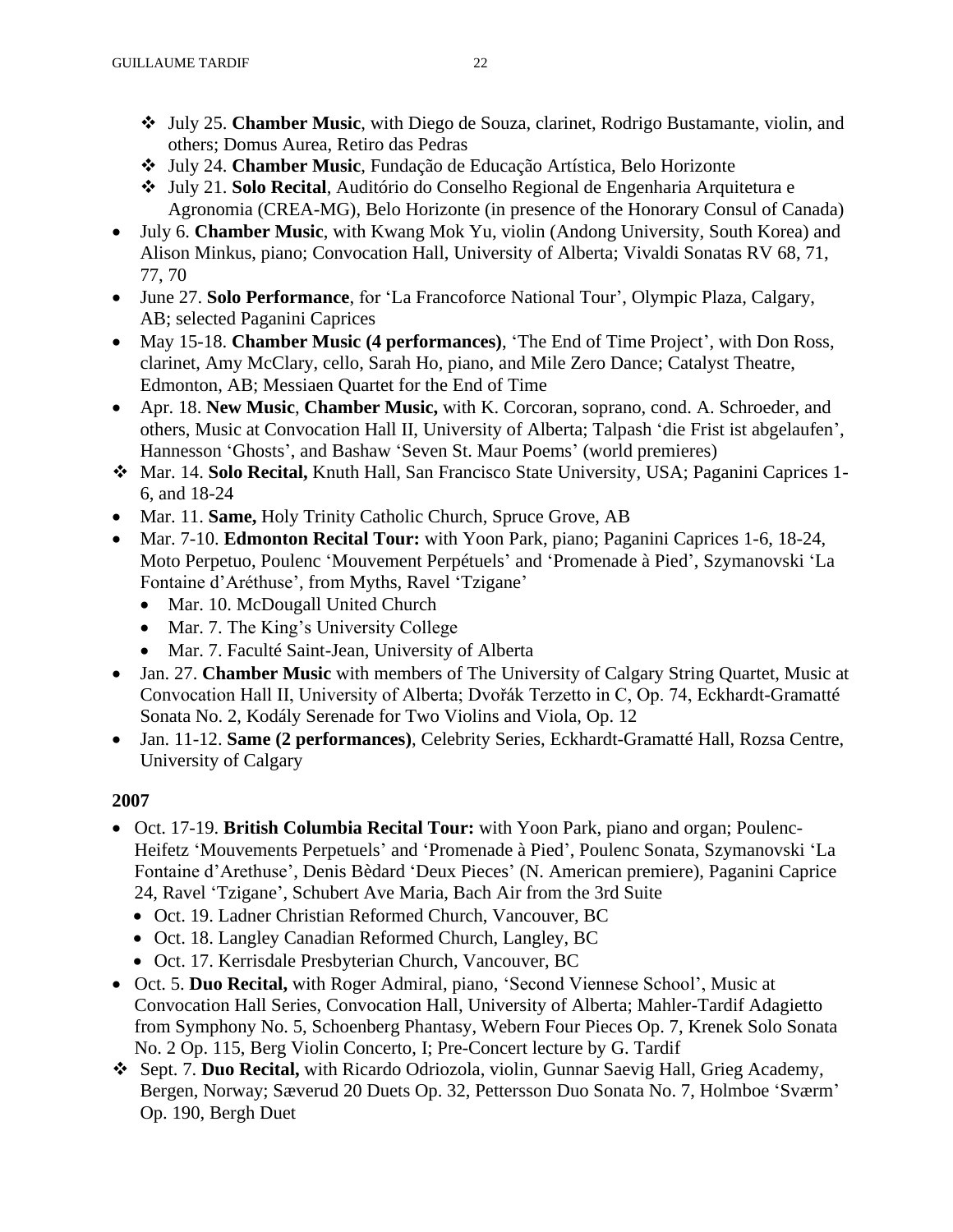- ❖ July 25. **Chamber Music**, with Diego de Souza, clarinet, Rodrigo Bustamante, violin, and others; Domus Aurea, Retiro das Pedras
- ❖ July 24. **Chamber Music**, Fundação de Educação Artística, Belo Horizonte
- ❖ July 21. **Solo Recital**, Auditório do Conselho Regional de Engenharia Arquitetura e Agronomia (CREA-MG), Belo Horizonte (in presence of the Honorary Consul of Canada)

- July 6. **Chamber Music**, with Kwang Mok Yu, violin (Andong University, South Korea) and Alison Minkus, piano; Convocation Hall, University of Alberta; Vivaldi Sonatas RV 68, 71, 77, 70
- June 27. **Solo Performance**, for 'La Francoforce National Tour', Olympic Plaza, Calgary, AB; selected Paganini Caprices
- May 15-18. **Chamber Music (4 performances)**, 'The End of Time Project', with Don Ross, clarinet, Amy McClary, cello, Sarah Ho, piano, and Mile Zero Dance; Catalyst Theatre, Edmonton, AB; Messiaen Quartet for the End of Time
- Apr. 18. **New Music**, **Chamber Music,** with K. Corcoran, soprano, cond. A. Schroeder, and others, Music at Convocation Hall II, University of Alberta; Talpash 'die Frist ist abgelaufen', Hannesson 'Ghosts', and Bashaw 'Seven St. Maur Poems' (world premieres)
- ❖ Mar. 14. **Solo Recital,** Knuth Hall, San Francisco State University, USA; Paganini Caprices 1-6, and 18-24
- Mar. 11. **Same,** Holy Trinity Catholic Church, Spruce Grove, AB
- Mar. 7-10. **Edmonton Recital Tour:** with Yoon Park, piano; Paganini Caprices 1-6, 18-24, Moto Perpetuo, Poulenc 'Mouvement Perpétuels' and 'Promenade à Pied', Szymanovski 'La Fontaine d'Aréthuse', from Myths, Ravel 'Tzigane'
  - Mar. 10. McDougall United Church
  - Mar. 7. The King's University College
  - Mar. 7. Faculté Saint-Jean, University of Alberta
- Jan. 27. **Chamber Music** with members of The University of Calgary String Quartet, Music at Convocation Hall II, University of Alberta; Dvořák Terzetto in C, Op. 74, Eckhardt-Gramatté Sonata No. 2, Kodály Serenade for Two Violins and Viola, Op. 12
- Jan. 11-12. **Same (2 performances)**, Celebrity Series, Eckhardt-Gramatté Hall, Rozsa Centre, University of Calgary

**2007**

- Oct. 17-19. **British Columbia Recital Tour:** with Yoon Park, piano and organ; Poulenc-Heifetz 'Mouvements Perpetuels' and 'Promenade à Pied', Poulenc Sonata, Szymanovski 'La Fontaine d'Arethuse', Denis Bèdard 'Deux Pieces' (N. American premiere), Paganini Caprice 24, Ravel 'Tzigane', Schubert Ave Maria, Bach Air from the 3rd Suite
  - Oct. 19. Ladner Christian Reformed Church, Vancouver, BC
  - Oct. 18. Langley Canadian Reformed Church, Langley, BC
  - Oct. 17. Kerrisdale Presbyterian Church, Vancouver, BC
- Oct. 5. **Duo Recital,** with Roger Admiral, piano, 'Second Viennese School', Music at Convocation Hall Series, Convocation Hall, University of Alberta; Mahler-Tardif Adagietto from Symphony No. 5, Schoenberg Phantasy, Webern Four Pieces Op. 7, Krenek Solo Sonata No. 2 Op. 115, Berg Violin Concerto, I; Pre-Concert lecture by G. Tardif
- ❖ Sept. 7. **Duo Recital,** with Ricardo Odriozola, violin, Gunnar Saevig Hall, Grieg Academy, Bergen, Norway; Sæverud 20 Duets Op. 32, Pettersson Duo Sonata No. 7, Holmboe 'Sværm' Op. 190, Bergh Duet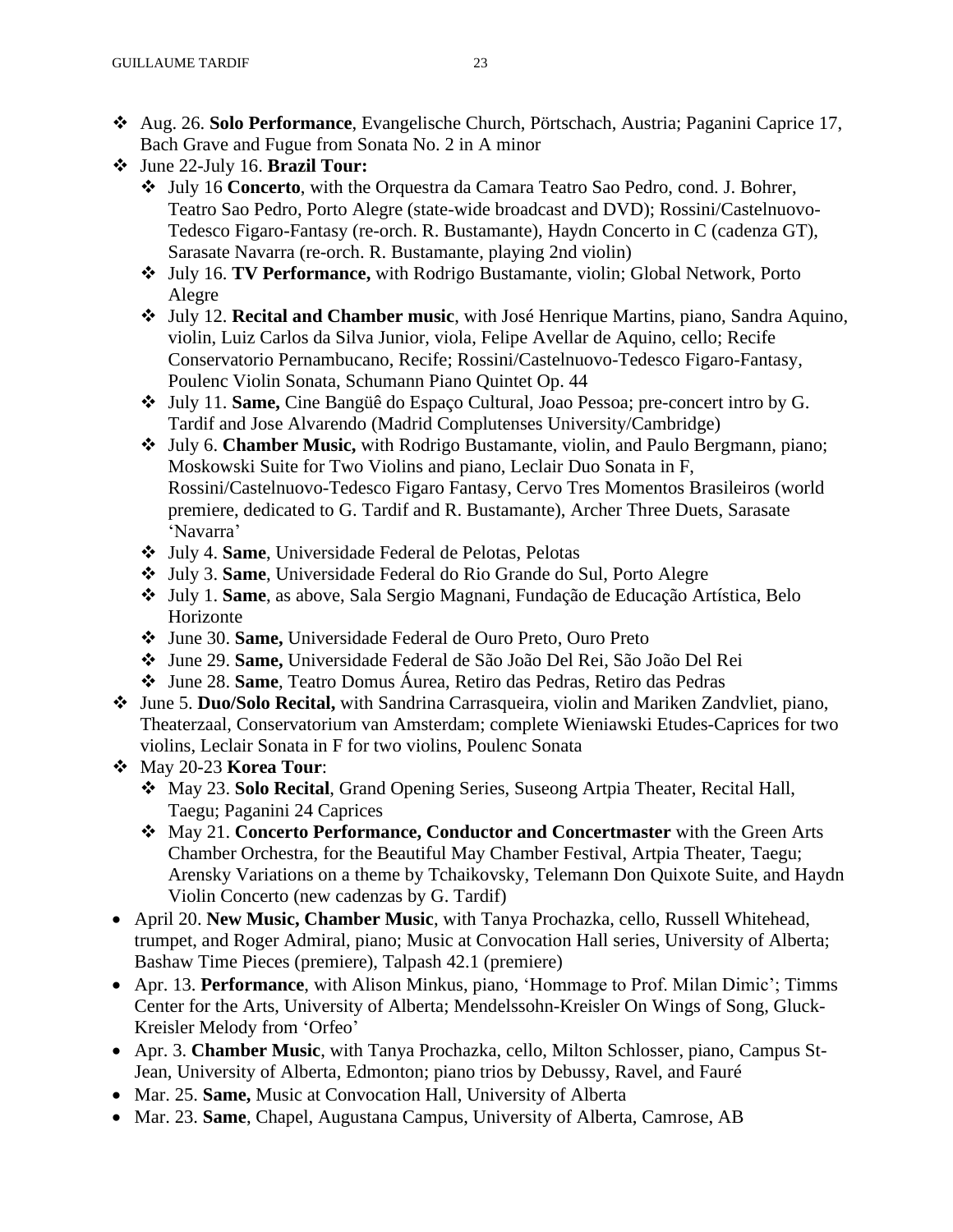- Aug. 26. **Solo Performance**, Evangelische Church, Pörtschach, Austria; Paganini Caprice 17, Bach Grave and Fugue from Sonata No. 2 in A minor
- June 22-July 16. **Brazil Tour:**
  - July 16 **Concerto**, with the Orquestra da Camara Teatro Sao Pedro, cond. J. Bohrer, Teatro Sao Pedro, Porto Alegre (state-wide broadcast and DVD); Rossini/Castelnuovo-Tedesco Figaro-Fantasy (re-orch. R. Bustamante), Haydn Concerto in C (cadenza GT), Sarasate Navarra (re-orch. R. Bustamante, playing 2nd violin)
  - July 16. **TV Performance,** with Rodrigo Bustamante, violin; Global Network, Porto Alegre
  - July 12. **Recital and Chamber music**, with José Henrique Martins, piano, Sandra Aquino, violin, Luiz Carlos da Silva Junior, viola, Felipe Avellar de Aquino, cello; Recife Conservatorio Pernambucano, Recife; Rossini/Castelnuovo-Tedesco Figaro-Fantasy, Poulenc Violin Sonata, Schumann Piano Quintet Op. 44
  - July 11. **Same,** Cine Bangüê do Espaço Cultural, Joao Pessoa; pre-concert intro by G. Tardif and Jose Alvarendo (Madrid Complutenses University/Cambridge)
  - July 6. **Chamber Music,** with Rodrigo Bustamante, violin, and Paulo Bergmann, piano; Moskowski Suite for Two Violins and piano, Leclair Duo Sonata in F, Rossini/Castelnuovo-Tedesco Figaro Fantasy, Cervo Tres Momentos Brasileiros (world premiere, dedicated to G. Tardif and R. Bustamante), Archer Three Duets, Sarasate 'Navarra'
  - July 4. **Same**, Universidade Federal de Pelotas, Pelotas
  - July 3. **Same**, Universidade Federal do Rio Grande do Sul, Porto Alegre
  - July 1. **Same**, as above, Sala Sergio Magnani, Fundação de Educação Artística, Belo Horizonte
  - June 30. **Same,** Universidade Federal de Ouro Preto, Ouro Preto
  - June 29. **Same,** Universidade Federal de São João Del Rei, São João Del Rei
  - June 28. **Same**, Teatro Domus Áurea, Retiro das Pedras, Retiro das Pedras
- June 5. **Duo/Solo Recital,** with Sandrina Carrasqueira, violin and Mariken Zandvliet, piano, Theaterzaal, Conservatorium van Amsterdam; complete Wieniawski Etudes-Caprices for two violins, Leclair Sonata in F for two violins, Poulenc Sonata
- May 20-23 **Korea Tour**:
  - May 23. **Solo Recital**, Grand Opening Series, Suseong Artpia Theater, Recital Hall, Taegu; Paganini 24 Caprices
  - May 21. **Concerto Performance, Conductor and Concertmaster** with the Green Arts Chamber Orchestra, for the Beautiful May Chamber Festival, Artpia Theater, Taegu; Arensky Variations on a theme by Tchaikovsky, Telemann Don Quixote Suite, and Haydn Violin Concerto (new cadenzas by G. Tardif)
- April 20. **New Music, Chamber Music**, with Tanya Prochazka, cello, Russell Whitehead, trumpet, and Roger Admiral, piano; Music at Convocation Hall series, University of Alberta; Bashaw Time Pieces (premiere), Talpash 42.1 (premiere)
- Apr. 13. **Performance**, with Alison Minkus, piano, 'Hommage to Prof. Milan Dimic'; Timms Center for the Arts, University of Alberta; Mendelssohn-Kreisler On Wings of Song, Gluck-Kreisler Melody from 'Orfeo'
- Apr. 3. **Chamber Music**, with Tanya Prochazka, cello, Milton Schlosser, piano, Campus St-Jean, University of Alberta, Edmonton; piano trios by Debussy, Ravel, and Fauré
- Mar. 25. **Same,** Music at Convocation Hall, University of Alberta
- Mar. 23. **Same**, Chapel, Augustana Campus, University of Alberta, Camrose, AB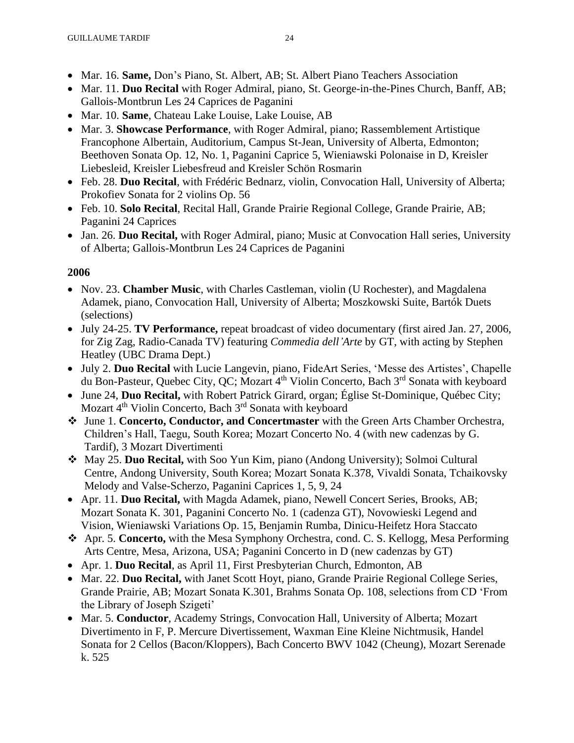- Mar. 16. **Same,** Don's Piano, St. Albert, AB; St. Albert Piano Teachers Association
- Mar. 11. **Duo Recital** with Roger Admiral, piano, St. George-in-the-Pines Church, Banff, AB; Gallois-Montbrun Les 24 Caprices de Paganini
- Mar. 10. **Same**, Chateau Lake Louise, Lake Louise, AB
- Mar. 3. **Showcase Performance**, with Roger Admiral, piano; Rassemblement Artistique Francophone Albertain, Auditorium, Campus St-Jean, University of Alberta, Edmonton; Beethoven Sonata Op. 12, No. 1, Paganini Caprice 5, Wieniawski Polonaise in D, Kreisler Liebesleid, Kreisler Liebesfreud and Kreisler Schön Rosmarin
- Feb. 28. **Duo Recital**, with Frédéric Bednarz, violin, Convocation Hall, University of Alberta; Prokofiev Sonata for 2 violins Op. 56
- Feb. 10. **Solo Recital**, Recital Hall, Grande Prairie Regional College, Grande Prairie, AB; Paganini 24 Caprices
- Jan. 26. **Duo Recital,** with Roger Admiral, piano; Music at Convocation Hall series, University of Alberta; Gallois-Montbrun Les 24 Caprices de Paganini

**2006**

- Nov. 23. **Chamber Music**, with Charles Castleman, violin (U Rochester), and Magdalena Adamek, piano, Convocation Hall, University of Alberta; Moszkowski Suite, Bartók Duets (selections)
- July 24-25. **TV Performance,** repeat broadcast of video documentary (first aired Jan. 27, 2006, for Zig Zag, Radio-Canada TV) featuring *Commedia dell'Arte* by GT, with acting by Stephen Heatley (UBC Drama Dept.)
- July 2. **Duo Recital** with Lucie Langevin, piano, FideArt Series, 'Messe des Artistes', Chapelle du Bon-Pasteur, Quebec City, QC; Mozart 4th Violin Concerto, Bach 3rd Sonata with keyboard
- June 24, **Duo Recital,** with Robert Patrick Girard, organ; Église St-Dominique, Québec City; Mozart 4th Violin Concerto, Bach 3rd Sonata with keyboard
- ❖ June 1. **Concerto, Conductor, and Concertmaster** with the Green Arts Chamber Orchestra, Children's Hall, Taegu, South Korea; Mozart Concerto No. 4 (with new cadenzas by G. Tardif), 3 Mozart Divertimenti
- ❖ May 25. **Duo Recital,** with Soo Yun Kim, piano (Andong University); Solmoi Cultural Centre, Andong University, South Korea; Mozart Sonata K.378, Vivaldi Sonata, Tchaikovsky Melody and Valse-Scherzo, Paganini Caprices 1, 5, 9, 24
- Apr. 11. **Duo Recital,** with Magda Adamek, piano, Newell Concert Series, Brooks, AB; Mozart Sonata K. 301, Paganini Concerto No. 1 (cadenza GT), Novowieski Legend and Vision, Wieniawski Variations Op. 15, Benjamin Rumba, Dinicu-Heifetz Hora Staccato
- ❖ Apr. 5. **Concerto,** with the Mesa Symphony Orchestra, cond. C. S. Kellogg, Mesa Performing Arts Centre, Mesa, Arizona, USA; Paganini Concerto in D (new cadenzas by GT)
- Apr. 1. **Duo Recital**, as April 11, First Presbyterian Church, Edmonton, AB
- Mar. 22. **Duo Recital,** with Janet Scott Hoyt, piano, Grande Prairie Regional College Series, Grande Prairie, AB; Mozart Sonata K.301, Brahms Sonata Op. 108, selections from CD 'From the Library of Joseph Szigeti'
- Mar. 5. **Conductor**, Academy Strings, Convocation Hall, University of Alberta; Mozart Divertimento in F, P. Mercure Divertissement, Waxman Eine Kleine Nichtmusik, Handel Sonata for 2 Cellos (Bacon/Kloppers), Bach Concerto BWV 1042 (Cheung), Mozart Serenade k. 525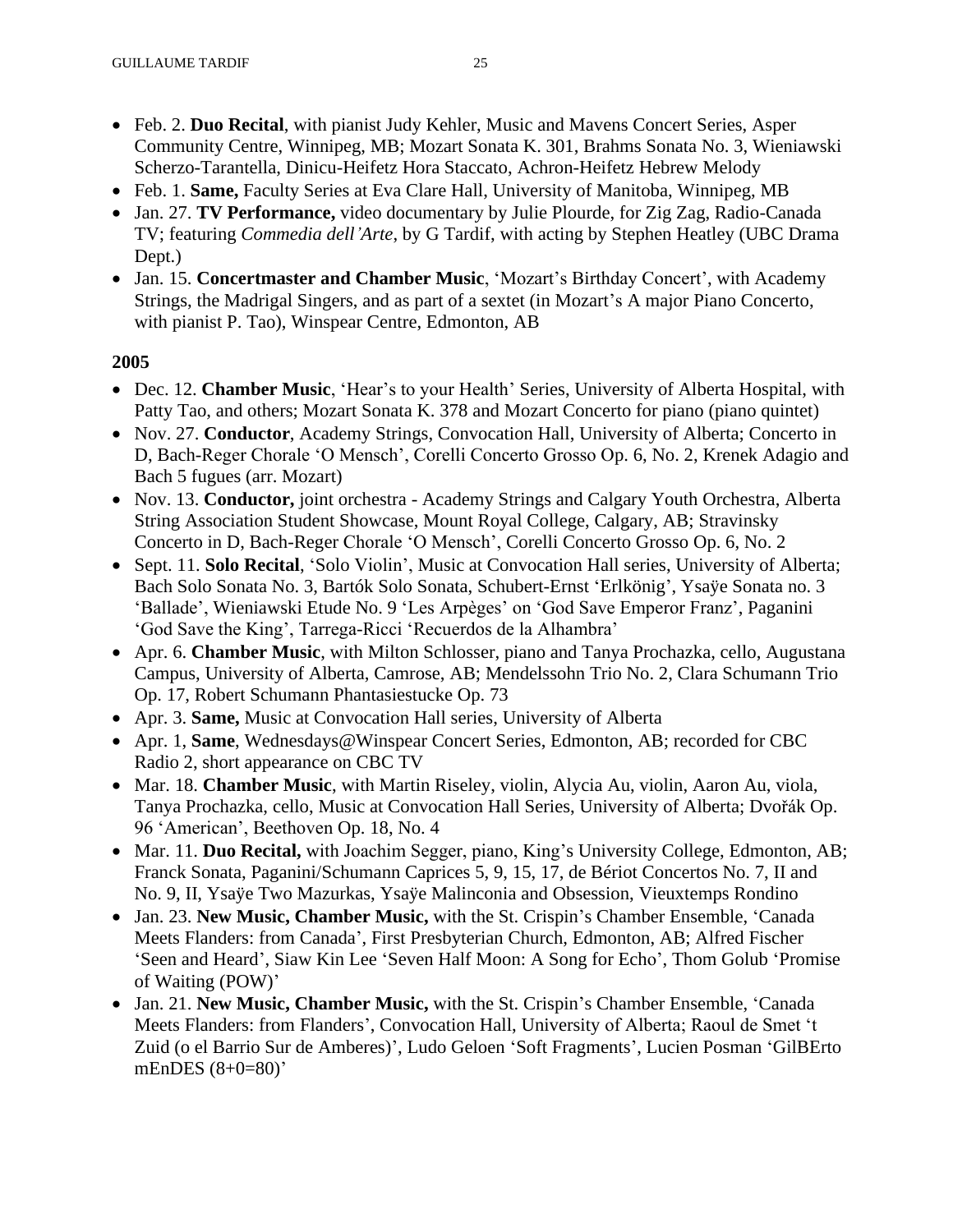- Feb. 2. **Duo Recital**, with pianist Judy Kehler, Music and Mavens Concert Series, Asper Community Centre, Winnipeg, MB; Mozart Sonata K. 301, Brahms Sonata No. 3, Wieniawski Scherzo-Tarantella, Dinicu-Heifetz Hora Staccato, Achron-Heifetz Hebrew Melody
- Feb. 1. **Same,** Faculty Series at Eva Clare Hall, University of Manitoba, Winnipeg, MB
- Jan. 27. **TV Performance,** video documentary by Julie Plourde, for Zig Zag, Radio-Canada TV; featuring *Commedia dell'Arte*, by G Tardif, with acting by Stephen Heatley (UBC Drama Dept.)
- Jan. 15. **Concertmaster and Chamber Music**, 'Mozart's Birthday Concert', with Academy Strings, the Madrigal Singers, and as part of a sextet (in Mozart's A major Piano Concerto, with pianist P. Tao), Winspear Centre, Edmonton, AB

**2005**

- Dec. 12. **Chamber Music**, 'Hear's to your Health' Series, University of Alberta Hospital, with Patty Tao, and others; Mozart Sonata K. 378 and Mozart Concerto for piano (piano quintet)
- Nov. 27. **Conductor**, Academy Strings, Convocation Hall, University of Alberta; Concerto in D, Bach-Reger Chorale 'O Mensch', Corelli Concerto Grosso Op. 6, No. 2, Krenek Adagio and Bach 5 fugues (arr. Mozart)
- Nov. 13. **Conductor,** joint orchestra - Academy Strings and Calgary Youth Orchestra, Alberta String Association Student Showcase, Mount Royal College, Calgary, AB; Stravinsky Concerto in D, Bach-Reger Chorale 'O Mensch', Corelli Concerto Grosso Op. 6, No. 2
- Sept. 11. **Solo Recital**, 'Solo Violin', Music at Convocation Hall series, University of Alberta; Bach Solo Sonata No. 3, Bartók Solo Sonata, Schubert-Ernst 'Erlkönig', Ysaÿe Sonata no. 3 'Ballade', Wieniawski Etude No. 9 'Les Arpèges' on 'God Save Emperor Franz', Paganini 'God Save the King', Tarrega-Ricci 'Recuerdos de la Alhambra'
- Apr. 6. **Chamber Music**, with Milton Schlosser, piano and Tanya Prochazka, cello, Augustana Campus, University of Alberta, Camrose, AB; Mendelssohn Trio No. 2, Clara Schumann Trio Op. 17, Robert Schumann Phantasiestucke Op. 73
- Apr. 3. **Same,** Music at Convocation Hall series, University of Alberta
- Apr. 1, **Same**, Wednesdays@Winspear Concert Series, Edmonton, AB; recorded for CBC Radio 2, short appearance on CBC TV
- Mar. 18. **Chamber Music**, with Martin Riseley, violin, Alycia Au, violin, Aaron Au, viola, Tanya Prochazka, cello, Music at Convocation Hall Series, University of Alberta; Dvořák Op. 96 'American', Beethoven Op. 18, No. 4
- Mar. 11. **Duo Recital,** with Joachim Segger, piano, King's University College, Edmonton, AB; Franck Sonata, Paganini/Schumann Caprices 5, 9, 15, 17, de Bériot Concertos No. 7, II and No. 9, II, Ysaÿe Two Mazurkas, Ysaÿe Malinconia and Obsession, Vieuxtemps Rondino
- Jan. 23. **New Music, Chamber Music,** with the St. Crispin's Chamber Ensemble, 'Canada Meets Flanders: from Canada', First Presbyterian Church, Edmonton, AB; Alfred Fischer 'Seen and Heard', Siaw Kin Lee 'Seven Half Moon: A Song for Echo', Thom Golub 'Promise of Waiting (POW)'
- Jan. 21. **New Music, Chamber Music,** with the St. Crispin's Chamber Ensemble, 'Canada Meets Flanders: from Flanders', Convocation Hall, University of Alberta; Raoul de Smet 't Zuid (o el Barrio Sur de Amberes)', Ludo Geloen 'Soft Fragments', Lucien Posman 'GilBErto mEnDES (8+0=80)'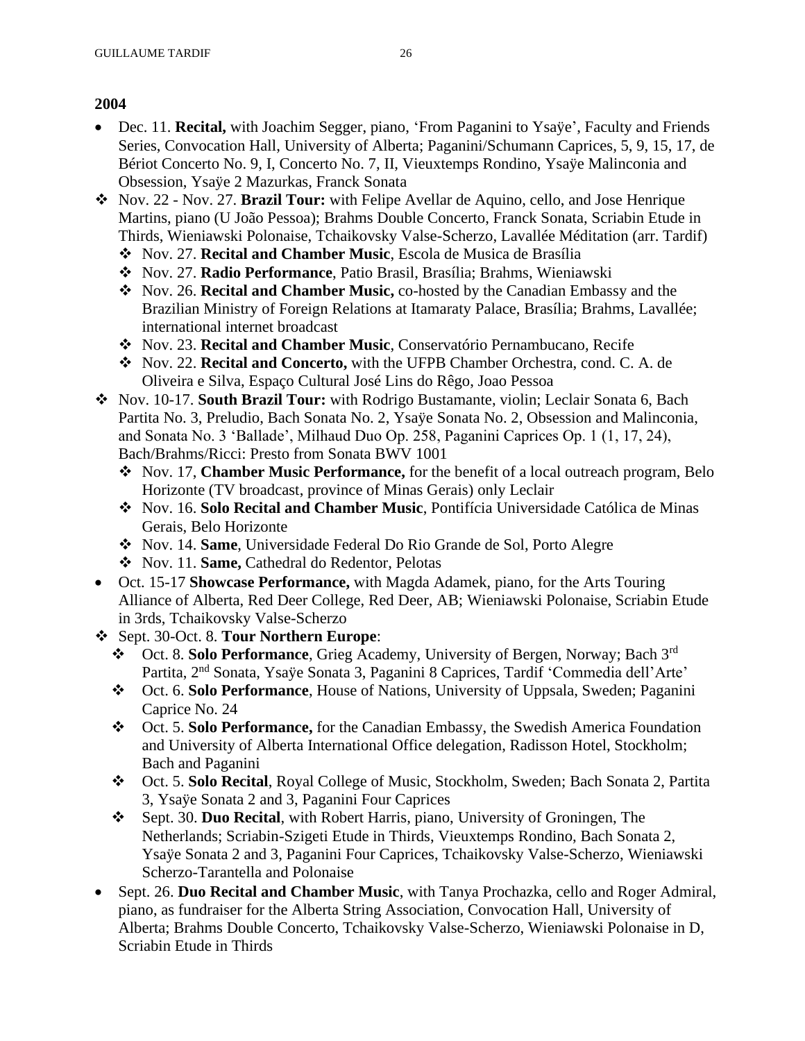**2004**

- Dec. 11. **Recital,** with Joachim Segger, piano, 'From Paganini to Ysaÿe', Faculty and Friends Series, Convocation Hall, University of Alberta; Paganini/Schumann Caprices, 5, 9, 15, 17, de Bériot Concerto No. 9, I, Concerto No. 7, II, Vieuxtemps Rondino, Ysaÿe Malinconia and Obsession, Ysaÿe 2 Mazurkas, Franck Sonata
- Nov. 22 - Nov. 27. **Brazil Tour:** with Felipe Avellar de Aquino, cello, and Jose Henrique Martins, piano (U João Pessoa); Brahms Double Concerto, Franck Sonata, Scriabin Etude in Thirds, Wieniawski Polonaise, Tchaikovsky Valse-Scherzo, Lavallée Méditation (arr. Tardif)
    - Nov. 27. **Recital and Chamber Music**, Escola de Musica de Brasília
    - Nov. 27. **Radio Performance**, Patio Brasil, Brasília; Brahms, Wieniawski
    - Nov. 26. **Recital and Chamber Music,** co-hosted by the Canadian Embassy and the Brazilian Ministry of Foreign Relations at Itamaraty Palace, Brasília; Brahms, Lavallée; international internet broadcast
    - Nov. 23. **Recital and Chamber Music**, Conservatório Pernambucano, Recife
    - Nov. 22. **Recital and Concerto,** with the UFPB Chamber Orchestra, cond. C. A. de Oliveira e Silva, Espaço Cultural José Lins do Rêgo, Joao Pessoa
- Nov. 10-17. **South Brazil Tour:** with Rodrigo Bustamante, violin; Leclair Sonata 6, Bach Partita No. 3, Preludio, Bach Sonata No. 2, Ysaÿe Sonata No. 2, Obsession and Malinconia, and Sonata No. 3 'Ballade', Milhaud Duo Op. 258, Paganini Caprices Op. 1 (1, 17, 24), Bach/Brahms/Ricci: Presto from Sonata BWV 1001
    - Nov. 17, **Chamber Music Performance,** for the benefit of a local outreach program, Belo Horizonte (TV broadcast, province of Minas Gerais) only Leclair
    - Nov. 16. **Solo Recital and Chamber Music**, Pontifícia Universidade Católica de Minas Gerais, Belo Horizonte
    - Nov. 14. **Same**, Universidade Federal Do Rio Grande de Sol, Porto Alegre
    - Nov. 11. **Same,** Cathedral do Redentor, Pelotas
- Oct. 15-17 **Showcase Performance,** with Magda Adamek, piano, for the Arts Touring Alliance of Alberta, Red Deer College, Red Deer, AB; Wieniawski Polonaise, Scriabin Etude in 3rds, Tchaikovsky Valse-Scherzo
- Sept. 30-Oct. 8. **Tour Northern Europe**:
    - Oct. 8. **Solo Performance**, Grieg Academy, University of Bergen, Norway; Bach 3rd Partita, 2nd Sonata, Ysaÿe Sonata 3, Paganini 8 Caprices, Tardif 'Commedia dell'Arte'
    - Oct. 6. **Solo Performance**, House of Nations, University of Uppsala, Sweden; Paganini Caprice No. 24
    - Oct. 5. **Solo Performance,** for the Canadian Embassy, the Swedish America Foundation and University of Alberta International Office delegation, Radisson Hotel, Stockholm; Bach and Paganini
    - Oct. 5. **Solo Recital**, Royal College of Music, Stockholm, Sweden; Bach Sonata 2, Partita 3, Ysaÿe Sonata 2 and 3, Paganini Four Caprices
    - Sept. 30. **Duo Recital**, with Robert Harris, piano, University of Groningen, The Netherlands; Scriabin-Szigeti Etude in Thirds, Vieuxtemps Rondino, Bach Sonata 2, Ysaÿe Sonata 2 and 3, Paganini Four Caprices, Tchaikovsky Valse-Scherzo, Wieniawski Scherzo-Tarantella and Polonaise
- Sept. 26. **Duo Recital and Chamber Music**, with Tanya Prochazka, cello and Roger Admiral, piano, as fundraiser for the Alberta String Association, Convocation Hall, University of Alberta; Brahms Double Concerto, Tchaikovsky Valse-Scherzo, Wieniawski Polonaise in D, Scriabin Etude in Thirds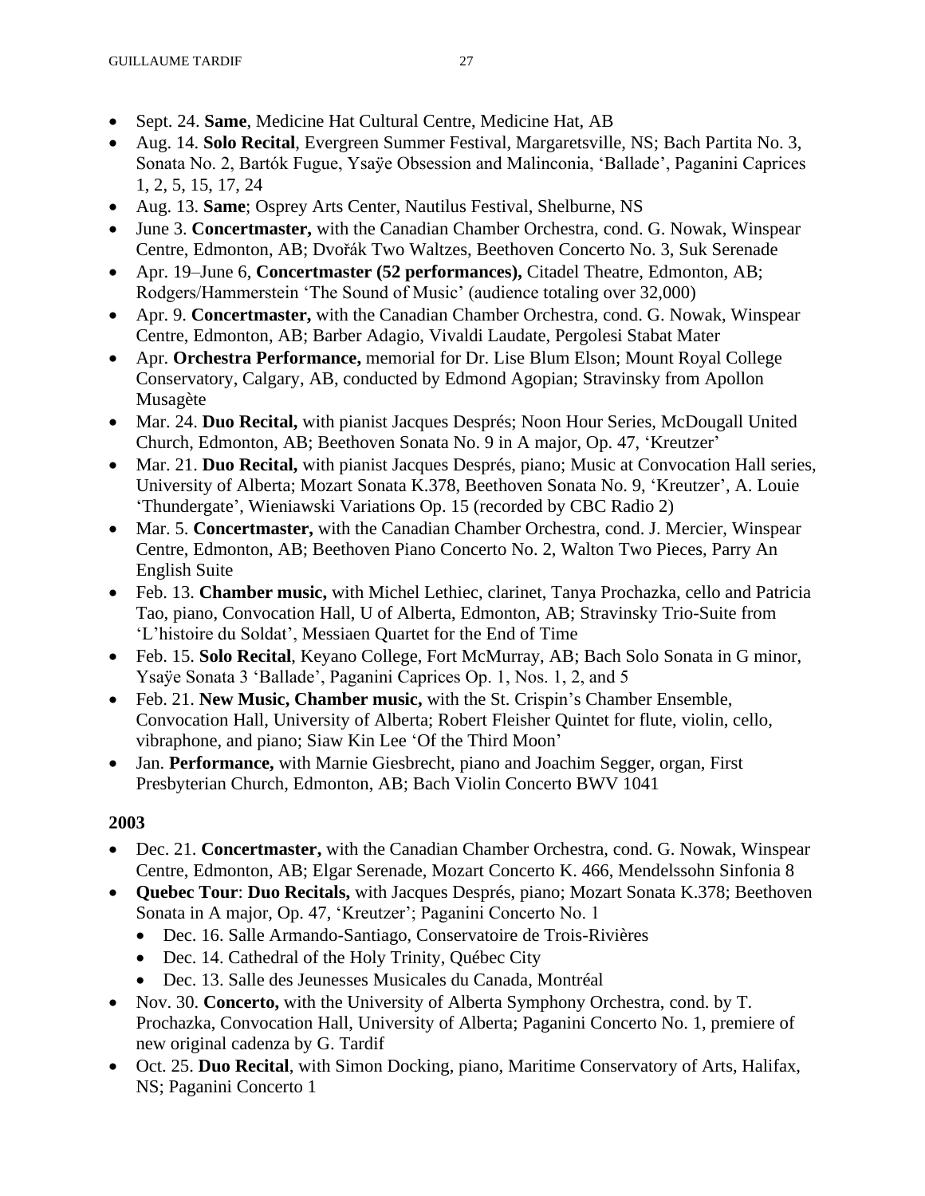- Sept. 24. **Same**, Medicine Hat Cultural Centre, Medicine Hat, AB
- Aug. 14. **Solo Recital**, Evergreen Summer Festival, Margaretsville, NS; Bach Partita No. 3, Sonata No. 2, Bartók Fugue, Ysaÿe Obsession and Malinconia, 'Ballade', Paganini Caprices 1, 2, 5, 15, 17, 24
- Aug. 13. **Same**; Osprey Arts Center, Nautilus Festival, Shelburne, NS
- June 3. **Concertmaster,** with the Canadian Chamber Orchestra, cond. G. Nowak, Winspear Centre, Edmonton, AB; Dvořák Two Waltzes, Beethoven Concerto No. 3, Suk Serenade
- Apr. 19–June 6, **Concertmaster (52 performances),** Citadel Theatre, Edmonton, AB; Rodgers/Hammerstein 'The Sound of Music' (audience totaling over 32,000)
- Apr. 9. **Concertmaster,** with the Canadian Chamber Orchestra, cond. G. Nowak, Winspear Centre, Edmonton, AB; Barber Adagio, Vivaldi Laudate, Pergolesi Stabat Mater
- Apr. **Orchestra Performance,** memorial for Dr. Lise Blum Elson; Mount Royal College Conservatory, Calgary, AB, conducted by Edmond Agopian; Stravinsky from Apollon Musagète
- Mar. 24. **Duo Recital,** with pianist Jacques Després; Noon Hour Series, McDougall United Church, Edmonton, AB; Beethoven Sonata No. 9 in A major, Op. 47, 'Kreutzer'
- Mar. 21. **Duo Recital,** with pianist Jacques Després, piano; Music at Convocation Hall series, University of Alberta; Mozart Sonata K.378, Beethoven Sonata No. 9, 'Kreutzer', A. Louie 'Thundergate', Wieniawski Variations Op. 15 (recorded by CBC Radio 2)
- Mar. 5. **Concertmaster,** with the Canadian Chamber Orchestra, cond. J. Mercier, Winspear Centre, Edmonton, AB; Beethoven Piano Concerto No. 2, Walton Two Pieces, Parry An English Suite
- Feb. 13. **Chamber music,** with Michel Lethiec, clarinet, Tanya Prochazka, cello and Patricia Tao, piano, Convocation Hall, U of Alberta, Edmonton, AB; Stravinsky Trio-Suite from 'L'histoire du Soldat', Messiaen Quartet for the End of Time
- Feb. 15. **Solo Recital**, Keyano College, Fort McMurray, AB; Bach Solo Sonata in G minor, Ysaÿe Sonata 3 'Ballade', Paganini Caprices Op. 1, Nos. 1, 2, and 5
- Feb. 21. **New Music, Chamber music,** with the St. Crispin's Chamber Ensemble, Convocation Hall, University of Alberta; Robert Fleisher Quintet for flute, violin, cello, vibraphone, and piano; Siaw Kin Lee 'Of the Third Moon'
- Jan. **Performance,** with Marnie Giesbrecht, piano and Joachim Segger, organ, First Presbyterian Church, Edmonton, AB; Bach Violin Concerto BWV 1041

**2003**

- Dec. 21. **Concertmaster,** with the Canadian Chamber Orchestra, cond. G. Nowak, Winspear Centre, Edmonton, AB; Elgar Serenade, Mozart Concerto K. 466, Mendelssohn Sinfonia 8
- **Quebec Tour**: **Duo Recitals,** with Jacques Després, piano; Mozart Sonata K.378; Beethoven Sonata in A major, Op. 47, 'Kreutzer'; Paganini Concerto No. 1
  - Dec. 16. Salle Armando-Santiago, Conservatoire de Trois-Rivières
  - Dec. 14. Cathedral of the Holy Trinity, Québec City
  - Dec. 13. Salle des Jeunesses Musicales du Canada, Montréal
- Nov. 30. **Concerto,** with the University of Alberta Symphony Orchestra, cond. by T. Prochazka, Convocation Hall, University of Alberta; Paganini Concerto No. 1, premiere of new original cadenza by G. Tardif
- Oct. 25. **Duo Recital**, with Simon Docking, piano, Maritime Conservatory of Arts, Halifax, NS; Paganini Concerto 1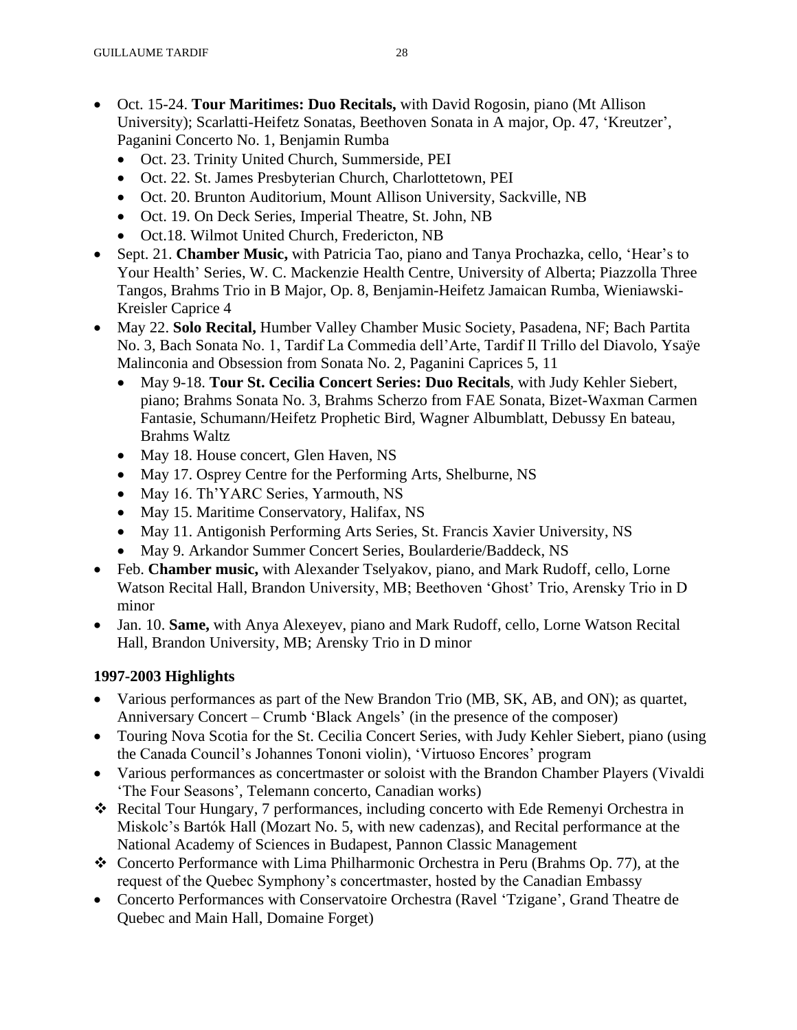- Oct. 15-24. **Tour Maritimes: Duo Recitals,** with David Rogosin, piano (Mt Allison University); Scarlatti-Heifetz Sonatas, Beethoven Sonata in A major, Op. 47, 'Kreutzer', Paganini Concerto No. 1, Benjamin Rumba
  - Oct. 23. Trinity United Church, Summerside, PEI
  - Oct. 22. St. James Presbyterian Church, Charlottetown, PEI
  - Oct. 20. Brunton Auditorium, Mount Allison University, Sackville, NB
  - Oct. 19. On Deck Series, Imperial Theatre, St. John, NB
  - Oct.18. Wilmot United Church, Fredericton, NB
- Sept. 21. **Chamber Music,** with Patricia Tao, piano and Tanya Prochazka, cello, 'Hear's to Your Health' Series, W. C. Mackenzie Health Centre, University of Alberta; Piazzolla Three Tangos, Brahms Trio in B Major, Op. 8, Benjamin-Heifetz Jamaican Rumba, Wieniawski-Kreisler Caprice 4
- May 22. **Solo Recital,** Humber Valley Chamber Music Society, Pasadena, NF; Bach Partita No. 3, Bach Sonata No. 1, Tardif La Commedia dell'Arte, Tardif Il Trillo del Diavolo, Ysaÿe Malinconia and Obsession from Sonata No. 2, Paganini Caprices 5, 11
  - May 9-18. **Tour St. Cecilia Concert Series: Duo Recitals**, with Judy Kehler Siebert, piano; Brahms Sonata No. 3, Brahms Scherzo from FAE Sonata, Bizet-Waxman Carmen Fantasie, Schumann/Heifetz Prophetic Bird, Wagner Albumblatt, Debussy En bateau, Brahms Waltz
  - May 18. House concert, Glen Haven, NS
  - May 17. Osprey Centre for the Performing Arts, Shelburne, NS
  - May 16. Th'YARC Series, Yarmouth, NS
  - May 15. Maritime Conservatory, Halifax, NS
  - May 11. Antigonish Performing Arts Series, St. Francis Xavier University, NS
  - May 9. Arkandor Summer Concert Series, Boularderie/Baddeck, NS
- Feb. **Chamber music,** with Alexander Tselyakov, piano, and Mark Rudoff, cello, Lorne Watson Recital Hall, Brandon University, MB; Beethoven 'Ghost' Trio, Arensky Trio in D minor
- Jan. 10. **Same,** with Anya Alexeyev, piano and Mark Rudoff, cello, Lorne Watson Recital Hall, Brandon University, MB; Arensky Trio in D minor

### 1997-2003 Highlights

- Various performances as part of the New Brandon Trio (MB, SK, AB, and ON); as quartet, Anniversary Concert – Crumb 'Black Angels' (in the presence of the composer)
- Touring Nova Scotia for the St. Cecilia Concert Series, with Judy Kehler Siebert, piano (using the Canada Council's Johannes Tononi violin), 'Virtuoso Encores' program
- Various performances as concertmaster or soloist with the Brandon Chamber Players (Vivaldi 'The Four Seasons', Telemann concerto, Canadian works)
- ❖ Recital Tour Hungary, 7 performances, including concerto with Ede Remenyi Orchestra in Miskolc's Bartók Hall (Mozart No. 5, with new cadenzas), and Recital performance at the National Academy of Sciences in Budapest, Pannon Classic Management
- ❖ Concerto Performance with Lima Philharmonic Orchestra in Peru (Brahms Op. 77), at the request of the Quebec Symphony's concertmaster, hosted by the Canadian Embassy
- Concerto Performances with Conservatoire Orchestra (Ravel 'Tzigane', Grand Theatre de Quebec and Main Hall, Domaine Forget)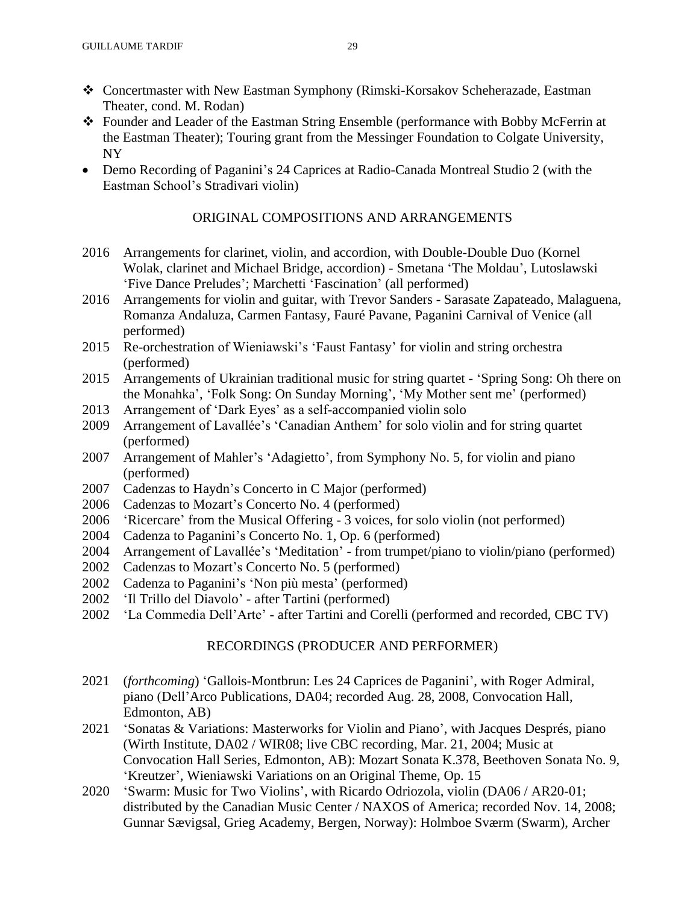- Concertmaster with New Eastman Symphony (Rimski-Korsakov Scheherazade, Eastman Theater, cond. M. Rodan)
- Founder and Leader of the Eastman String Ensemble (performance with Bobby McFerrin at the Eastman Theater); Touring grant from the Messinger Foundation to Colgate University, NY
- Demo Recording of Paganini's 24 Caprices at Radio-Canada Montreal Studio 2 (with the Eastman School's Stradivari violin)

## ORIGINAL COMPOSITIONS AND ARRANGEMENTS

2016 Arrangements for clarinet, violin, and accordion, with Double-Double Duo (Kornel Wolak, clarinet and Michael Bridge, accordion) - Smetana 'The Moldau', Lutoslawski 'Five Dance Preludes'; Marchetti 'Fascination' (all performed)

2016 Arrangements for violin and guitar, with Trevor Sanders - Sarasate Zapateado, Malaguena, Romanza Andaluza, Carmen Fantasy, Fauré Pavane, Paganini Carnival of Venice (all performed)

2015 Re-orchestration of Wieniawski's 'Faust Fantasy' for violin and string orchestra (performed)

2015 Arrangements of Ukrainian traditional music for string quartet - 'Spring Song: Oh there on the Monahka', 'Folk Song: On Sunday Morning', 'My Mother sent me' (performed)

2013 Arrangement of 'Dark Eyes' as a self-accompanied violin solo

2009 Arrangement of Lavallée's 'Canadian Anthem' for solo violin and for string quartet (performed)

2007 Arrangement of Mahler's 'Adagietto', from Symphony No. 5, for violin and piano (performed)

2007 Cadenzas to Haydn's Concerto in C Major (performed)

2006 Cadenzas to Mozart's Concerto No. 4 (performed)

2006 'Ricercare' from the Musical Offering - 3 voices, for solo violin (not performed)

2004 Cadenza to Paganini's Concerto No. 1, Op. 6 (performed)

2004 Arrangement of Lavallée's 'Meditation' - from trumpet/piano to violin/piano (performed)

2002 Cadenzas to Mozart's Concerto No. 5 (performed)

2002 Cadenza to Paganini's 'Non più mesta' (performed)

2002 'Il Trillo del Diavolo' - after Tartini (performed)

2002 'La Commedia Dell'Arte' - after Tartini and Corelli (performed and recorded, CBC TV)

## RECORDINGS (PRODUCER AND PERFORMER)

2021 (*forthcoming*) 'Gallois-Montbrun: Les 24 Caprices de Paganini', with Roger Admiral, piano (Dell'Arco Publications, DA04; recorded Aug. 28, 2008, Convocation Hall, Edmonton, AB)

2021 'Sonatas & Variations: Masterworks for Violin and Piano', with Jacques Després, piano (Wirth Institute, DA02 / WIR08; live CBC recording, Mar. 21, 2004; Music at Convocation Hall Series, Edmonton, AB): Mozart Sonata K.378, Beethoven Sonata No. 9, 'Kreutzer', Wieniawski Variations on an Original Theme, Op. 15

2020 'Swarm: Music for Two Violins', with Ricardo Odriozola, violin (DA06 / AR20-01; distributed by the Canadian Music Center / NAXOS of America; recorded Nov. 14, 2008; Gunnar Sævigsal, Grieg Academy, Bergen, Norway): Holmboe Sværm (Swarm), Archer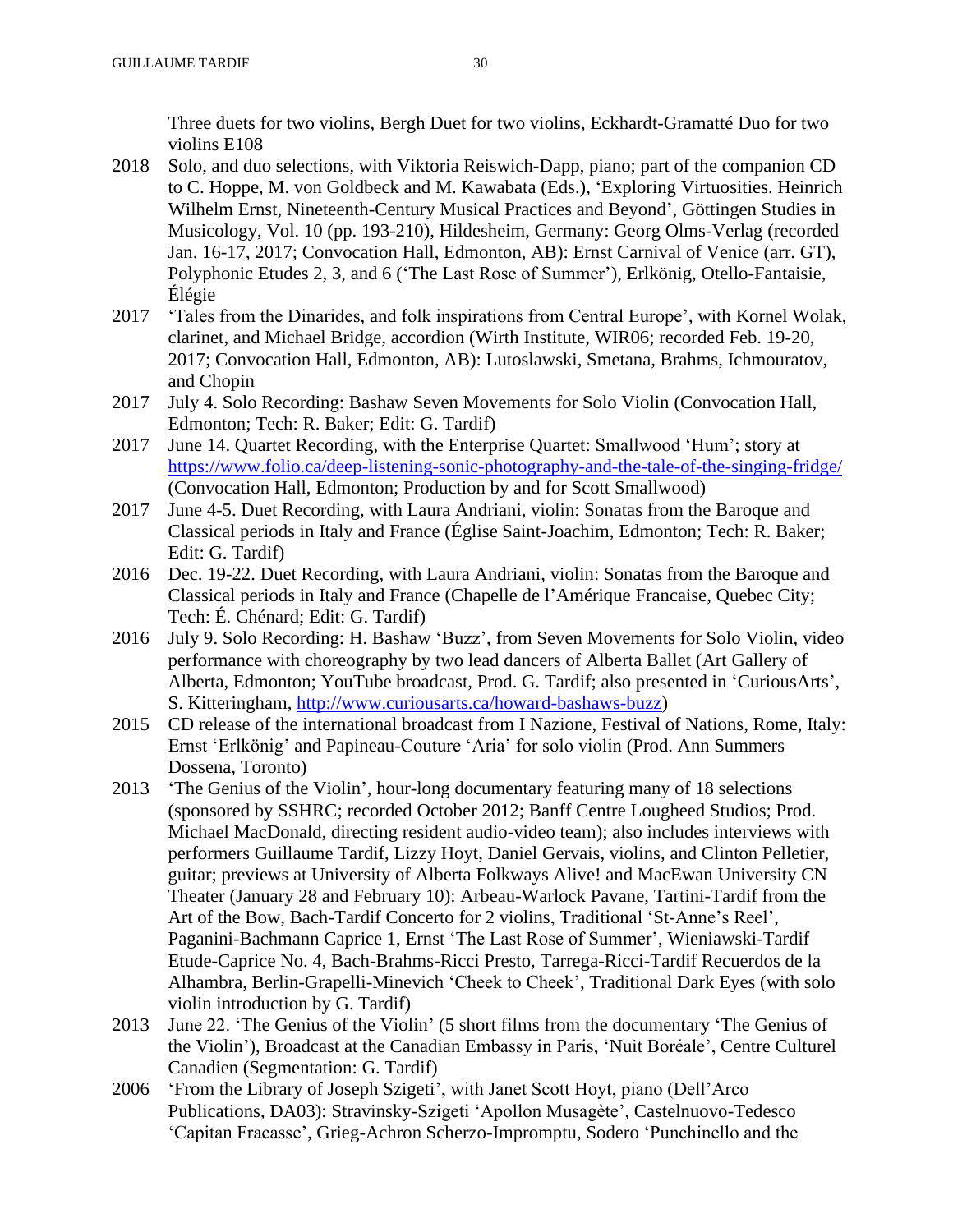Three duets for two violins, Bergh Duet for two violins, Eckhardt-Gramatté Duo for two violins E108

2018 Solo, and duo selections, with Viktoria Reiswich-Dapp, piano; part of the companion CD to C. Hoppe, M. von Goldbeck and M. Kawabata (Eds.), 'Exploring Virtuosities. Heinrich Wilhelm Ernst, Nineteenth-Century Musical Practices and Beyond', Göttingen Studies in Musicology, Vol. 10 (pp. 193-210), Hildesheim, Germany: Georg Olms-Verlag (recorded Jan. 16-17, 2017; Convocation Hall, Edmonton, AB): Ernst Carnival of Venice (arr. GT), Polyphonic Etudes 2, 3, and 6 ('The Last Rose of Summer'), Erlkönig, Otello-Fantaisie, Élégie

2017 'Tales from the Dinarides, and folk inspirations from Central Europe', with Kornel Wolak, clarinet, and Michael Bridge, accordion (Wirth Institute, WIR06; recorded Feb. 19-20, 2017; Convocation Hall, Edmonton, AB): Lutoslawski, Smetana, Brahms, Ichmouratov, and Chopin

2017 July 4. Solo Recording: Bashaw Seven Movements for Solo Violin (Convocation Hall, Edmonton; Tech: R. Baker; Edit: G. Tardif)

2017 June 14. Quartet Recording, with the Enterprise Quartet: Smallwood 'Hum'; story at https://www.folio.ca/deep-listening-sonic-photography-and-the-tale-of-the-singing-fridge/ (Convocation Hall, Edmonton; Production by and for Scott Smallwood)

2017 June 4-5. Duet Recording, with Laura Andriani, violin: Sonatas from the Baroque and Classical periods in Italy and France (Église Saint-Joachim, Edmonton; Tech: R. Baker; Edit: G. Tardif)

2016 Dec. 19-22. Duet Recording, with Laura Andriani, violin: Sonatas from the Baroque and Classical periods in Italy and France (Chapelle de l'Amérique Francaise, Quebec City; Tech: É. Chénard; Edit: G. Tardif)

2016 July 9. Solo Recording: H. Bashaw 'Buzz', from Seven Movements for Solo Violin, video performance with choreography by two lead dancers of Alberta Ballet (Art Gallery of Alberta, Edmonton; YouTube broadcast, Prod. G. Tardif; also presented in 'CuriousArts', S. Kitteringham, http://www.curiousarts.ca/howard-bashaws-buzz)

2015 CD release of the international broadcast from I Nazione, Festival of Nations, Rome, Italy: Ernst 'Erlkönig' and Papineau-Couture 'Aria' for solo violin (Prod. Ann Summers Dossena, Toronto)

2013 'The Genius of the Violin', hour-long documentary featuring many of 18 selections (sponsored by SSHRC; recorded October 2012; Banff Centre Lougheed Studios; Prod. Michael MacDonald, directing resident audio-video team); also includes interviews with performers Guillaume Tardif, Lizzy Hoyt, Daniel Gervais, violins, and Clinton Pelletier, guitar; previews at University of Alberta Folkways Alive! and MacEwan University CN Theater (January 28 and February 10): Arbeau-Warlock Pavane, Tartini-Tardif from the Art of the Bow, Bach-Tardif Concerto for 2 violins, Traditional 'St-Anne's Reel', Paganini-Bachmann Caprice 1, Ernst 'The Last Rose of Summer', Wieniawski-Tardif Etude-Caprice No. 4, Bach-Brahms-Ricci Presto, Tarrega-Ricci-Tardif Recuerdos de la Alhambra, Berlin-Grapelli-Minevich 'Cheek to Cheek', Traditional Dark Eyes (with solo violin introduction by G. Tardif)

2013 June 22. 'The Genius of the Violin' (5 short films from the documentary 'The Genius of the Violin'), Broadcast at the Canadian Embassy in Paris, 'Nuit Boréale', Centre Culturel Canadien (Segmentation: G. Tardif)

2006 'From the Library of Joseph Szigeti', with Janet Scott Hoyt, piano (Dell'Arco Publications, DA03): Stravinsky-Szigeti 'Apollon Musagète', Castelnuovo-Tedesco 'Capitan Fracasse', Grieg-Achron Scherzo-Impromptu, Sodero 'Punchinello and the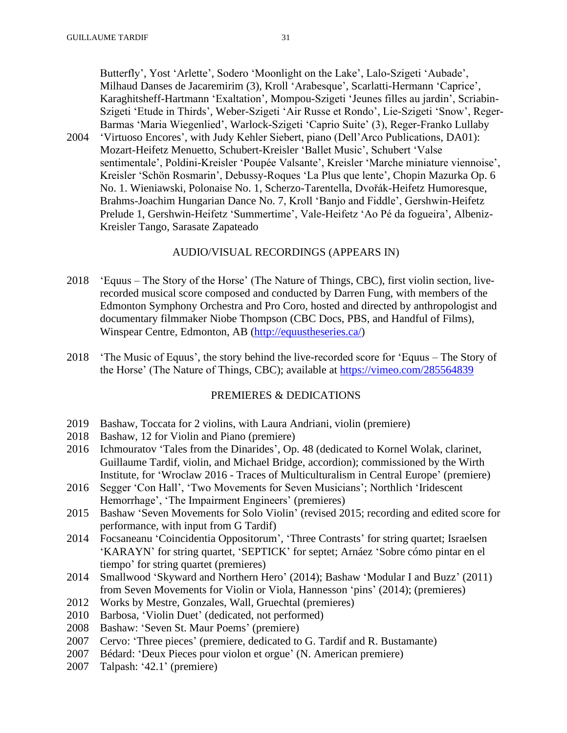Butterfly', Yost 'Arlette', Sodero 'Moonlight on the Lake', Lalo-Szigeti 'Aubade', Milhaud Danses de Jacaremirim (3), Kroll 'Arabesque', Scarlatti-Hermann 'Caprice', Karaghitsheff-Hartmann 'Exaltation', Mompou-Szigeti 'Jeunes filles au jardin', Scriabin-Szigeti 'Etude in Thirds', Weber-Szigeti 'Air Russe et Rondo', Lie-Szigeti 'Snow', Reger-Barmas 'Maria Wiegenlied', Warlock-Szigeti 'Caprio Suite' (3), Reger-Franko Lullaby

2004 'Virtuoso Encores', with Judy Kehler Siebert, piano (Dell'Arco Publications, DA01): Mozart-Heifetz Menuetto, Schubert-Kreisler 'Ballet Music', Schubert 'Valse sentimentale', Poldini-Kreisler 'Poupée Valsante', Kreisler 'Marche miniature viennoise', Kreisler 'Schön Rosmarin', Debussy-Roques 'La Plus que lente', Chopin Mazurka Op. 6 No. 1. Wieniawski, Polonaise No. 1, Scherzo-Tarentella, Dvořák-Heifetz Humoresque, Brahms-Joachim Hungarian Dance No. 7, Kroll 'Banjo and Fiddle', Gershwin-Heifetz Prelude 1, Gershwin-Heifetz 'Summertime', Vale-Heifetz 'Ao Pé da fogueira', Albeniz-Kreisler Tango, Sarasate Zapateado

## AUDIO/VISUAL RECORDINGS (APPEARS IN)

2018 'Equus – The Story of the Horse' (The Nature of Things, CBC), first violin section, live-recorded musical score composed and conducted by Darren Fung, with members of the Edmonton Symphony Orchestra and Pro Coro, hosted and directed by anthropologist and documentary filmmaker Niobe Thompson (CBC Docs, PBS, and Handful of Films), Winspear Centre, Edmonton, AB (http://equustheseries.ca/)

2018 'The Music of Equus', the story behind the live-recorded score for 'Equus – The Story of the Horse' (The Nature of Things, CBC); available at https://vimeo.com/285564839

## PREMIERES & DEDICATIONS

2019 Bashaw, Toccata for 2 violins, with Laura Andriani, violin (premiere)
2018 Bashaw, 12 for Violin and Piano (premiere)
2016 Ichmouratov 'Tales from the Dinarides', Op. 48 (dedicated to Kornel Wolak, clarinet, Guillaume Tardif, violin, and Michael Bridge, accordion); commissioned by the Wirth Institute, for 'Wroclaw 2016 - Traces of Multiculturalism in Central Europe' (premiere)
2016 Segger 'Con Hall', 'Two Movements for Seven Musicians'; Northlich 'Iridescent Hemorrhage', 'The Impairment Engineers' (premieres)
2015 Bashaw 'Seven Movements for Solo Violin' (revised 2015; recording and edited score for performance, with input from G Tardif)
2014 Focsaneanu 'Coincidentia Oppositorum', 'Three Contrasts' for string quartet; Israelsen 'KARAYN' for string quartet, 'SEPTICK' for septet; Arnáez 'Sobre cómo pintar en el tiempo' for string quartet (premieres)
2014 Smallwood 'Skyward and Northern Hero' (2014); Bashaw 'Modular I and Buzz' (2011) from Seven Movements for Violin or Viola, Hannesson 'pins' (2014); (premieres)
2012 Works by Mestre, Gonzales, Wall, Gruechtal (premieres)
2010 Barbosa, 'Violin Duet' (dedicated, not performed)
2008 Bashaw: 'Seven St. Maur Poems' (premiere)
2007 Cervo: 'Three pieces' (premiere, dedicated to G. Tardif and R. Bustamante)
2007 Bédard: 'Deux Pieces pour violon et orgue' (N. American premiere)
2007 Talpash: '42.1' (premiere)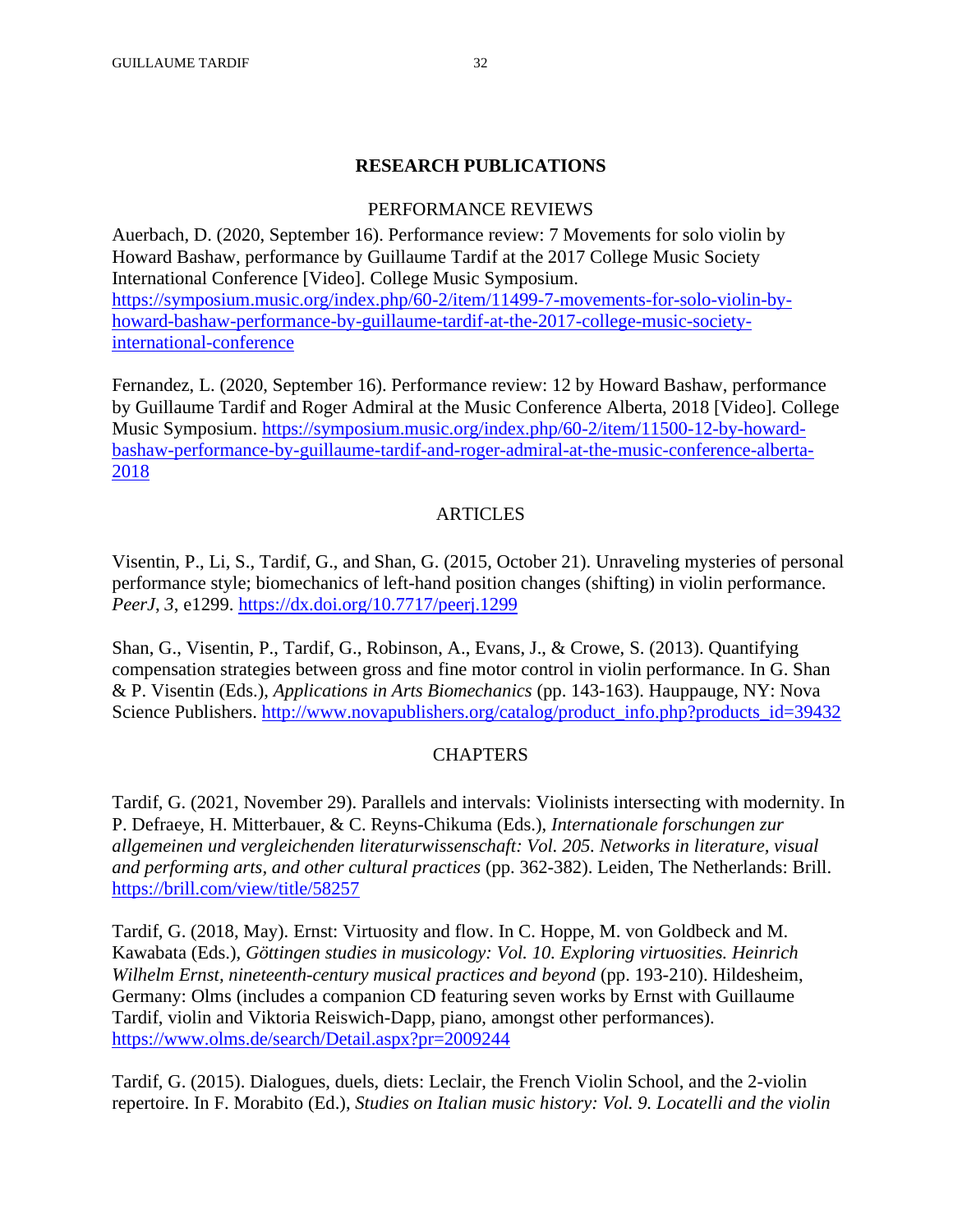## RESEARCH PUBLICATIONS

### PERFORMANCE REVIEWS

Auerbach, D. (2020, September 16). Performance review: 7 Movements for solo violin by Howard Bashaw, performance by Guillaume Tardif at the 2017 College Music Society International Conference [Video]. College Music Symposium. https://symposium.music.org/index.php/60-2/item/11499-7-movements-for-solo-violin-by-howard-bashaw-performance-by-guillaume-tardif-at-the-2017-college-music-society-international-conference

Fernandez, L. (2020, September 16). Performance review: 12 by Howard Bashaw, performance by Guillaume Tardif and Roger Admiral at the Music Conference Alberta, 2018 [Video]. College Music Symposium. https://symposium.music.org/index.php/60-2/item/11500-12-by-howard-bashaw-performance-by-guillaume-tardif-and-roger-admiral-at-the-music-conference-alberta-2018

### ARTICLES

Visentin, P., Li, S., Tardif, G., and Shan, G. (2015, October 21). Unraveling mysteries of personal performance style; biomechanics of left-hand position changes (shifting) in violin performance. *PeerJ*, *3*, e1299. https://dx.doi.org/10.7717/peerj.1299

Shan, G., Visentin, P., Tardif, G., Robinson, A., Evans, J., & Crowe, S. (2013). Quantifying compensation strategies between gross and fine motor control in violin performance. In G. Shan & P. Visentin (Eds.), *Applications in Arts Biomechanics* (pp. 143-163). Hauppauge, NY: Nova Science Publishers. http://www.novapublishers.org/catalog/product_info.php?products_id=39432

### CHAPTERS

Tardif, G. (2021, November 29). Parallels and intervals: Violinists intersecting with modernity. In P. Defraeye, H. Mitterbauer, & C. Reyns-Chikuma (Eds.), *Internationale forschungen zur allgemeinen und vergleichenden literaturwissenschaft: Vol. 205. Networks in literature, visual and performing arts, and other cultural practices* (pp. 362-382). Leiden, The Netherlands: Brill. https://brill.com/view/title/58257

Tardif, G. (2018, May). Ernst: Virtuosity and flow. In C. Hoppe, M. von Goldbeck and M. Kawabata (Eds.), *Göttingen studies in musicology: Vol. 10. Exploring virtuosities. Heinrich Wilhelm Ernst, nineteenth-century musical practices and beyond* (pp. 193-210). Hildesheim, Germany: Olms (includes a companion CD featuring seven works by Ernst with Guillaume Tardif, violin and Viktoria Reiswich-Dapp, piano, amongst other performances). https://www.olms.de/search/Detail.aspx?pr=2009244

Tardif, G. (2015). Dialogues, duels, diets: Leclair, the French Violin School, and the 2-violin repertoire. In F. Morabito (Ed.), *Studies on Italian music history: Vol. 9. Locatelli and the violin*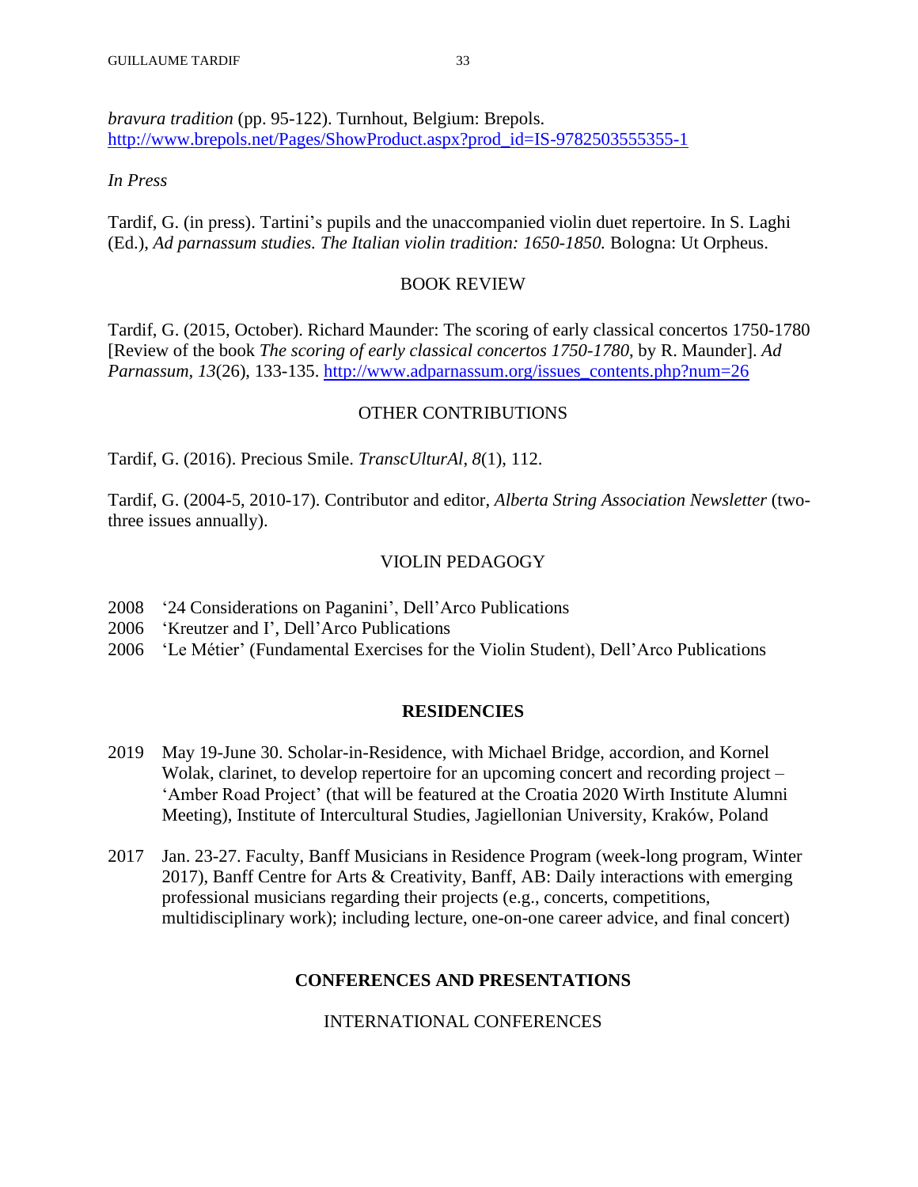*bravura tradition* (pp. 95-122). Turnhout, Belgium: Brepols. http://www.brepols.net/Pages/ShowProduct.aspx?prod_id=IS-9782503555355-1

*In Press*

Tardif, G. (in press). Tartini's pupils and the unaccompanied violin duet repertoire. In S. Laghi (Ed.), *Ad parnassum studies. The Italian violin tradition: 1650-1850.* Bologna: Ut Orpheus.

### BOOK REVIEW

Tardif, G. (2015, October). Richard Maunder: The scoring of early classical concertos 1750-1780 [Review of the book *The scoring of early classical concertos 1750-1780*, by R. Maunder]. *Ad Parnassum, 13*(26), 133-135. http://www.adparnassum.org/issues_contents.php?num=26

### OTHER CONTRIBUTIONS

Tardif, G. (2016). Precious Smile. *TranscUlturAl, 8*(1), 112.

Tardif, G. (2004-5, 2010-17). Contributor and editor, *Alberta String Association Newsletter* (two-three issues annually).

### VIOLIN PEDAGOGY

- 2008 '24 Considerations on Paganini', Dell'Arco Publications
- 2006 'Kreutzer and I', Dell'Arco Publications
- 2006 'Le Métier' (Fundamental Exercises for the Violin Student), Dell'Arco Publications

## RESIDENCIES

2019 May 19-June 30. Scholar-in-Residence, with Michael Bridge, accordion, and Kornel Wolak, clarinet, to develop repertoire for an upcoming concert and recording project – 'Amber Road Project' (that will be featured at the Croatia 2020 Wirth Institute Alumni Meeting), Institute of Intercultural Studies, Jagiellonian University, Kraków, Poland

2017 Jan. 23-27. Faculty, Banff Musicians in Residence Program (week-long program, Winter 2017), Banff Centre for Arts & Creativity, Banff, AB: Daily interactions with emerging professional musicians regarding their projects (e.g., concerts, competitions, multidisciplinary work); including lecture, one-on-one career advice, and final concert)

## CONFERENCES AND PRESENTATIONS

### INTERNATIONAL CONFERENCES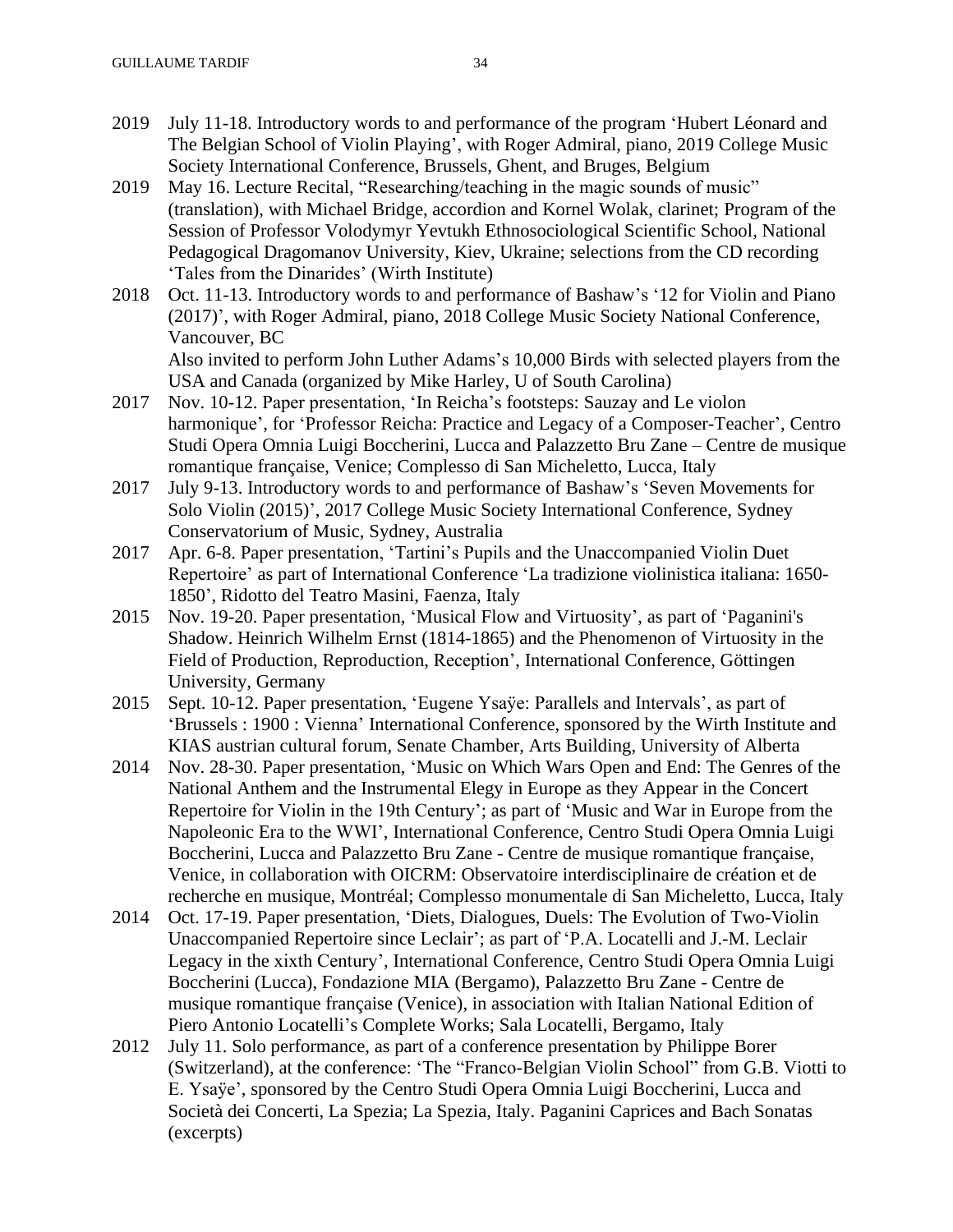2019 July 11-18. Introductory words to and performance of the program 'Hubert Léonard and The Belgian School of Violin Playing', with Roger Admiral, piano, 2019 College Music Society International Conference, Brussels, Ghent, and Bruges, Belgium

2019 May 16. Lecture Recital, "Researching/teaching in the magic sounds of music" (translation), with Michael Bridge, accordion and Kornel Wolak, clarinet; Program of the Session of Professor Volodymyr Yevtukh Ethnosociological Scientific School, National Pedagogical Dragomanov University, Kiev, Ukraine; selections from the CD recording 'Tales from the Dinarides' (Wirth Institute)

2018 Oct. 11-13. Introductory words to and performance of Bashaw's '12 for Violin and Piano (2017)', with Roger Admiral, piano, 2018 College Music Society National Conference, Vancouver, BC
Also invited to perform John Luther Adams's 10,000 Birds with selected players from the USA and Canada (organized by Mike Harley, U of South Carolina)

2017 Nov. 10-12. Paper presentation, 'In Reicha's footsteps: Sauzay and Le violon harmonique', for 'Professor Reicha: Practice and Legacy of a Composer-Teacher', Centro Studi Opera Omnia Luigi Boccherini, Lucca and Palazzetto Bru Zane – Centre de musique romantique française, Venice; Complesso di San Micheletto, Lucca, Italy

2017 July 9-13. Introductory words to and performance of Bashaw's 'Seven Movements for Solo Violin (2015)', 2017 College Music Society International Conference, Sydney Conservatorium of Music, Sydney, Australia

2017 Apr. 6-8. Paper presentation, 'Tartini's Pupils and the Unaccompanied Violin Duet Repertoire' as part of International Conference 'La tradizione violinistica italiana: 1650-1850', Ridotto del Teatro Masini, Faenza, Italy

2015 Nov. 19-20. Paper presentation, 'Musical Flow and Virtuosity', as part of 'Paganini's Shadow. Heinrich Wilhelm Ernst (1814-1865) and the Phenomenon of Virtuosity in the Field of Production, Reproduction, Reception', International Conference, Göttingen University, Germany

2015 Sept. 10-12. Paper presentation, 'Eugene Ysaÿe: Parallels and Intervals', as part of 'Brussels : 1900 : Vienna' International Conference, sponsored by the Wirth Institute and KIAS austrian cultural forum, Senate Chamber, Arts Building, University of Alberta

2014 Nov. 28-30. Paper presentation, 'Music on Which Wars Open and End: The Genres of the National Anthem and the Instrumental Elegy in Europe as they Appear in the Concert Repertoire for Violin in the 19th Century'; as part of 'Music and War in Europe from the Napoleonic Era to the WWI', International Conference, Centro Studi Opera Omnia Luigi Boccherini, Lucca and Palazzetto Bru Zane - Centre de musique romantique française, Venice, in collaboration with OICRM: Observatoire interdisciplinaire de création et de recherche en musique, Montréal; Complesso monumentale di San Micheletto, Lucca, Italy

2014 Oct. 17-19. Paper presentation, 'Diets, Dialogues, Duels: The Evolution of Two-Violin Unaccompanied Repertoire since Leclair'; as part of 'P.A. Locatelli and J.-M. Leclair Legacy in the xixth Century', International Conference, Centro Studi Opera Omnia Luigi Boccherini (Lucca), Fondazione MIA (Bergamo), Palazzetto Bru Zane - Centre de musique romantique française (Venice), in association with Italian National Edition of Piero Antonio Locatelli's Complete Works; Sala Locatelli, Bergamo, Italy

2012 July 11. Solo performance, as part of a conference presentation by Philippe Borer (Switzerland), at the conference: 'The "Franco-Belgian Violin School" from G.B. Viotti to E. Ysaÿe', sponsored by the Centro Studi Opera Omnia Luigi Boccherini, Lucca and Società dei Concerti, La Spezia; La Spezia, Italy. Paganini Caprices and Bach Sonatas (excerpts)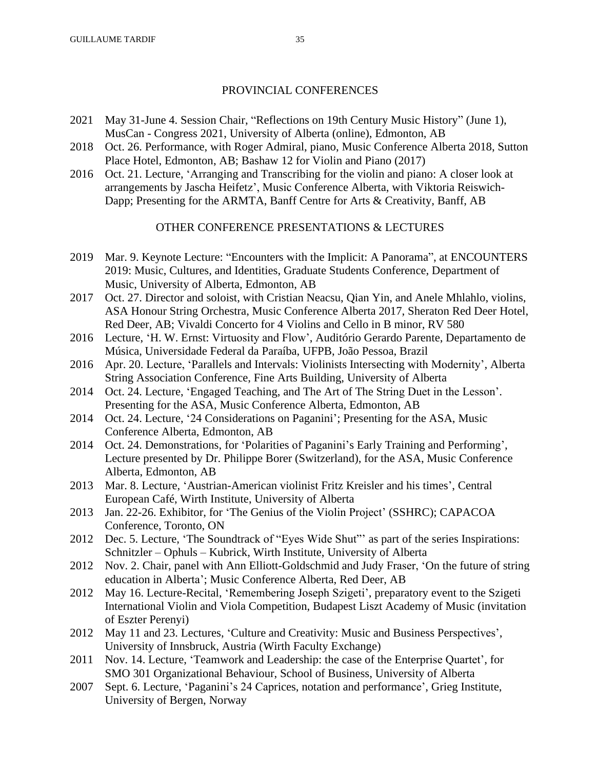## PROVINCIAL CONFERENCES

2021 May 31-June 4. Session Chair, "Reflections on 19th Century Music History" (June 1), MusCan - Congress 2021, University of Alberta (online), Edmonton, AB

2018 Oct. 26. Performance, with Roger Admiral, piano, Music Conference Alberta 2018, Sutton Place Hotel, Edmonton, AB; Bashaw 12 for Violin and Piano (2017)

2016 Oct. 21. Lecture, 'Arranging and Transcribing for the violin and piano: A closer look at arrangements by Jascha Heifetz', Music Conference Alberta, with Viktoria Reiswich-Dapp; Presenting for the ARMTA, Banff Centre for Arts & Creativity, Banff, AB

## OTHER CONFERENCE PRESENTATIONS & LECTURES

2019 Mar. 9. Keynote Lecture: "Encounters with the Implicit: A Panorama", at ENCOUNTERS 2019: Music, Cultures, and Identities, Graduate Students Conference, Department of Music, University of Alberta, Edmonton, AB

2017 Oct. 27. Director and soloist, with Cristian Neacsu, Qian Yin, and Anele Mhlahlo, violins, ASA Honour String Orchestra, Music Conference Alberta 2017, Sheraton Red Deer Hotel, Red Deer, AB; Vivaldi Concerto for 4 Violins and Cello in B minor, RV 580

2016 Lecture, 'H. W. Ernst: Virtuosity and Flow', Auditório Gerardo Parente, Departamento de Música, Universidade Federal da Paraíba, UFPB, João Pessoa, Brazil

2016 Apr. 20. Lecture, 'Parallels and Intervals: Violinists Intersecting with Modernity', Alberta String Association Conference, Fine Arts Building, University of Alberta

2014 Oct. 24. Lecture, 'Engaged Teaching, and The Art of The String Duet in the Lesson'. Presenting for the ASA, Music Conference Alberta, Edmonton, AB

2014 Oct. 24. Lecture, '24 Considerations on Paganini'; Presenting for the ASA, Music Conference Alberta, Edmonton, AB

2014 Oct. 24. Demonstrations, for 'Polarities of Paganini's Early Training and Performing', Lecture presented by Dr. Philippe Borer (Switzerland), for the ASA, Music Conference Alberta, Edmonton, AB

2013 Mar. 8. Lecture, 'Austrian-American violinist Fritz Kreisler and his times', Central European Café, Wirth Institute, University of Alberta

2013 Jan. 22-26. Exhibitor, for 'The Genius of the Violin Project' (SSHRC); CAPACOA Conference, Toronto, ON

2012 Dec. 5. Lecture, 'The Soundtrack of "Eyes Wide Shut"' as part of the series Inspirations: Schnitzler – Ophuls – Kubrick, Wirth Institute, University of Alberta

2012 Nov. 2. Chair, panel with Ann Elliott-Goldschmid and Judy Fraser, 'On the future of string education in Alberta'; Music Conference Alberta, Red Deer, AB

2012 May 16. Lecture-Recital, 'Remembering Joseph Szigeti', preparatory event to the Szigeti International Violin and Viola Competition, Budapest Liszt Academy of Music (invitation of Eszter Perenyi)

2012 May 11 and 23. Lectures, 'Culture and Creativity: Music and Business Perspectives', University of Innsbruck, Austria (Wirth Faculty Exchange)

2011 Nov. 14. Lecture, 'Teamwork and Leadership: the case of the Enterprise Quartet', for SMO 301 Organizational Behaviour, School of Business, University of Alberta

2007 Sept. 6. Lecture, 'Paganini's 24 Caprices, notation and performance', Grieg Institute, University of Bergen, Norway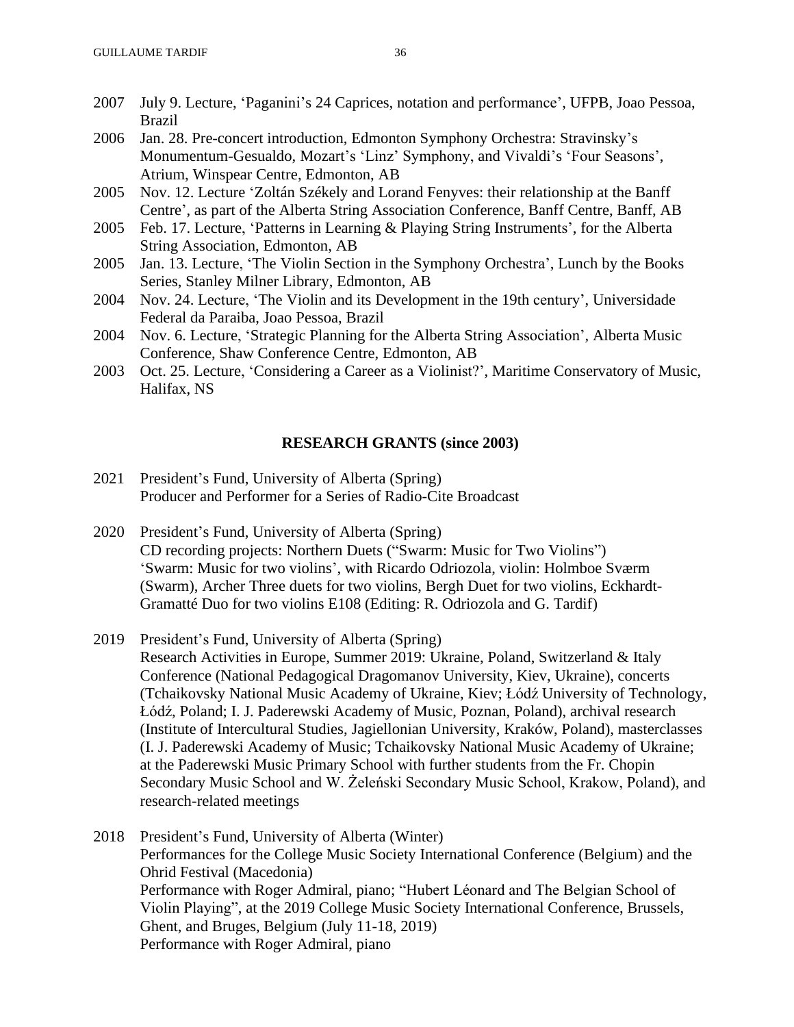2007 July 9. Lecture, 'Paganini's 24 Caprices, notation and performance', UFPB, Joao Pessoa, Brazil

2006 Jan. 28. Pre-concert introduction, Edmonton Symphony Orchestra: Stravinsky's Monumentum-Gesualdo, Mozart's 'Linz' Symphony, and Vivaldi's 'Four Seasons', Atrium, Winspear Centre, Edmonton, AB

2005 Nov. 12. Lecture 'Zoltán Székely and Lorand Fenyves: their relationship at the Banff Centre', as part of the Alberta String Association Conference, Banff Centre, Banff, AB

2005 Feb. 17. Lecture, 'Patterns in Learning & Playing String Instruments', for the Alberta String Association, Edmonton, AB

2005 Jan. 13. Lecture, 'The Violin Section in the Symphony Orchestra', Lunch by the Books Series, Stanley Milner Library, Edmonton, AB

2004 Nov. 24. Lecture, 'The Violin and its Development in the 19th century', Universidade Federal da Paraiba, Joao Pessoa, Brazil

2004 Nov. 6. Lecture, 'Strategic Planning for the Alberta String Association', Alberta Music Conference, Shaw Conference Centre, Edmonton, AB

2003 Oct. 25. Lecture, 'Considering a Career as a Violinist?', Maritime Conservatory of Music, Halifax, NS

## RESEARCH GRANTS (since 2003)

2021 President's Fund, University of Alberta (Spring)
Producer and Performer for a Series of Radio-Cite Broadcast

2020 President's Fund, University of Alberta (Spring)
CD recording projects: Northern Duets ("Swarm: Music for Two Violins")
'Swarm: Music for two violins', with Ricardo Odriozola, violin: Holmboe Sværm (Swarm), Archer Three duets for two violins, Bergh Duet for two violins, Eckhardt-Gramatté Duo for two violins E108 (Editing: R. Odriozola and G. Tardif)

2019 President's Fund, University of Alberta (Spring)
Research Activities in Europe, Summer 2019: Ukraine, Poland, Switzerland & Italy Conference (National Pedagogical Dragomanov University, Kiev, Ukraine), concerts (Tchaikovsky National Music Academy of Ukraine, Kiev; Łódź University of Technology, Łódź, Poland; I. J. Paderewski Academy of Music, Poznan, Poland), archival research (Institute of Intercultural Studies, Jagiellonian University, Kraków, Poland), masterclasses (I. J. Paderewski Academy of Music; Tchaikovsky National Music Academy of Ukraine; at the Paderewski Music Primary School with further students from the Fr. Chopin Secondary Music School and W. Żeleński Secondary Music School, Krakow, Poland), and research-related meetings

2018 President's Fund, University of Alberta (Winter)
Performances for the College Music Society International Conference (Belgium) and the Ohrid Festival (Macedonia)
Performance with Roger Admiral, piano; "Hubert Léonard and The Belgian School of Violin Playing", at the 2019 College Music Society International Conference, Brussels, Ghent, and Bruges, Belgium (July 11-18, 2019)
Performance with Roger Admiral, piano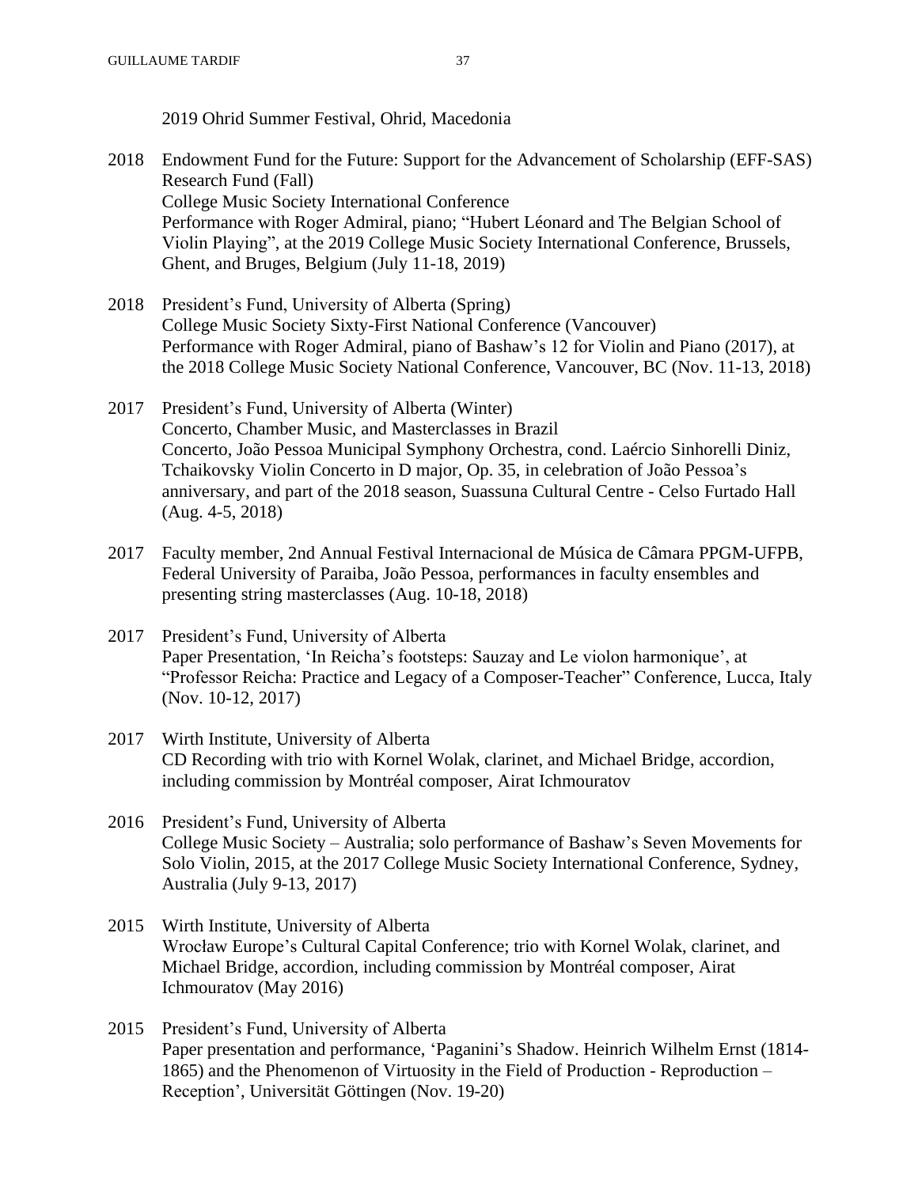2019 Ohrid Summer Festival, Ohrid, Macedonia

2018 Endowment Fund for the Future: Support for the Advancement of Scholarship (EFF-SAS) Research Fund (Fall)
College Music Society International Conference
Performance with Roger Admiral, piano; "Hubert Léonard and The Belgian School of Violin Playing", at the 2019 College Music Society International Conference, Brussels, Ghent, and Bruges, Belgium (July 11-18, 2019)

2018 President's Fund, University of Alberta (Spring)
College Music Society Sixty-First National Conference (Vancouver)
Performance with Roger Admiral, piano of Bashaw's 12 for Violin and Piano (2017), at the 2018 College Music Society National Conference, Vancouver, BC (Nov. 11-13, 2018)

2017 President's Fund, University of Alberta (Winter)
Concerto, Chamber Music, and Masterclasses in Brazil
Concerto, João Pessoa Municipal Symphony Orchestra, cond. Laércio Sinhorelli Diniz, Tchaikovsky Violin Concerto in D major, Op. 35, in celebration of João Pessoa's anniversary, and part of the 2018 season, Suassuna Cultural Centre - Celso Furtado Hall (Aug. 4-5, 2018)

2017 Faculty member, 2nd Annual Festival Internacional de Música de Câmara PPGM-UFPB, Federal University of Paraiba, João Pessoa, performances in faculty ensembles and presenting string masterclasses (Aug. 10-18, 2018)

2017 President's Fund, University of Alberta
Paper Presentation, 'In Reicha's footsteps: Sauzay and Le violon harmonique', at "Professor Reicha: Practice and Legacy of a Composer-Teacher" Conference, Lucca, Italy (Nov. 10-12, 2017)

2017 Wirth Institute, University of Alberta
CD Recording with trio with Kornel Wolak, clarinet, and Michael Bridge, accordion, including commission by Montréal composer, Airat Ichmouratov

2016 President's Fund, University of Alberta
College Music Society – Australia; solo performance of Bashaw's Seven Movements for Solo Violin, 2015, at the 2017 College Music Society International Conference, Sydney, Australia (July 9-13, 2017)

2015 Wirth Institute, University of Alberta
Wrocław Europe's Cultural Capital Conference; trio with Kornel Wolak, clarinet, and Michael Bridge, accordion, including commission by Montréal composer, Airat Ichmouratov (May 2016)

2015 President's Fund, University of Alberta
Paper presentation and performance, 'Paganini's Shadow. Heinrich Wilhelm Ernst (1814-1865) and the Phenomenon of Virtuosity in the Field of Production - Reproduction – Reception', Universität Göttingen (Nov. 19-20)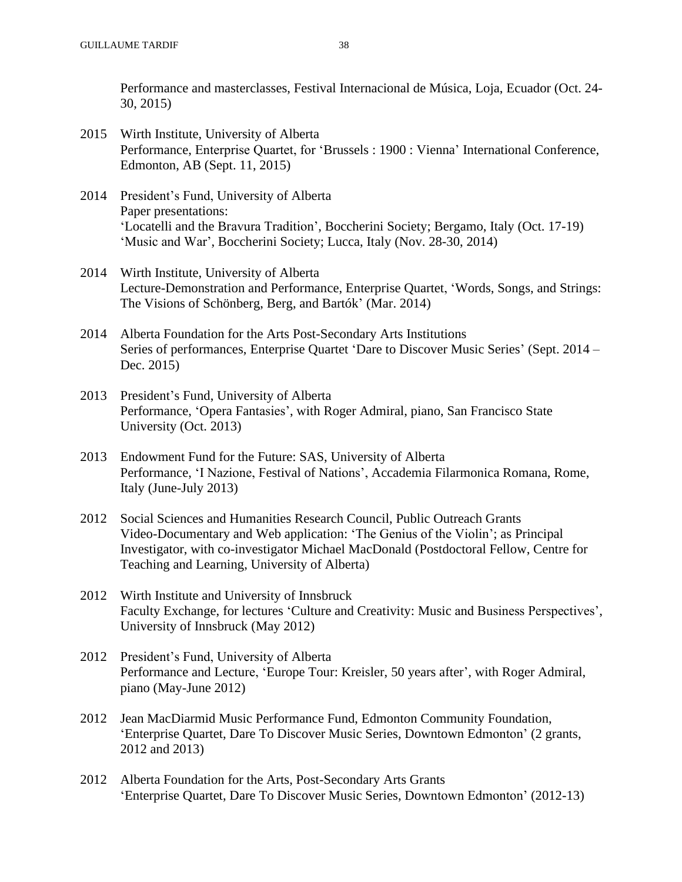Performance and masterclasses, Festival Internacional de Música, Loja, Ecuador (Oct. 24-30, 2015)

2015 Wirth Institute, University of Alberta
Performance, Enterprise Quartet, for 'Brussels : 1900 : Vienna' International Conference, Edmonton, AB (Sept. 11, 2015)

2014 President's Fund, University of Alberta
Paper presentations:
'Locatelli and the Bravura Tradition', Boccherini Society; Bergamo, Italy (Oct. 17-19)
'Music and War', Boccherini Society; Lucca, Italy (Nov. 28-30, 2014)

2014 Wirth Institute, University of Alberta
Lecture-Demonstration and Performance, Enterprise Quartet, 'Words, Songs, and Strings: The Visions of Schönberg, Berg, and Bartók' (Mar. 2014)

2014 Alberta Foundation for the Arts Post-Secondary Arts Institutions
Series of performances, Enterprise Quartet 'Dare to Discover Music Series' (Sept. 2014 – Dec. 2015)

2013 President's Fund, University of Alberta
Performance, 'Opera Fantasies', with Roger Admiral, piano, San Francisco State University (Oct. 2013)

2013 Endowment Fund for the Future: SAS, University of Alberta
Performance, 'I Nazione, Festival of Nations', Accademia Filarmonica Romana, Rome, Italy (June-July 2013)

2012 Social Sciences and Humanities Research Council, Public Outreach Grants
Video-Documentary and Web application: 'The Genius of the Violin'; as Principal Investigator, with co-investigator Michael MacDonald (Postdoctoral Fellow, Centre for Teaching and Learning, University of Alberta)

2012 Wirth Institute and University of Innsbruck
Faculty Exchange, for lectures 'Culture and Creativity: Music and Business Perspectives', University of Innsbruck (May 2012)

2012 President's Fund, University of Alberta
Performance and Lecture, 'Europe Tour: Kreisler, 50 years after', with Roger Admiral, piano (May-June 2012)

2012 Jean MacDiarmid Music Performance Fund, Edmonton Community Foundation, 'Enterprise Quartet, Dare To Discover Music Series, Downtown Edmonton' (2 grants, 2012 and 2013)

2012 Alberta Foundation for the Arts, Post-Secondary Arts Grants
'Enterprise Quartet, Dare To Discover Music Series, Downtown Edmonton' (2012-13)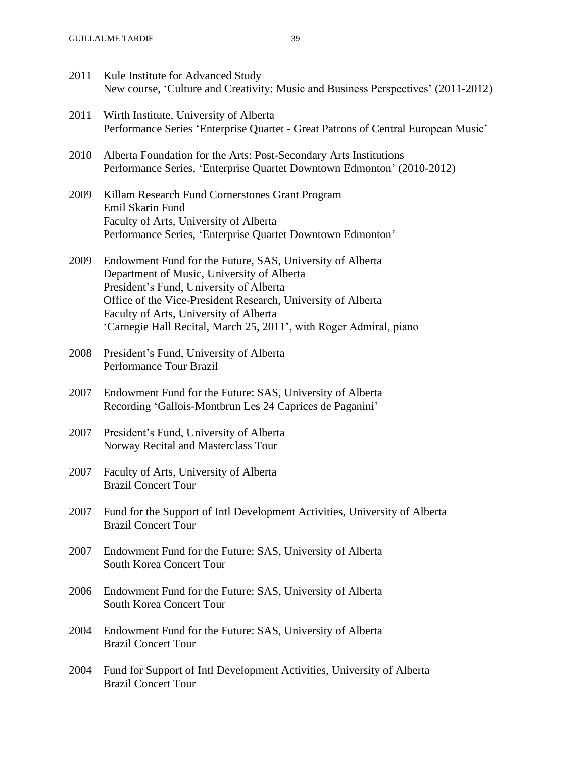2011 Kule Institute for Advanced Study
New course, 'Culture and Creativity: Music and Business Perspectives' (2011-2012)

2011 Wirth Institute, University of Alberta
Performance Series 'Enterprise Quartet - Great Patrons of Central European Music'

2010 Alberta Foundation for the Arts: Post-Secondary Arts Institutions
Performance Series, 'Enterprise Quartet Downtown Edmonton' (2010-2012)

2009 Killam Research Fund Cornerstones Grant Program
Emil Skarin Fund
Faculty of Arts, University of Alberta
Performance Series, 'Enterprise Quartet Downtown Edmonton'

2009 Endowment Fund for the Future, SAS, University of Alberta
Department of Music, University of Alberta
President's Fund, University of Alberta
Office of the Vice-President Research, University of Alberta
Faculty of Arts, University of Alberta
'Carnegie Hall Recital, March 25, 2011', with Roger Admiral, piano

2008 President's Fund, University of Alberta
Performance Tour Brazil

2007 Endowment Fund for the Future: SAS, University of Alberta
Recording 'Gallois-Montbrun Les 24 Caprices de Paganini'

2007 President's Fund, University of Alberta
Norway Recital and Masterclass Tour

2007 Faculty of Arts, University of Alberta
Brazil Concert Tour

2007 Fund for the Support of Intl Development Activities, University of Alberta
Brazil Concert Tour

2007 Endowment Fund for the Future: SAS, University of Alberta
South Korea Concert Tour

2006 Endowment Fund for the Future: SAS, University of Alberta
South Korea Concert Tour

2004 Endowment Fund for the Future: SAS, University of Alberta
Brazil Concert Tour

2004 Fund for Support of Intl Development Activities, University of Alberta
Brazil Concert Tour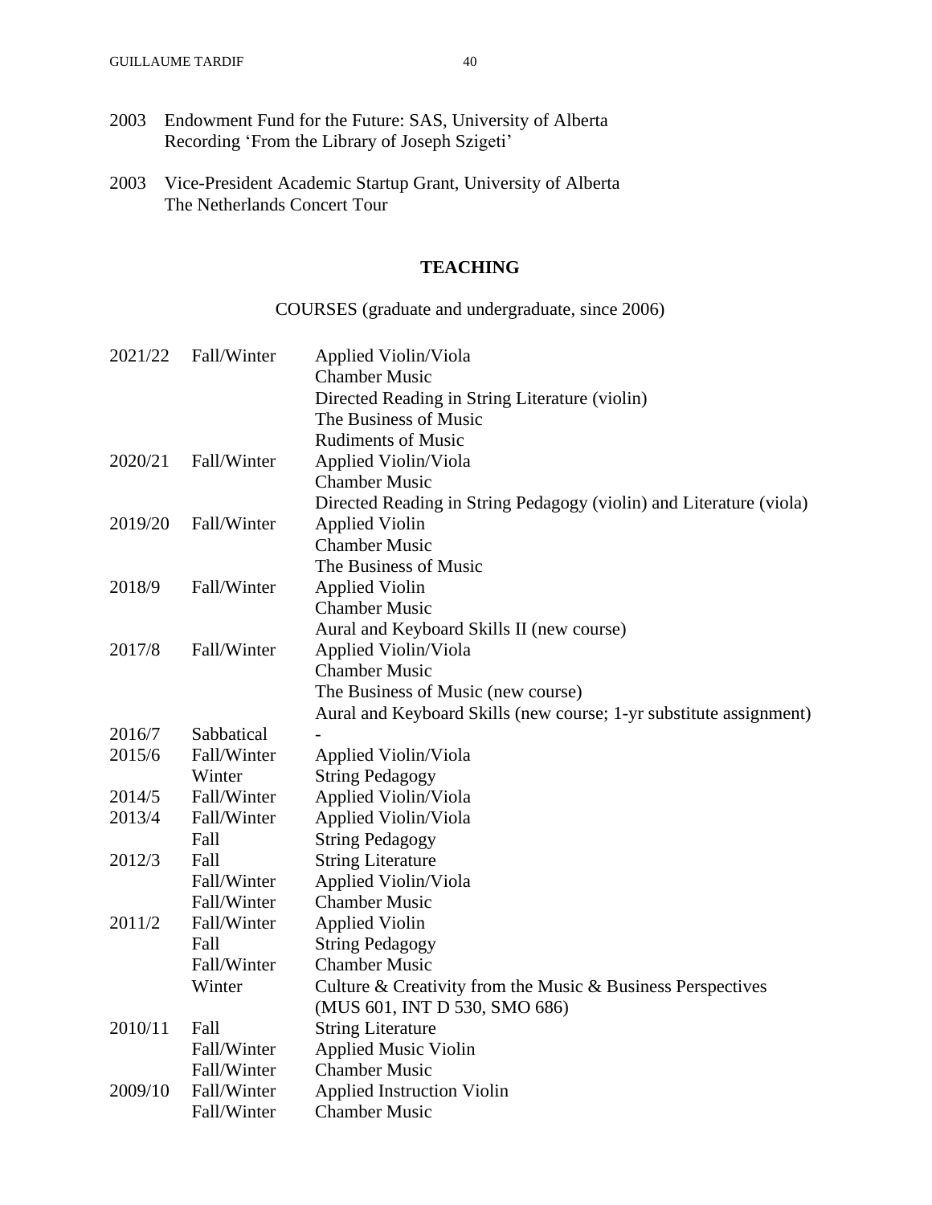2003 Endowment Fund for the Future: SAS, University of Alberta
Recording 'From the Library of Joseph Szigeti'

2003 Vice-President Academic Startup Grant, University of Alberta
The Netherlands Concert Tour

## TEACHING

### COURSES (graduate and undergraduate, since 2006)

| | | |
|---|---|---|
| 2021/22 | Fall/Winter | Applied Violin/Viola |
| | | Chamber Music |
| | | Directed Reading in String Literature (violin) |
| | | The Business of Music |
| | | Rudiments of Music |
| 2020/21 | Fall/Winter | Applied Violin/Viola |
| | | Chamber Music |
| | | Directed Reading in String Pedagogy (violin) and Literature (viola) |
| 2019/20 | Fall/Winter | Applied Violin |
| | | Chamber Music |
| | | The Business of Music |
| 2018/9 | Fall/Winter | Applied Violin |
| | | Chamber Music |
| | | Aural and Keyboard Skills II (new course) |
| 2017/8 | Fall/Winter | Applied Violin/Viola |
| | | Chamber Music |
| | | The Business of Music (new course) |
| | | Aural and Keyboard Skills (new course; 1-yr substitute assignment) |
| 2016/7 | Sabbatical | - |
| 2015/6 | Fall/Winter | Applied Violin/Viola |
| | Winter | String Pedagogy |
| 2014/5 | Fall/Winter | Applied Violin/Viola |
| 2013/4 | Fall/Winter | Applied Violin/Viola |
| | Fall | String Pedagogy |
| 2012/3 | Fall | String Literature |
| | Fall/Winter | Applied Violin/Viola |
| | Fall/Winter | Chamber Music |
| 2011/2 | Fall/Winter | Applied Violin |
| | Fall | String Pedagogy |
| | Fall/Winter | Chamber Music |
| | Winter | Culture & Creativity from the Music & Business Perspectives (MUS 601, INT D 530, SMO 686) |
| 2010/11 | Fall | String Literature |
| | Fall/Winter | Applied Music Violin |
| | Fall/Winter | Chamber Music |
| 2009/10 | Fall/Winter | Applied Instruction Violin |
| | Fall/Winter | Chamber Music |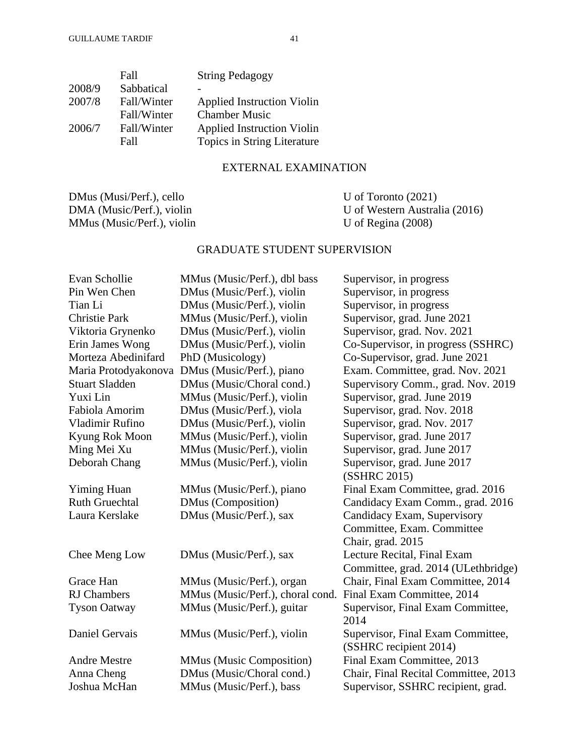| | | |
|---|---|---|
| | Fall | String Pedagogy |
| 2008/9 | Sabbatical | - |
| 2007/8 | Fall/Winter | Applied Instruction Violin |
| | Fall/Winter | Chamber Music |
| 2006/7 | Fall/Winter | Applied Instruction Violin |
| | Fall | Topics in String Literature |

## EXTERNAL EXAMINATION

| | |
|---|---|
| DMus (Musi/Perf.), cello | U of Toronto (2021) |
| DMA (Music/Perf.), violin | U of Western Australia (2016) |
| MMus (Music/Perf.), violin | U of Regina (2008) |

## GRADUATE STUDENT SUPERVISION

| | | |
|---|---|---|
| Evan Schollie | MMus (Music/Perf.), dbl bass | Supervisor, in progress |
| Pin Wen Chen | DMus (Music/Perf.), violin | Supervisor, in progress |
| Tian Li | DMus (Music/Perf.), violin | Supervisor, in progress |
| Christie Park | MMus (Music/Perf.), violin | Supervisor, grad. June 2021 |
| Viktoria Grynenko | DMus (Music/Perf.), violin | Supervisor, grad. Nov. 2021 |
| Erin James Wong | DMus (Music/Perf.), violin | Co-Supervisor, in progress (SSHRC) |
| Morteza Abedinifard | PhD (Musicology) | Co-Supervisor, grad. June 2021 |
| Maria Protodyakonova | DMus (Music/Perf.), piano | Exam. Committee, grad. Nov. 2021 |
| Stuart Sladden | DMus (Music/Choral cond.) | Supervisory Comm., grad. Nov. 2019 |
| Yuxi Lin | MMus (Music/Perf.), violin | Supervisor, grad. June 2019 |
| Fabiola Amorim | DMus (Music/Perf.), viola | Supervisor, grad. Nov. 2018 |
| Vladimir Rufino | DMus (Music/Perf.), violin | Supervisor, grad. Nov. 2017 |
| Kyung Rok Moon | MMus (Music/Perf.), violin | Supervisor, grad. June 2017 |
| Ming Mei Xu | MMus (Music/Perf.), violin | Supervisor, grad. June 2017 |
| Deborah Chang | MMus (Music/Perf.), violin | Supervisor, grad. June 2017 (SSHRC 2015) |
| Yiming Huan | MMus (Music/Perf.), piano | Final Exam Committee, grad. 2016 |
| Ruth Gruechtal | DMus (Composition) | Candidacy Exam Comm., grad. 2016 |
| Laura Kerslake | DMus (Music/Perf.), sax | Candidacy Exam, Supervisory Committee, Exam. Committee Chair, grad. 2015 |
| Chee Meng Low | DMus (Music/Perf.), sax | Lecture Recital, Final Exam Committee, grad. 2014 (ULethbridge) |
| Grace Han | MMus (Music/Perf.), organ | Chair, Final Exam Committee, 2014 |
| RJ Chambers | MMus (Music/Perf.), choral cond. | Final Exam Committee, 2014 |
| Tyson Oatway | MMus (Music/Perf.), guitar | Supervisor, Final Exam Committee, 2014 |
| Daniel Gervais | MMus (Music/Perf.), violin | Supervisor, Final Exam Committee, (SSHRC recipient 2014) |
| Andre Mestre | MMus (Music Composition) | Final Exam Committee, 2013 |
| Anna Cheng | DMus (Music/Choral cond.) | Chair, Final Recital Committee, 2013 |
| Joshua McHan | MMus (Music/Perf.), bass | Supervisor, SSHRC recipient, grad. |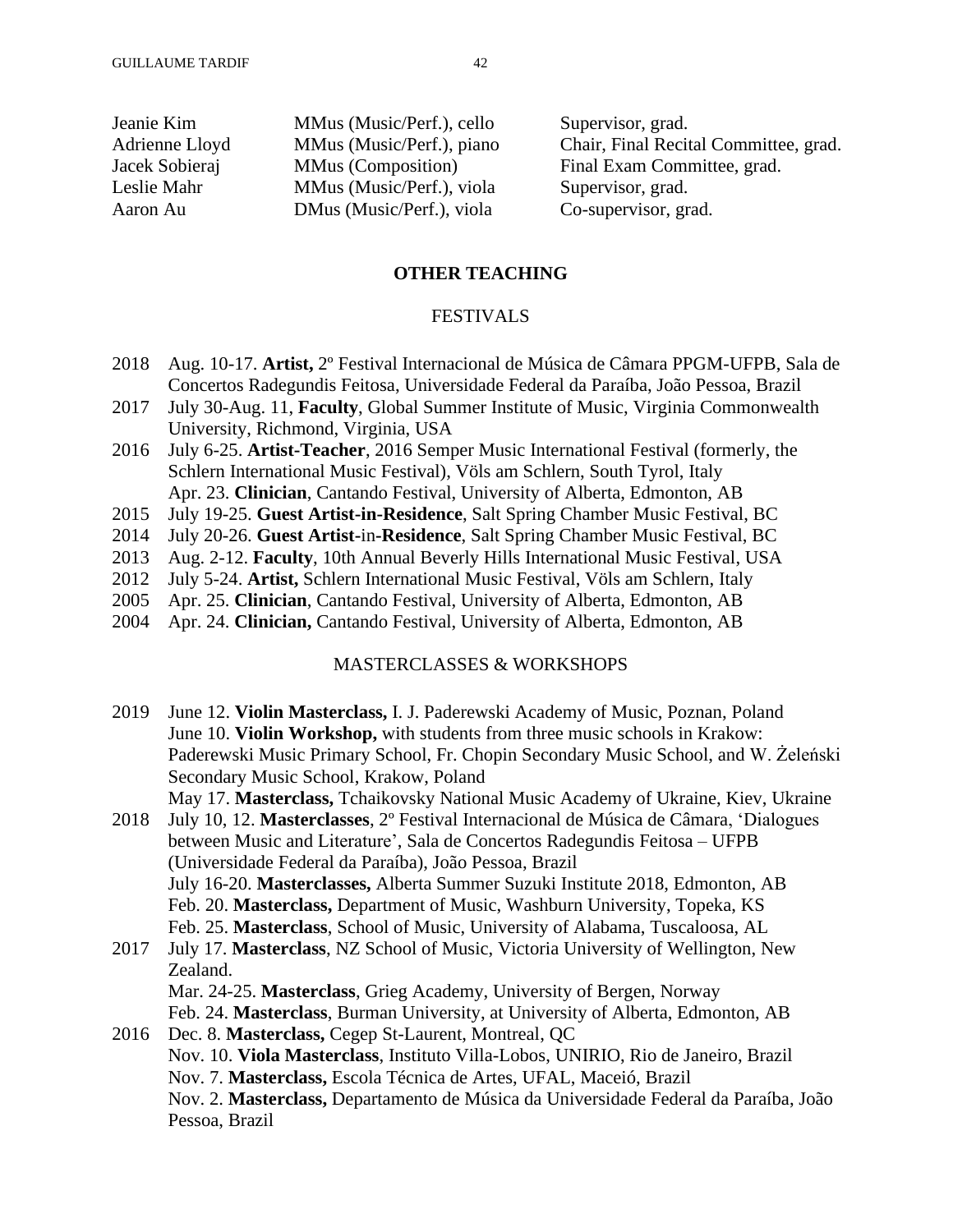| | | |
|---|---|---|
| Jeanie Kim | MMus (Music/Perf.), cello | Supervisor, grad. |
| Adrienne Lloyd | MMus (Music/Perf.), piano | Chair, Final Recital Committee, grad. |
| Jacek Sobieraj | MMus (Composition) | Final Exam Committee, grad. |
| Leslie Mahr | MMus (Music/Perf.), viola | Supervisor, grad. |
| Aaron Au | DMus (Music/Perf.), viola | Co-supervisor, grad. |

## OTHER TEACHING

### FESTIVALS

2018 Aug. 10-17. **Artist,** 2º Festival Internacional de Música de Câmara PPGM-UFPB, Sala de Concertos Radegundis Feitosa, Universidade Federal da Paraíba, João Pessoa, Brazil

2017 July 30-Aug. 11, **Faculty**, Global Summer Institute of Music, Virginia Commonwealth University, Richmond, Virginia, USA

2016 July 6-25. **Artist-Teacher**, 2016 Semper Music International Festival (formerly, the Schlern International Music Festival), Völs am Schlern, South Tyrol, Italy
Apr. 23. **Clinician**, Cantando Festival, University of Alberta, Edmonton, AB

2015 July 19-25. **Guest Artist-in-Residence**, Salt Spring Chamber Music Festival, BC

2014 July 20-26. **Guest Artist**-in-**Residence**, Salt Spring Chamber Music Festival, BC

2013 Aug. 2-12. **Faculty**, 10th Annual Beverly Hills International Music Festival, USA

2012 July 5-24. **Artist,** Schlern International Music Festival, Völs am Schlern, Italy

2005 Apr. 25. **Clinician**, Cantando Festival, University of Alberta, Edmonton, AB

2004 Apr. 24. **Clinician,** Cantando Festival, University of Alberta, Edmonton, AB

### MASTERCLASSES & WORKSHOPS

2019 June 12. **Violin Masterclass,** I. J. Paderewski Academy of Music, Poznan, Poland
June 10. **Violin Workshop,** with students from three music schools in Krakow: Paderewski Music Primary School, Fr. Chopin Secondary Music School, and W. Żeleński Secondary Music School, Krakow, Poland
May 17. **Masterclass,** Tchaikovsky National Music Academy of Ukraine, Kiev, Ukraine

2018 July 10, 12. **Masterclasses**, 2º Festival Internacional de Música de Câmara, 'Dialogues between Music and Literature', Sala de Concertos Radegundis Feitosa – UFPB (Universidade Federal da Paraíba), João Pessoa, Brazil
July 16-20. **Masterclasses,** Alberta Summer Suzuki Institute 2018, Edmonton, AB
Feb. 20. **Masterclass,** Department of Music, Washburn University, Topeka, KS
Feb. 25. **Masterclass**, School of Music, University of Alabama, Tuscaloosa, AL

2017 July 17. **Masterclass**, NZ School of Music, Victoria University of Wellington, New Zealand.
Mar. 24-25. **Masterclass**, Grieg Academy, University of Bergen, Norway
Feb. 24. **Masterclass**, Burman University, at University of Alberta, Edmonton, AB

2016 Dec. 8. **Masterclass,** Cegep St-Laurent, Montreal, QC
Nov. 10. **Viola Masterclass**, Instituto Villa-Lobos, UNIRIO, Rio de Janeiro, Brazil
Nov. 7. **Masterclass,** Escola Técnica de Artes, UFAL, Maceió, Brazil
Nov. 2. **Masterclass,** Departamento de Música da Universidade Federal da Paraíba, João Pessoa, Brazil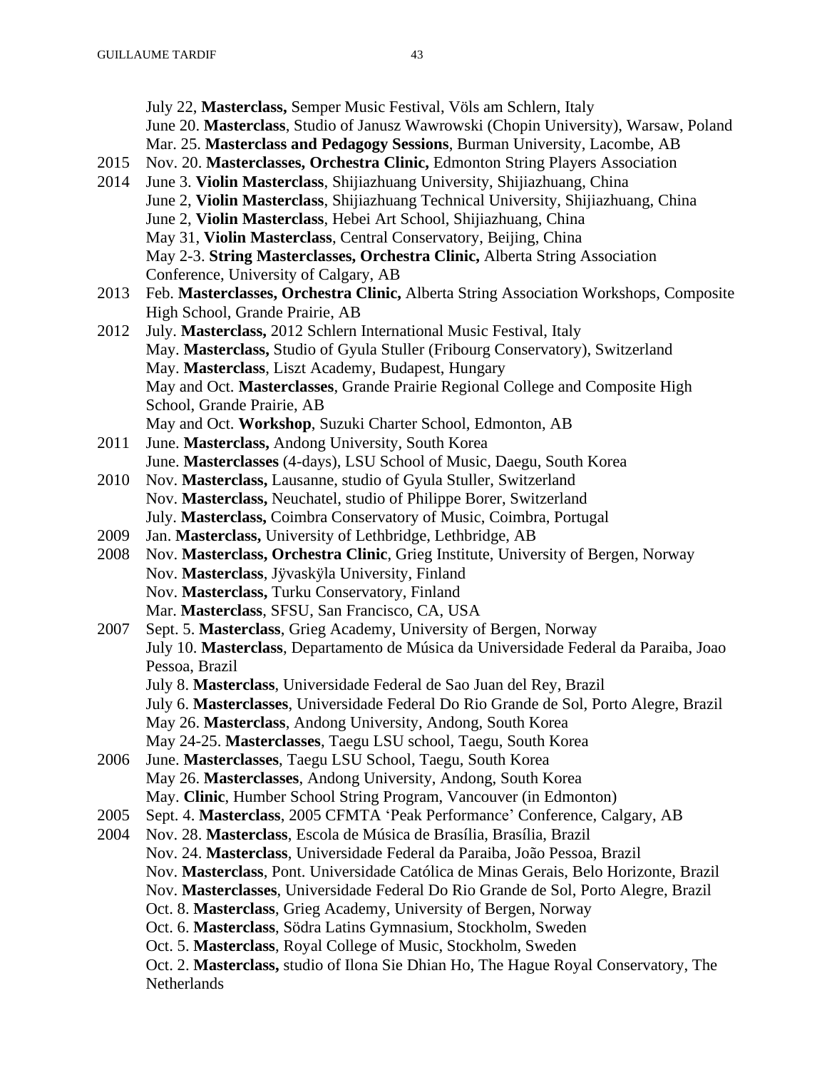July 22, **Masterclass,** Semper Music Festival, Völs am Schlern, Italy
June 20. **Masterclass**, Studio of Janusz Wawrowski (Chopin University), Warsaw, Poland
Mar. 25. **Masterclass and Pedagogy Sessions**, Burman University, Lacombe, AB

2015 Nov. 20. **Masterclasses, Orchestra Clinic,** Edmonton String Players Association

2014 June 3. **Violin Masterclass**, Shijiazhuang University, Shijiazhuang, China
June 2, **Violin Masterclass**, Shijiazhuang Technical University, Shijiazhuang, China
June 2, **Violin Masterclass**, Hebei Art School, Shijiazhuang, China
May 31, **Violin Masterclass**, Central Conservatory, Beijing, China
May 2-3. **String Masterclasses, Orchestra Clinic,** Alberta String Association Conference, University of Calgary, AB

2013 Feb. **Masterclasses, Orchestra Clinic,** Alberta String Association Workshops, Composite High School, Grande Prairie, AB

2012 July. **Masterclass,** 2012 Schlern International Music Festival, Italy
May. **Masterclass,** Studio of Gyula Stuller (Fribourg Conservatory), Switzerland
May. **Masterclass**, Liszt Academy, Budapest, Hungary
May and Oct. **Masterclasses**, Grande Prairie Regional College and Composite High School, Grande Prairie, AB
May and Oct. **Workshop**, Suzuki Charter School, Edmonton, AB

2011 June. **Masterclass,** Andong University, South Korea
June. **Masterclasses** (4-days), LSU School of Music, Daegu, South Korea

2010 Nov. **Masterclass,** Lausanne, studio of Gyula Stuller, Switzerland
Nov. **Masterclass,** Neuchatel, studio of Philippe Borer, Switzerland
July. **Masterclass,** Coimbra Conservatory of Music, Coimbra, Portugal

2009 Jan. **Masterclass,** University of Lethbridge, Lethbridge, AB

2008 Nov. **Masterclass, Orchestra Clinic**, Grieg Institute, University of Bergen, Norway
Nov. **Masterclass**, Jÿvaskÿla University, Finland
Nov. **Masterclass,** Turku Conservatory, Finland
Mar. **Masterclass**, SFSU, San Francisco, CA, USA

2007 Sept. 5. **Masterclass**, Grieg Academy, University of Bergen, Norway
July 10. **Masterclass**, Departamento de Música da Universidade Federal da Paraiba, Joao Pessoa, Brazil
July 8. **Masterclass**, Universidade Federal de Sao Juan del Rey, Brazil
July 6. **Masterclasses**, Universidade Federal Do Rio Grande de Sol, Porto Alegre, Brazil
May 26. **Masterclass**, Andong University, Andong, South Korea
May 24-25. **Masterclasses**, Taegu LSU school, Taegu, South Korea

2006 June. **Masterclasses**, Taegu LSU School, Taegu, South Korea
May 26. **Masterclasses**, Andong University, Andong, South Korea
May. **Clinic**, Humber School String Program, Vancouver (in Edmonton)

2005 Sept. 4. **Masterclass**, 2005 CFMTA 'Peak Performance' Conference, Calgary, AB

2004 Nov. 28. **Masterclass**, Escola de Música de Brasília, Brasília, Brazil
Nov. 24. **Masterclass**, Universidade Federal da Paraiba, João Pessoa, Brazil
Nov. **Masterclass**, Pont. Universidade Católica de Minas Gerais, Belo Horizonte, Brazil
Nov. **Masterclasses**, Universidade Federal Do Rio Grande de Sol, Porto Alegre, Brazil
Oct. 8. **Masterclass**, Grieg Academy, University of Bergen, Norway
Oct. 6. **Masterclass**, Södra Latins Gymnasium, Stockholm, Sweden
Oct. 5. **Masterclass**, Royal College of Music, Stockholm, Sweden
Oct. 2. **Masterclass,** studio of Ilona Sie Dhian Ho, The Hague Royal Conservatory, The Netherlands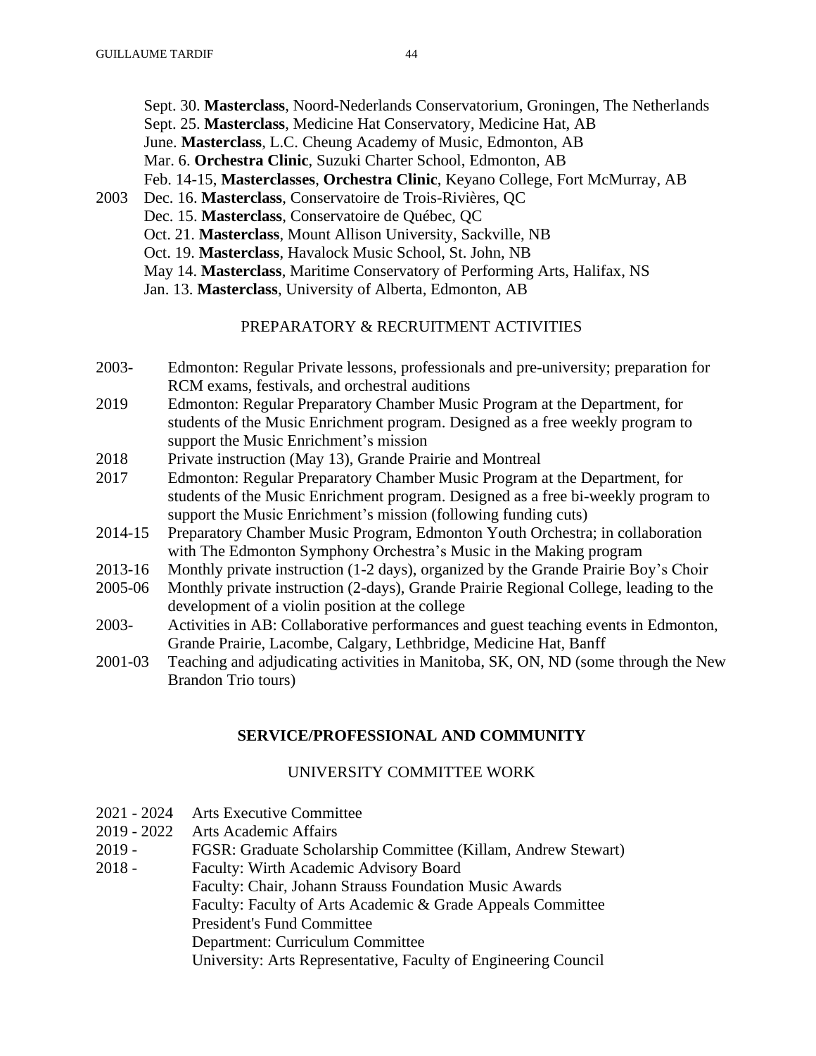Sept. 30. **Masterclass**, Noord-Nederlands Conservatorium, Groningen, The Netherlands
Sept. 25. **Masterclass**, Medicine Hat Conservatory, Medicine Hat, AB
June. **Masterclass**, L.C. Cheung Academy of Music, Edmonton, AB
Mar. 6. **Orchestra Clinic**, Suzuki Charter School, Edmonton, AB
Feb. 14-15, **Masterclasses**, **Orchestra Clinic**, Keyano College, Fort McMurray, AB

2003 Dec. 16. **Masterclass**, Conservatoire de Trois-Rivières, QC
Dec. 15. **Masterclass**, Conservatoire de Québec, QC
Oct. 21. **Masterclass**, Mount Allison University, Sackville, NB
Oct. 19. **Masterclass**, Havalock Music School, St. John, NB
May 14. **Masterclass**, Maritime Conservatory of Performing Arts, Halifax, NS
Jan. 13. **Masterclass**, University of Alberta, Edmonton, AB

### PREPARATORY & RECRUITMENT ACTIVITIES

2003- Edmonton: Regular Private lessons, professionals and pre-university; preparation for RCM exams, festivals, and orchestral auditions

2019 Edmonton: Regular Preparatory Chamber Music Program at the Department, for students of the Music Enrichment program. Designed as a free weekly program to support the Music Enrichment's mission

2018 Private instruction (May 13), Grande Prairie and Montreal

2017 Edmonton: Regular Preparatory Chamber Music Program at the Department, for students of the Music Enrichment program. Designed as a free bi-weekly program to support the Music Enrichment's mission (following funding cuts)

2014-15 Preparatory Chamber Music Program, Edmonton Youth Orchestra; in collaboration with The Edmonton Symphony Orchestra's Music in the Making program

2013-16 Monthly private instruction (1-2 days), organized by the Grande Prairie Boy's Choir

2005-06 Monthly private instruction (2-days), Grande Prairie Regional College, leading to the development of a violin position at the college

2003- Activities in AB: Collaborative performances and guest teaching events in Edmonton, Grande Prairie, Lacombe, Calgary, Lethbridge, Medicine Hat, Banff

2001-03 Teaching and adjudicating activities in Manitoba, SK, ON, ND (some through the New Brandon Trio tours)

## SERVICE/PROFESSIONAL AND COMMUNITY

### UNIVERSITY COMMITTEE WORK

2021 - 2024 Arts Executive Committee

2019 - 2022 Arts Academic Affairs

2019 - FGSR: Graduate Scholarship Committee (Killam, Andrew Stewart)

2018 - Faculty: Wirth Academic Advisory Board
Faculty: Chair, Johann Strauss Foundation Music Awards
Faculty: Faculty of Arts Academic & Grade Appeals Committee
President's Fund Committee
Department: Curriculum Committee
University: Arts Representative, Faculty of Engineering Council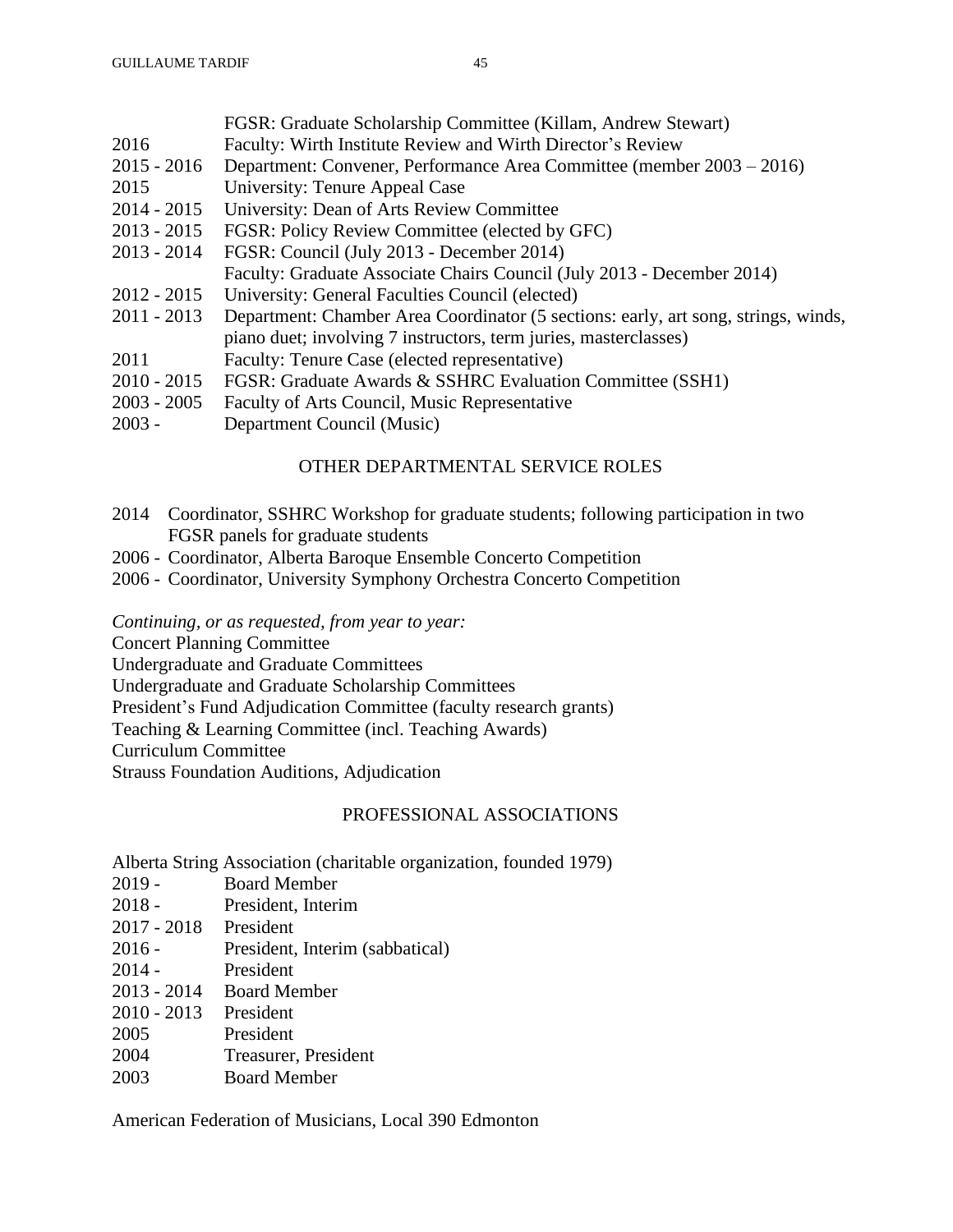| | |
|---|---|
| | FGSR: Graduate Scholarship Committee (Killam, Andrew Stewart) |
| 2016 | Faculty: Wirth Institute Review and Wirth Director's Review |
| 2015 - 2016 | Department: Convener, Performance Area Committee (member 2003 – 2016) |
| 2015 | University: Tenure Appeal Case |
| 2014 - 2015 | University: Dean of Arts Review Committee |
| 2013 - 2015 | FGSR: Policy Review Committee (elected by GFC) |
| 2013 - 2014 | FGSR: Council (July 2013 - December 2014) |
| | Faculty: Graduate Associate Chairs Council (July 2013 - December 2014) |
| 2012 - 2015 | University: General Faculties Council (elected) |
| 2011 - 2013 | Department: Chamber Area Coordinator (5 sections: early, art song, strings, winds, piano duet; involving 7 instructors, term juries, masterclasses) |
| 2011 | Faculty: Tenure Case (elected representative) |
| 2010 - 2015 | FGSR: Graduate Awards & SSHRC Evaluation Committee (SSH1) |
| 2003 - 2005 | Faculty of Arts Council, Music Representative |
| 2003 - | Department Council (Music) |

## OTHER DEPARTMENTAL SERVICE ROLES

2014 Coordinator, SSHRC Workshop for graduate students; following participation in two FGSR panels for graduate students
2006 - Coordinator, Alberta Baroque Ensemble Concerto Competition
2006 - Coordinator, University Symphony Orchestra Concerto Competition

*Continuing, or as requested, from year to year:*
Concert Planning Committee
Undergraduate and Graduate Committees
Undergraduate and Graduate Scholarship Committees
President's Fund Adjudication Committee (faculty research grants)
Teaching & Learning Committee (incl. Teaching Awards)
Curriculum Committee
Strauss Foundation Auditions, Adjudication

## PROFESSIONAL ASSOCIATIONS

Alberta String Association (charitable organization, founded 1979)

| | |
|---|---|
| 2019 - | Board Member |
| 2018 - | President, Interim |
| 2017 - 2018 | President |
| 2016 - | President, Interim (sabbatical) |
| 2014 - | President |
| 2013 - 2014 | Board Member |
| 2010 - 2013 | President |
| 2005 | President |
| 2004 | Treasurer, President |
| 2003 | Board Member |

American Federation of Musicians, Local 390 Edmonton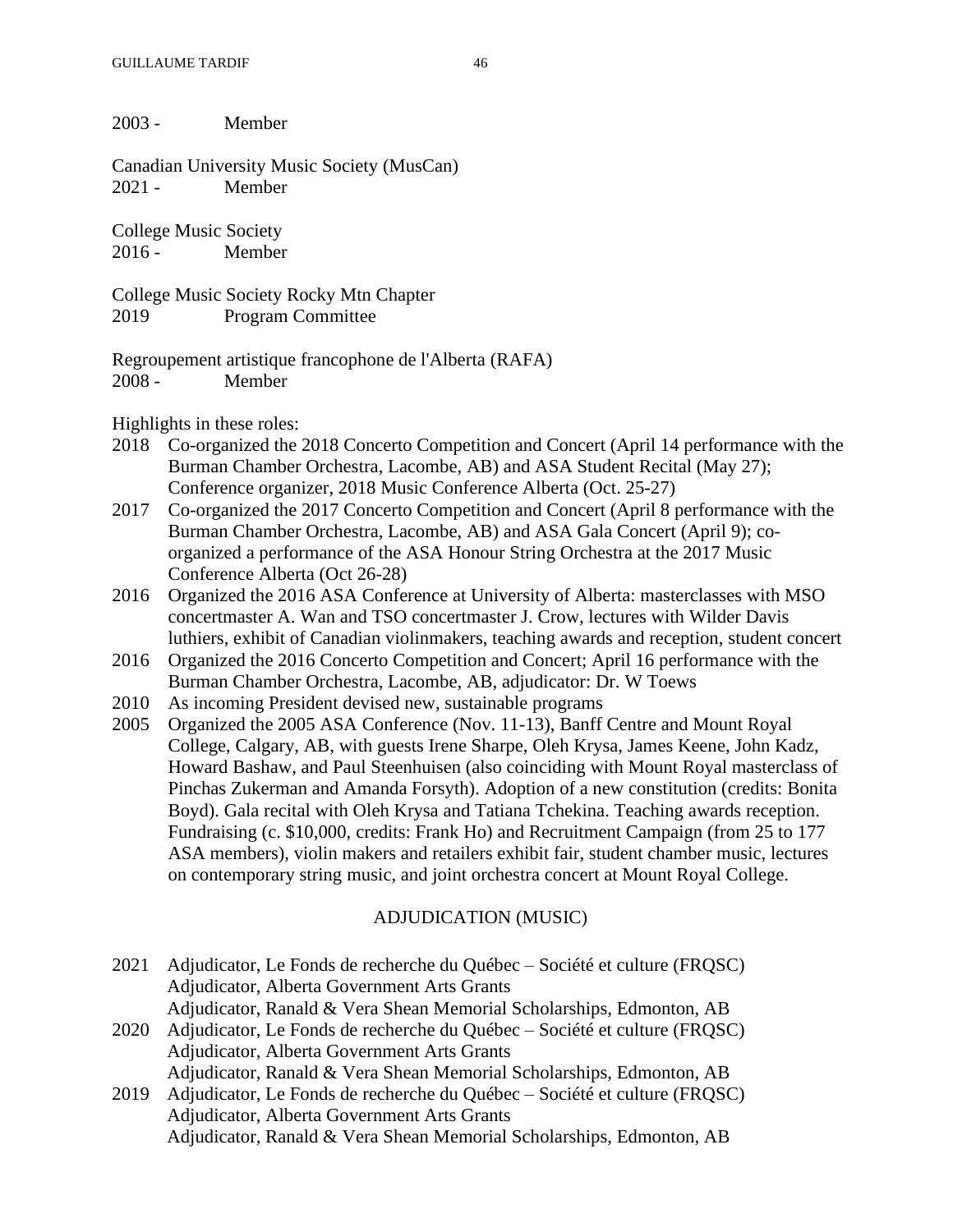2003 -	Member

Canadian University Music Society (MusCan)
2021 -	Member

College Music Society
2016 -	Member

College Music Society Rocky Mtn Chapter
2019	Program Committee

Regroupement artistique francophone de l'Alberta (RAFA)
2008 -	Member

Highlights in these roles:

- 2018 Co-organized the 2018 Concerto Competition and Concert (April 14 performance with the Burman Chamber Orchestra, Lacombe, AB) and ASA Student Recital (May 27); Conference organizer, 2018 Music Conference Alberta (Oct. 25-27)
- 2017 Co-organized the 2017 Concerto Competition and Concert (April 8 performance with the Burman Chamber Orchestra, Lacombe, AB) and ASA Gala Concert (April 9); co-organized a performance of the ASA Honour String Orchestra at the 2017 Music Conference Alberta (Oct 26-28)
- 2016 Organized the 2016 ASA Conference at University of Alberta: masterclasses with MSO concertmaster A. Wan and TSO concertmaster J. Crow, lectures with Wilder Davis luthiers, exhibit of Canadian violinmakers, teaching awards and reception, student concert
- 2016 Organized the 2016 Concerto Competition and Concert; April 16 performance with the Burman Chamber Orchestra, Lacombe, AB, adjudicator: Dr. W Toews
- 2010 As incoming President devised new, sustainable programs
- 2005 Organized the 2005 ASA Conference (Nov. 11-13), Banff Centre and Mount Royal College, Calgary, AB, with guests Irene Sharpe, Oleh Krysa, James Keene, John Kadz, Howard Bashaw, and Paul Steenhuisen (also coinciding with Mount Royal masterclass of Pinchas Zukerman and Amanda Forsyth). Adoption of a new constitution (credits: Bonita Boyd). Gala recital with Oleh Krysa and Tatiana Tchekina. Teaching awards reception. Fundraising (c. $10,000, credits: Frank Ho) and Recruitment Campaign (from 25 to 177 ASA members), violin makers and retailers exhibit fair, student chamber music, lectures on contemporary string music, and joint orchestra concert at Mount Royal College.

## ADJUDICATION (MUSIC)

- 2021 Adjudicator, Le Fonds de recherche du Québec – Société et culture (FRQSC)
  Adjudicator, Alberta Government Arts Grants
  Adjudicator, Ranald & Vera Shean Memorial Scholarships, Edmonton, AB
- 2020 Adjudicator, Le Fonds de recherche du Québec – Société et culture (FRQSC)
  Adjudicator, Alberta Government Arts Grants
  Adjudicator, Ranald & Vera Shean Memorial Scholarships, Edmonton, AB
- 2019 Adjudicator, Le Fonds de recherche du Québec – Société et culture (FRQSC)
  Adjudicator, Alberta Government Arts Grants
  Adjudicator, Ranald & Vera Shean Memorial Scholarships, Edmonton, AB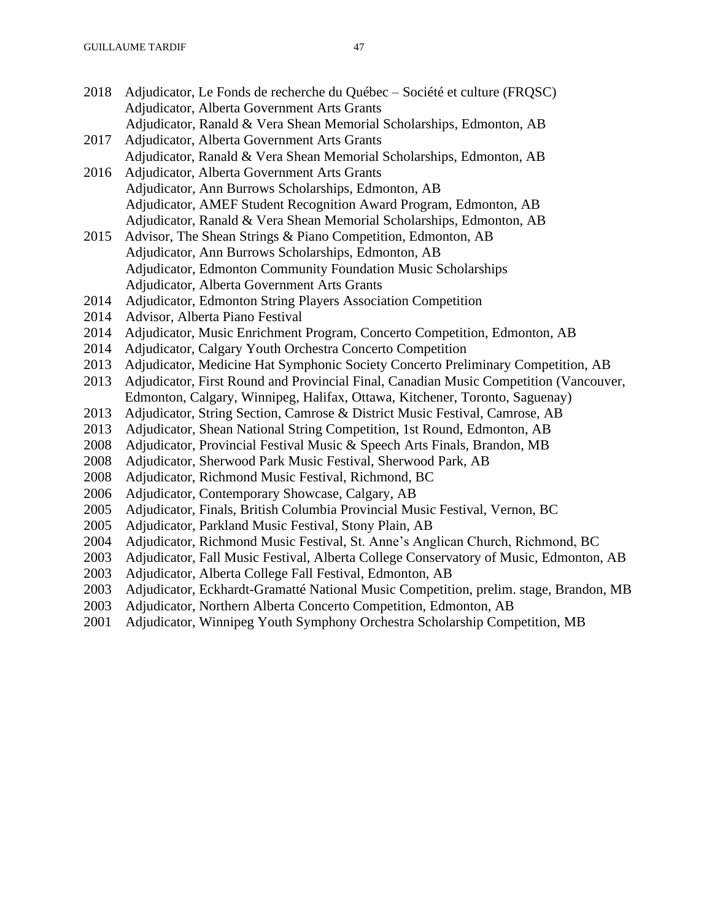2018 Adjudicator, Le Fonds de recherche du Québec – Société et culture (FRQSC)
Adjudicator, Alberta Government Arts Grants
Adjudicator, Ranald & Vera Shean Memorial Scholarships, Edmonton, AB
2017 Adjudicator, Alberta Government Arts Grants
Adjudicator, Ranald & Vera Shean Memorial Scholarships, Edmonton, AB
2016 Adjudicator, Alberta Government Arts Grants
Adjudicator, Ann Burrows Scholarships, Edmonton, AB
Adjudicator, AMEF Student Recognition Award Program, Edmonton, AB
Adjudicator, Ranald & Vera Shean Memorial Scholarships, Edmonton, AB
2015 Advisor, The Shean Strings & Piano Competition, Edmonton, AB
Adjudicator, Ann Burrows Scholarships, Edmonton, AB
Adjudicator, Edmonton Community Foundation Music Scholarships
Adjudicator, Alberta Government Arts Grants
2014 Adjudicator, Edmonton String Players Association Competition
2014 Advisor, Alberta Piano Festival
2014 Adjudicator, Music Enrichment Program, Concerto Competition, Edmonton, AB
2014 Adjudicator, Calgary Youth Orchestra Concerto Competition
2013 Adjudicator, Medicine Hat Symphonic Society Concerto Preliminary Competition, AB
2013 Adjudicator, First Round and Provincial Final, Canadian Music Competition (Vancouver, Edmonton, Calgary, Winnipeg, Halifax, Ottawa, Kitchener, Toronto, Saguenay)
2013 Adjudicator, String Section, Camrose & District Music Festival, Camrose, AB
2013 Adjudicator, Shean National String Competition, 1st Round, Edmonton, AB
2008 Adjudicator, Provincial Festival Music & Speech Arts Finals, Brandon, MB
2008 Adjudicator, Sherwood Park Music Festival, Sherwood Park, AB
2008 Adjudicator, Richmond Music Festival, Richmond, BC
2006 Adjudicator, Contemporary Showcase, Calgary, AB
2005 Adjudicator, Finals, British Columbia Provincial Music Festival, Vernon, BC
2005 Adjudicator, Parkland Music Festival, Stony Plain, AB
2004 Adjudicator, Richmond Music Festival, St. Anne's Anglican Church, Richmond, BC
2003 Adjudicator, Fall Music Festival, Alberta College Conservatory of Music, Edmonton, AB
2003 Adjudicator, Alberta College Fall Festival, Edmonton, AB
2003 Adjudicator, Eckhardt-Gramatté National Music Competition, prelim. stage, Brandon, MB
2003 Adjudicator, Northern Alberta Concerto Competition, Edmonton, AB
2001 Adjudicator, Winnipeg Youth Symphony Orchestra Scholarship Competition, MB